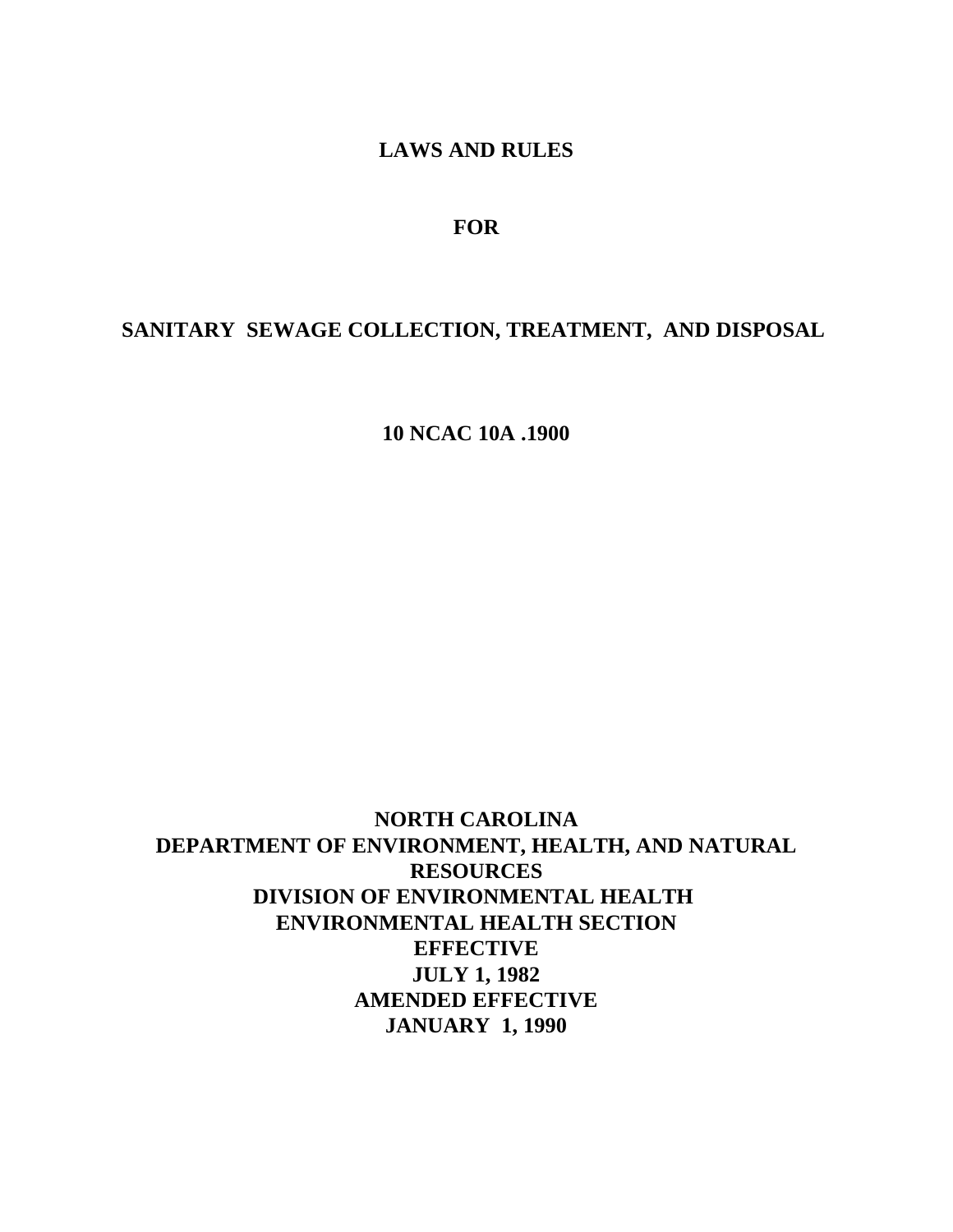# LAWS AND RULES

# FOR

# SANITARY SEWAGE COLLECTION, TREATMENT, AND DISPOSAL

# 10 NCAC 10A .1900

**NORTH CAROLINA**
**DEPARTMENT OF ENVIRONMENT, HEALTH, AND NATURAL RESOURCES**
**DIVISION OF ENVIRONMENTAL HEALTH**
**ENVIRONMENTAL HEALTH SECTION**
**EFFECTIVE**
**JULY 1, 1982**
**AMENDED EFFECTIVE**
**JANUARY 1, 1990**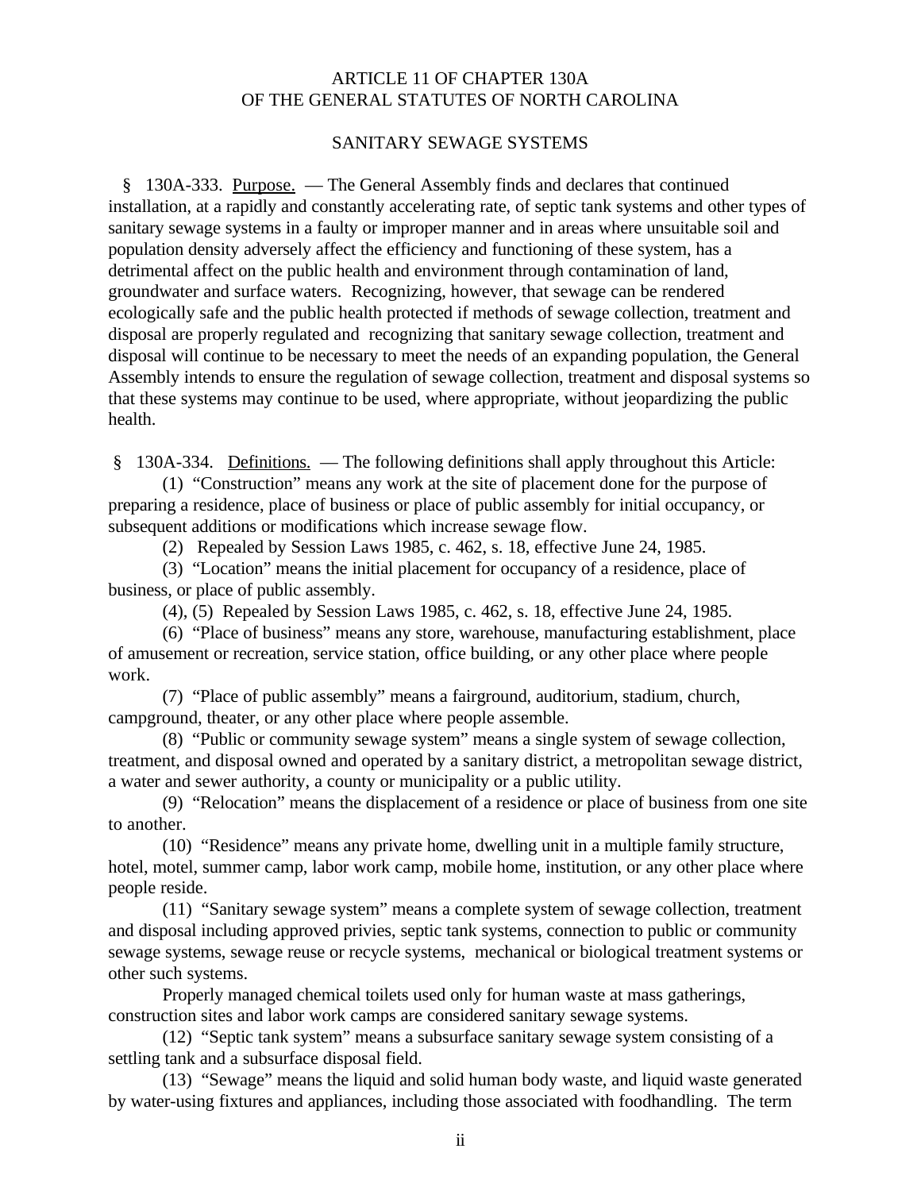# ARTICLE 11 OF CHAPTER 130A
# OF THE GENERAL STATUTES OF NORTH CAROLINA

## SANITARY SEWAGE SYSTEMS

§ 130A-333. Purpose. — The General Assembly finds and declares that continued installation, at a rapidly and constantly accelerating rate, of septic tank systems and other types of sanitary sewage systems in a faulty or improper manner and in areas where unsuitable soil and population density adversely affect the efficiency and functioning of these system, has a detrimental affect on the public health and environment through contamination of land, groundwater and surface waters. Recognizing, however, that sewage can be rendered ecologically safe and the public health protected if methods of sewage collection, treatment and disposal are properly regulated and recognizing that sanitary sewage collection, treatment and disposal will continue to be necessary to meet the needs of an expanding population, the General Assembly intends to ensure the regulation of sewage collection, treatment and disposal systems so that these systems may continue to be used, where appropriate, without jeopardizing the public health.

§ 130A-334. Definitions. — The following definitions shall apply throughout this Article:

(1) "Construction" means any work at the site of placement done for the purpose of preparing a residence, place of business or place of public assembly for initial occupancy, or subsequent additions or modifications which increase sewage flow.

(2) Repealed by Session Laws 1985, c. 462, s. 18, effective June 24, 1985.

(3) "Location" means the initial placement for occupancy of a residence, place of business, or place of public assembly.

(4), (5) Repealed by Session Laws 1985, c. 462, s. 18, effective June 24, 1985.

(6) "Place of business" means any store, warehouse, manufacturing establishment, place of amusement or recreation, service station, office building, or any other place where people work.

(7) "Place of public assembly" means a fairground, auditorium, stadium, church, campground, theater, or any other place where people assemble.

(8) "Public or community sewage system" means a single system of sewage collection, treatment, and disposal owned and operated by a sanitary district, a metropolitan sewage district, a water and sewer authority, a county or municipality or a public utility.

(9) "Relocation" means the displacement of a residence or place of business from one site to another.

(10) "Residence" means any private home, dwelling unit in a multiple family structure, hotel, motel, summer camp, labor work camp, mobile home, institution, or any other place where people reside.

(11) "Sanitary sewage system" means a complete system of sewage collection, treatment and disposal including approved privies, septic tank systems, connection to public or community sewage systems, sewage reuse or recycle systems, mechanical or biological treatment systems or other such systems.

Properly managed chemical toilets used only for human waste at mass gatherings, construction sites and labor work camps are considered sanitary sewage systems.

(12) "Septic tank system" means a subsurface sanitary sewage system consisting of a settling tank and a subsurface disposal field.

(13) "Sewage" means the liquid and solid human body waste, and liquid waste generated by water-using fixtures and appliances, including those associated with foodhandling. The term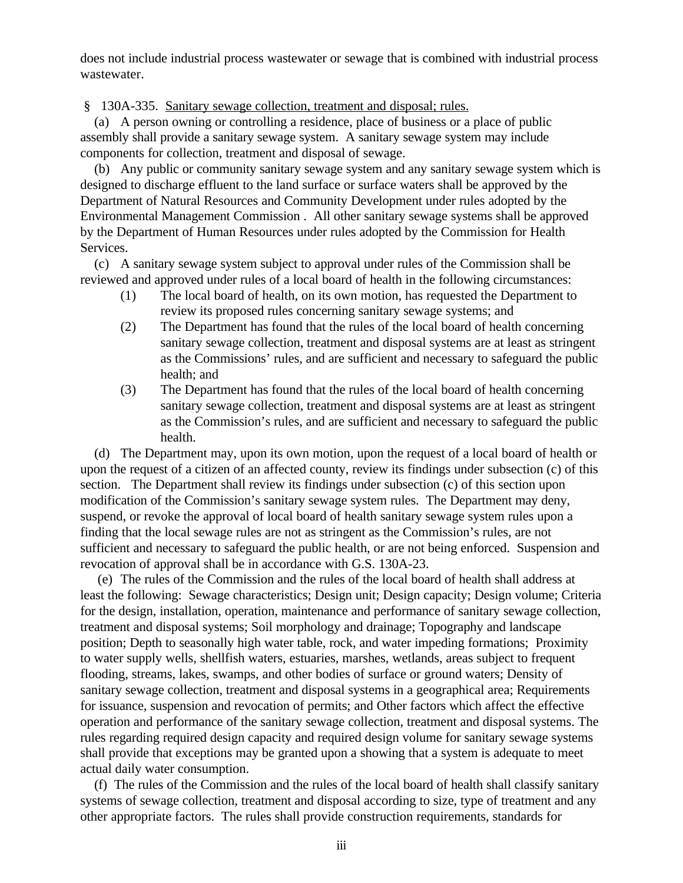does not include industrial process wastewater or sewage that is combined with industrial process wastewater.

§ 130A-335. Sanitary sewage collection, treatment and disposal; rules.

(a) A person owning or controlling a residence, place of business or a place of public assembly shall provide a sanitary sewage system. A sanitary sewage system may include components for collection, treatment and disposal of sewage.

(b) Any public or community sanitary sewage system and any sanitary sewage system which is designed to discharge effluent to the land surface or surface waters shall be approved by the Department of Natural Resources and Community Development under rules adopted by the Environmental Management Commission . All other sanitary sewage systems shall be approved by the Department of Human Resources under rules adopted by the Commission for Health Services.

(c) A sanitary sewage system subject to approval under rules of the Commission shall be reviewed and approved under rules of a local board of health in the following circumstances:

(1) The local board of health, on its own motion, has requested the Department to review its proposed rules concerning sanitary sewage systems; and

(2) The Department has found that the rules of the local board of health concerning sanitary sewage collection, treatment and disposal systems are at least as stringent as the Commissions' rules, and are sufficient and necessary to safeguard the public health; and

(3) The Department has found that the rules of the local board of health concerning sanitary sewage collection, treatment and disposal systems are at least as stringent as the Commission's rules, and are sufficient and necessary to safeguard the public health.

(d) The Department may, upon its own motion, upon the request of a local board of health or upon the request of a citizen of an affected county, review its findings under subsection (c) of this section. The Department shall review its findings under subsection (c) of this section upon modification of the Commission's sanitary sewage system rules. The Department may deny, suspend, or revoke the approval of local board of health sanitary sewage system rules upon a finding that the local sewage rules are not as stringent as the Commission's rules, are not sufficient and necessary to safeguard the public health, or are not being enforced. Suspension and revocation of approval shall be in accordance with G.S. 130A-23.

(e) The rules of the Commission and the rules of the local board of health shall address at least the following: Sewage characteristics; Design unit; Design capacity; Design volume; Criteria for the design, installation, operation, maintenance and performance of sanitary sewage collection, treatment and disposal systems; Soil morphology and drainage; Topography and landscape position; Depth to seasonally high water table, rock, and water impeding formations; Proximity to water supply wells, shellfish waters, estuaries, marshes, wetlands, areas subject to frequent flooding, streams, lakes, swamps, and other bodies of surface or ground waters; Density of sanitary sewage collection, treatment and disposal systems in a geographical area; Requirements for issuance, suspension and revocation of permits; and Other factors which affect the effective operation and performance of the sanitary sewage collection, treatment and disposal systems. The rules regarding required design capacity and required design volume for sanitary sewage systems shall provide that exceptions may be granted upon a showing that a system is adequate to meet actual daily water consumption.

(f) The rules of the Commission and the rules of the local board of health shall classify sanitary systems of sewage collection, treatment and disposal according to size, type of treatment and any other appropriate factors. The rules shall provide construction requirements, standards for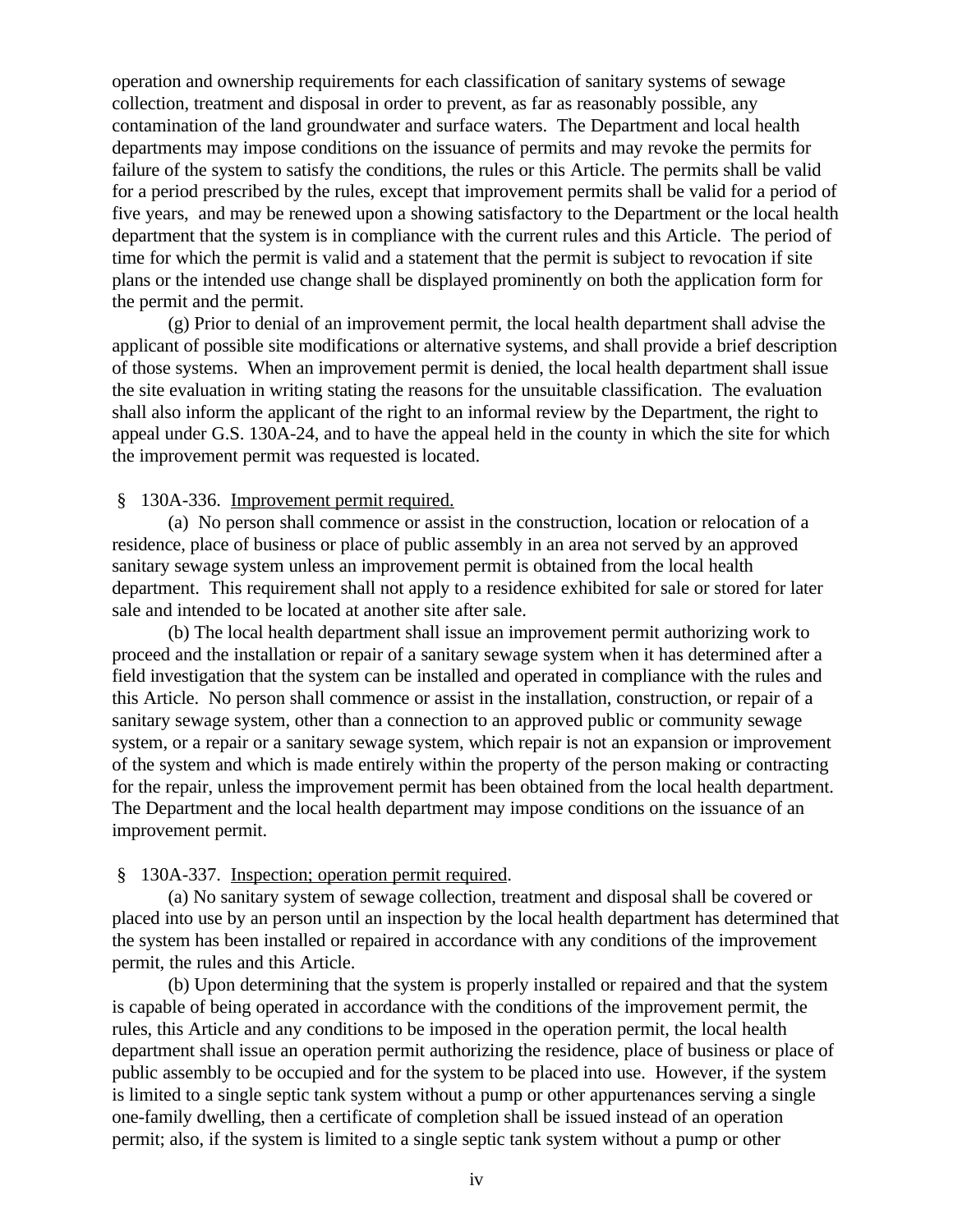operation and ownership requirements for each classification of sanitary systems of sewage collection, treatment and disposal in order to prevent, as far as reasonably possible, any contamination of the land groundwater and surface waters. The Department and local health departments may impose conditions on the issuance of permits and may revoke the permits for failure of the system to satisfy the conditions, the rules or this Article. The permits shall be valid for a period prescribed by the rules, except that improvement permits shall be valid for a period of five years, and may be renewed upon a showing satisfactory to the Department or the local health department that the system is in compliance with the current rules and this Article. The period of time for which the permit is valid and a statement that the permit is subject to revocation if site plans or the intended use change shall be displayed prominently on both the application form for the permit and the permit.

(g) Prior to denial of an improvement permit, the local health department shall advise the applicant of possible site modifications or alternative systems, and shall provide a brief description of those systems. When an improvement permit is denied, the local health department shall issue the site evaluation in writing stating the reasons for the unsuitable classification. The evaluation shall also inform the applicant of the right to an informal review by the Department, the right to appeal under G.S. 130A-24, and to have the appeal held in the county in which the site for which the improvement permit was requested is located.

§ 130A-336. Improvement permit required.

(a) No person shall commence or assist in the construction, location or relocation of a residence, place of business or place of public assembly in an area not served by an approved sanitary sewage system unless an improvement permit is obtained from the local health department. This requirement shall not apply to a residence exhibited for sale or stored for later sale and intended to be located at another site after sale.

(b) The local health department shall issue an improvement permit authorizing work to proceed and the installation or repair of a sanitary sewage system when it has determined after a field investigation that the system can be installed and operated in compliance with the rules and this Article. No person shall commence or assist in the installation, construction, or repair of a sanitary sewage system, other than a connection to an approved public or community sewage system, or a repair or a sanitary sewage system, which repair is not an expansion or improvement of the system and which is made entirely within the property of the person making or contracting for the repair, unless the improvement permit has been obtained from the local health department. The Department and the local health department may impose conditions on the issuance of an improvement permit.

§ 130A-337. Inspection; operation permit required.

(a) No sanitary system of sewage collection, treatment and disposal shall be covered or placed into use by an person until an inspection by the local health department has determined that the system has been installed or repaired in accordance with any conditions of the improvement permit, the rules and this Article.

(b) Upon determining that the system is properly installed or repaired and that the system is capable of being operated in accordance with the conditions of the improvement permit, the rules, this Article and any conditions to be imposed in the operation permit, the local health department shall issue an operation permit authorizing the residence, place of business or place of public assembly to be occupied and for the system to be placed into use. However, if the system is limited to a single septic tank system without a pump or other appurtenances serving a single one-family dwelling, then a certificate of completion shall be issued instead of an operation permit; also, if the system is limited to a single septic tank system without a pump or other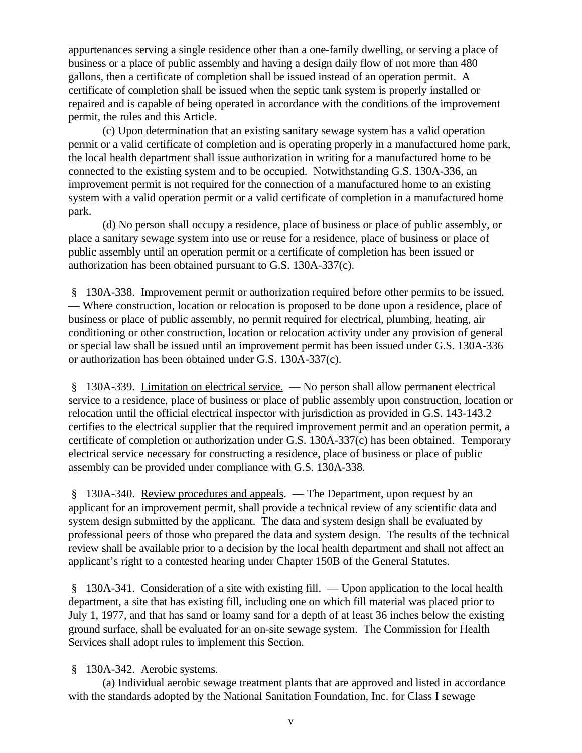appurtenances serving a single residence other than a one-family dwelling, or serving a place of business or a place of public assembly and having a design daily flow of not more than 480 gallons, then a certificate of completion shall be issued instead of an operation permit. A certificate of completion shall be issued when the septic tank system is properly installed or repaired and is capable of being operated in accordance with the conditions of the improvement permit, the rules and this Article.

(c) Upon determination that an existing sanitary sewage system has a valid operation permit or a valid certificate of completion and is operating properly in a manufactured home park, the local health department shall issue authorization in writing for a manufactured home to be connected to the existing system and to be occupied. Notwithstanding G.S. 130A-336, an improvement permit is not required for the connection of a manufactured home to an existing system with a valid operation permit or a valid certificate of completion in a manufactured home park.

(d) No person shall occupy a residence, place of business or place of public assembly, or place a sanitary sewage system into use or reuse for a residence, place of business or place of public assembly until an operation permit or a certificate of completion has been issued or authorization has been obtained pursuant to G.S. 130A-337(c).

§ 130A-338. Improvement permit or authorization required before other permits to be issued. — Where construction, location or relocation is proposed to be done upon a residence, place of business or place of public assembly, no permit required for electrical, plumbing, heating, air conditioning or other construction, location or relocation activity under any provision of general or special law shall be issued until an improvement permit has been issued under G.S. 130A-336 or authorization has been obtained under G.S. 130A-337(c).

§ 130A-339. Limitation on electrical service. — No person shall allow permanent electrical service to a residence, place of business or place of public assembly upon construction, location or relocation until the official electrical inspector with jurisdiction as provided in G.S. 143-143.2 certifies to the electrical supplier that the required improvement permit and an operation permit, a certificate of completion or authorization under G.S. 130A-337(c) has been obtained. Temporary electrical service necessary for constructing a residence, place of business or place of public assembly can be provided under compliance with G.S. 130A-338.

§ 130A-340. Review procedures and appeals. — The Department, upon request by an applicant for an improvement permit, shall provide a technical review of any scientific data and system design submitted by the applicant. The data and system design shall be evaluated by professional peers of those who prepared the data and system design. The results of the technical review shall be available prior to a decision by the local health department and shall not affect an applicant's right to a contested hearing under Chapter 150B of the General Statutes.

§ 130A-341. Consideration of a site with existing fill. — Upon application to the local health department, a site that has existing fill, including one on which fill material was placed prior to July 1, 1977, and that has sand or loamy sand for a depth of at least 36 inches below the existing ground surface, shall be evaluated for an on-site sewage system. The Commission for Health Services shall adopt rules to implement this Section.

§ 130A-342. Aerobic systems.

(a) Individual aerobic sewage treatment plants that are approved and listed in accordance with the standards adopted by the National Sanitation Foundation, Inc. for Class I sewage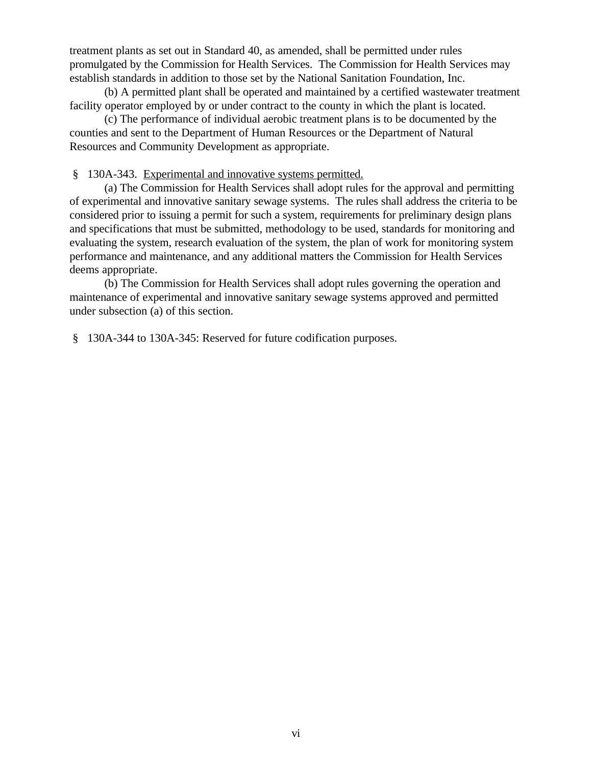treatment plants as set out in Standard 40, as amended, shall be permitted under rules promulgated by the Commission for Health Services. The Commission for Health Services may establish standards in addition to those set by the National Sanitation Foundation, Inc.

(b) A permitted plant shall be operated and maintained by a certified wastewater treatment facility operator employed by or under contract to the county in which the plant is located.

(c) The performance of individual aerobic treatment plans is to be documented by the counties and sent to the Department of Human Resources or the Department of Natural Resources and Community Development as appropriate.

§ 130A-343. Experimental and innovative systems permitted.

(a) The Commission for Health Services shall adopt rules for the approval and permitting of experimental and innovative sanitary sewage systems. The rules shall address the criteria to be considered prior to issuing a permit for such a system, requirements for preliminary design plans and specifications that must be submitted, methodology to be used, standards for monitoring and evaluating the system, research evaluation of the system, the plan of work for monitoring system performance and maintenance, and any additional matters the Commission for Health Services deems appropriate.

(b) The Commission for Health Services shall adopt rules governing the operation and maintenance of experimental and innovative sanitary sewage systems approved and permitted under subsection (a) of this section.

§ 130A-344 to 130A-345: Reserved for future codification purposes.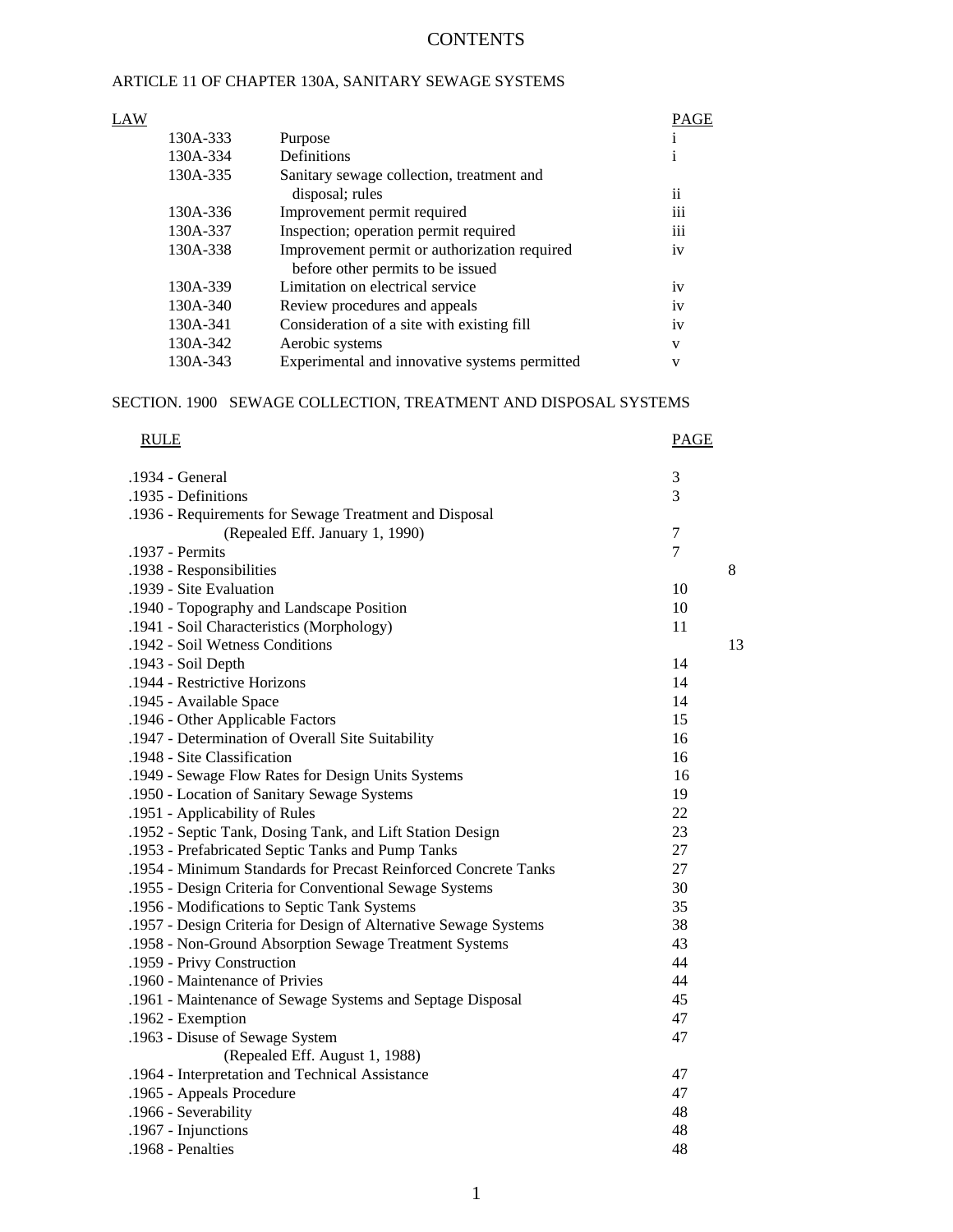# CONTENTS

## ARTICLE 11 OF CHAPTER 130A, SANITARY SEWAGE SYSTEMS

| LAW | | PAGE |
|---|---|---|
| 130A-333 | Purpose | i |
| 130A-334 | Definitions | i |
| 130A-335 | Sanitary sewage collection, treatment and disposal; rules | ii |
| 130A-336 | Improvement permit required | iii |
| 130A-337 | Inspection; operation permit required | iii |
| 130A-338 | Improvement permit or authorization required before other permits to be issued | iv |
| 130A-339 | Limitation on electrical service | iv |
| 130A-340 | Review procedures and appeals | iv |
| 130A-341 | Consideration of a site with existing fill | iv |
| 130A-342 | Aerobic systems | v |
| 130A-343 | Experimental and innovative systems permitted | v |

## SECTION. 1900 SEWAGE COLLECTION, TREATMENT AND DISPOSAL SYSTEMS

| RULE | PAGE |
|---|---|
| .1934 - General | 3 |
| .1935 - Definitions | 3 |
| .1936 - Requirements for Sewage Treatment and Disposal (Repealed Eff. January 1, 1990) | 7 |
| .1937 - Permits | 7 |
| .1938 - Responsibilities | 8 |
| .1939 - Site Evaluation | 10 |
| .1940 - Topography and Landscape Position | 10 |
| .1941 - Soil Characteristics (Morphology) | 11 |
| .1942 - Soil Wetness Conditions | 13 |
| .1943 - Soil Depth | 14 |
| .1944 - Restrictive Horizons | 14 |
| .1945 - Available Space | 14 |
| .1946 - Other Applicable Factors | 15 |
| .1947 - Determination of Overall Site Suitability | 16 |
| .1948 - Site Classification | 16 |
| .1949 - Sewage Flow Rates for Design Units Systems | 16 |
| .1950 - Location of Sanitary Sewage Systems | 19 |
| .1951 - Applicability of Rules | 22 |
| .1952 - Septic Tank, Dosing Tank, and Lift Station Design | 23 |
| .1953 - Prefabricated Septic Tanks and Pump Tanks | 27 |
| .1954 - Minimum Standards for Precast Reinforced Concrete Tanks | 27 |
| .1955 - Design Criteria for Conventional Sewage Systems | 30 |
| .1956 - Modifications to Septic Tank Systems | 35 |
| .1957 - Design Criteria for Design of Alternative Sewage Systems | 38 |
| .1958 - Non-Ground Absorption Sewage Treatment Systems | 43 |
| .1959 - Privy Construction | 44 |
| .1960 - Maintenance of Privies | 44 |
| .1961 - Maintenance of Sewage Systems and Septage Disposal | 45 |
| .1962 - Exemption | 47 |
| .1963 - Disuse of Sewage System (Repealed Eff. August 1, 1988) | 47 |
| .1964 - Interpretation and Technical Assistance | 47 |
| .1965 - Appeals Procedure | 47 |
| .1966 - Severability | 48 |
| .1967 - Injunctions | 48 |
| .1968 - Penalties | 48 |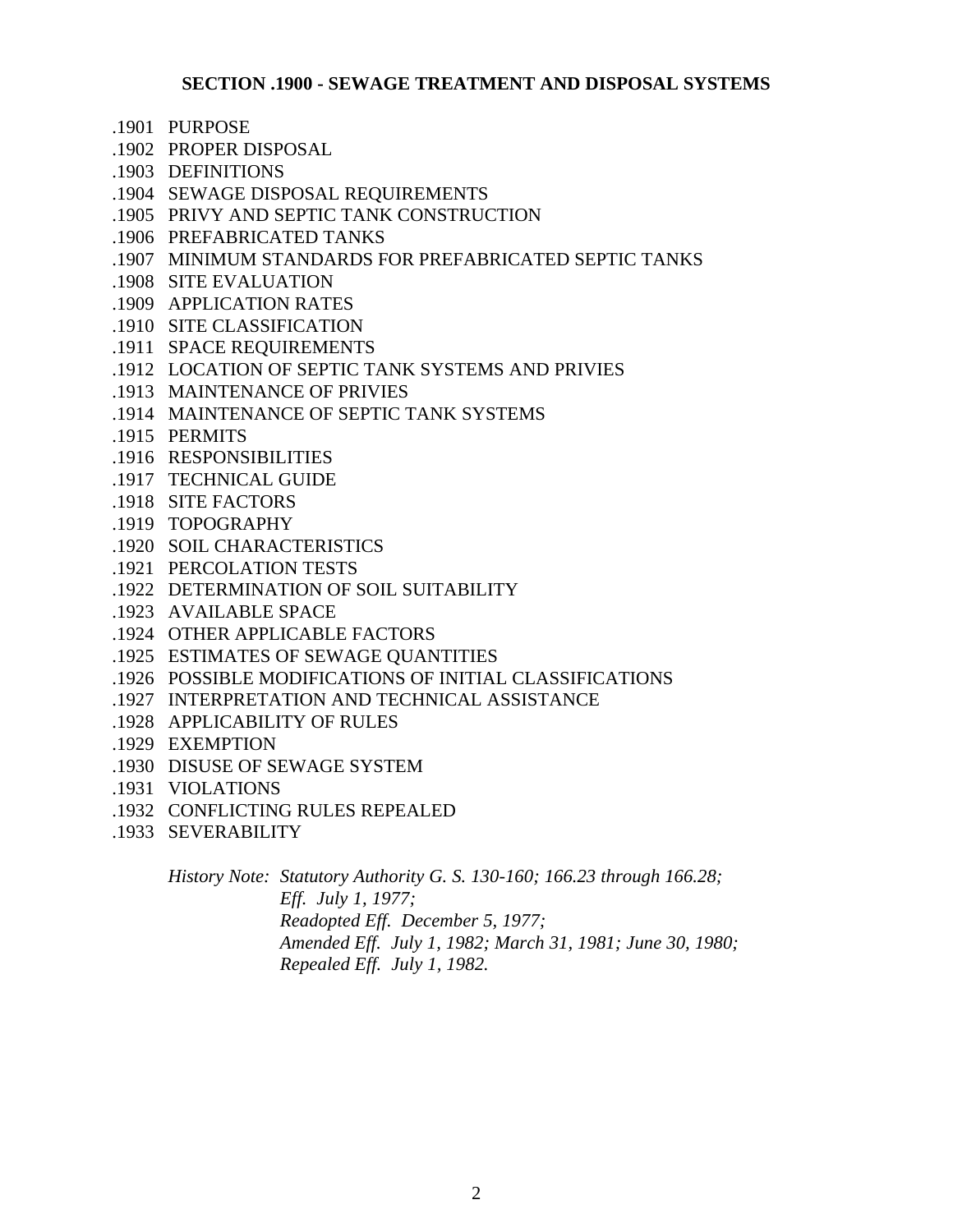## SECTION .1900 - SEWAGE TREATMENT AND DISPOSAL SYSTEMS

.1901 PURPOSE
.1902 PROPER DISPOSAL
.1903 DEFINITIONS
.1904 SEWAGE DISPOSAL REQUIREMENTS
.1905 PRIVY AND SEPTIC TANK CONSTRUCTION
.1906 PREFABRICATED TANKS
.1907 MINIMUM STANDARDS FOR PREFABRICATED SEPTIC TANKS
.1908 SITE EVALUATION
.1909 APPLICATION RATES
.1910 SITE CLASSIFICATION
.1911 SPACE REQUIREMENTS
.1912 LOCATION OF SEPTIC TANK SYSTEMS AND PRIVIES
.1913 MAINTENANCE OF PRIVIES
.1914 MAINTENANCE OF SEPTIC TANK SYSTEMS
.1915 PERMITS
.1916 RESPONSIBILITIES
.1917 TECHNICAL GUIDE
.1918 SITE FACTORS
.1919 TOPOGRAPHY
.1920 SOIL CHARACTERISTICS
.1921 PERCOLATION TESTS
.1922 DETERMINATION OF SOIL SUITABILITY
.1923 AVAILABLE SPACE
.1924 OTHER APPLICABLE FACTORS
.1925 ESTIMATES OF SEWAGE QUANTITIES
.1926 POSSIBLE MODIFICATIONS OF INITIAL CLASSIFICATIONS
.1927 INTERPRETATION AND TECHNICAL ASSISTANCE
.1928 APPLICABILITY OF RULES
.1929 EXEMPTION
.1930 DISUSE OF SEWAGE SYSTEM
.1931 VIOLATIONS
.1932 CONFLICTING RULES REPEALED
.1933 SEVERABILITY

*History Note: Statutory Authority G. S. 130-160; 166.23 through 166.28;*
*Eff. July 1, 1977;*
*Readopted Eff. December 5, 1977;*
*Amended Eff. July 1, 1982; March 31, 1981; June 30, 1980;*
*Repealed Eff. July 1, 1982.*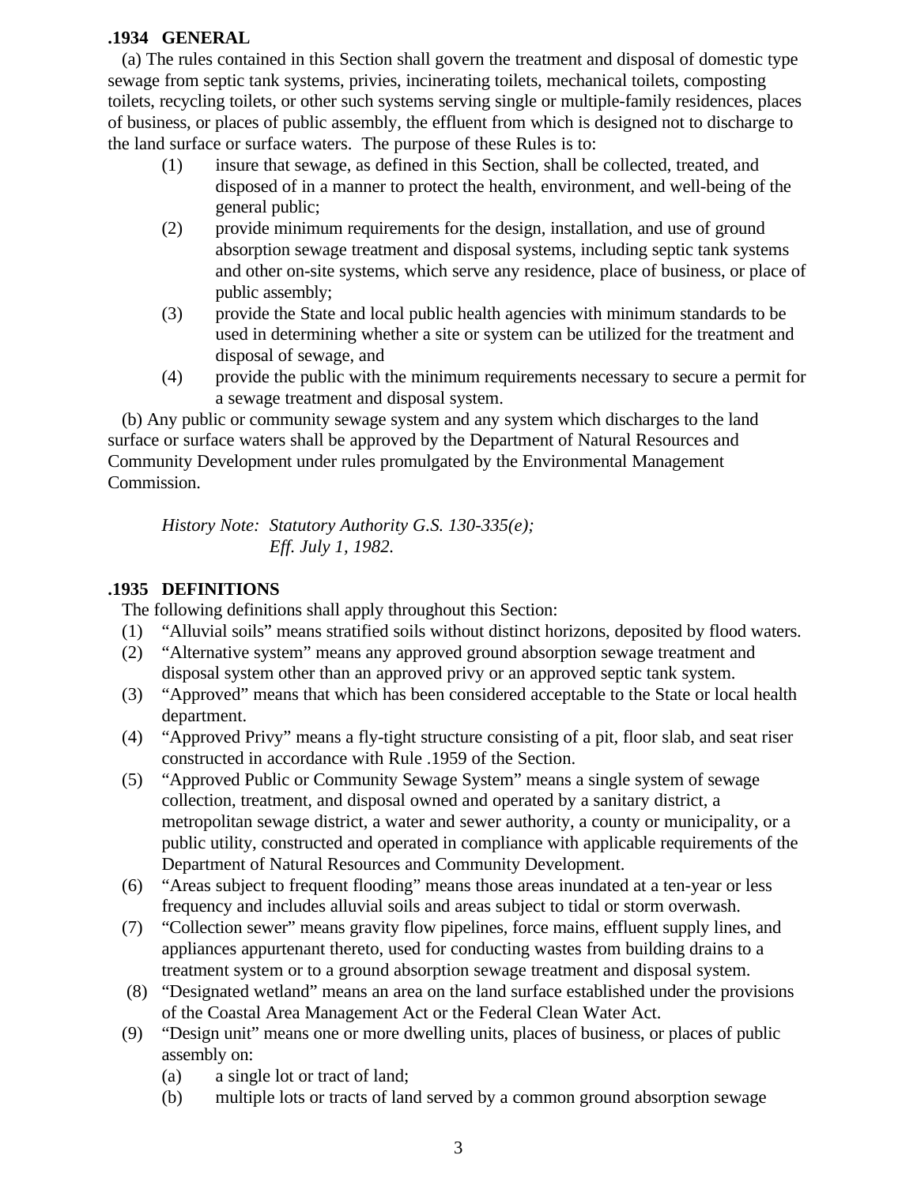### .1934 GENERAL

(a) The rules contained in this Section shall govern the treatment and disposal of domestic type sewage from septic tank systems, privies, incinerating toilets, mechanical toilets, composting toilets, recycling toilets, or other such systems serving single or multiple-family residences, places of business, or places of public assembly, the effluent from which is designed not to discharge to the land surface or surface waters. The purpose of these Rules is to:

- (1) insure that sewage, as defined in this Section, shall be collected, treated, and disposed of in a manner to protect the health, environment, and well-being of the general public;
- (2) provide minimum requirements for the design, installation, and use of ground absorption sewage treatment and disposal systems, including septic tank systems and other on-site systems, which serve any residence, place of business, or place of public assembly;
- (3) provide the State and local public health agencies with minimum standards to be used in determining whether a site or system can be utilized for the treatment and disposal of sewage, and
- (4) provide the public with the minimum requirements necessary to secure a permit for a sewage treatment and disposal system.

(b) Any public or community sewage system and any system which discharges to the land surface or surface waters shall be approved by the Department of Natural Resources and Community Development under rules promulgated by the Environmental Management Commission.

*History Note: Statutory Authority G.S. 130-335(e);*
*Eff. July 1, 1982.*

### .1935 DEFINITIONS

The following definitions shall apply throughout this Section:

- (1) "Alluvial soils" means stratified soils without distinct horizons, deposited by flood waters.
- (2) "Alternative system" means any approved ground absorption sewage treatment and disposal system other than an approved privy or an approved septic tank system.
- (3) "Approved" means that which has been considered acceptable to the State or local health department.
- (4) "Approved Privy" means a fly-tight structure consisting of a pit, floor slab, and seat riser constructed in accordance with Rule .1959 of the Section.
- (5) "Approved Public or Community Sewage System" means a single system of sewage collection, treatment, and disposal owned and operated by a sanitary district, a metropolitan sewage district, a water and sewer authority, a county or municipality, or a public utility, constructed and operated in compliance with applicable requirements of the Department of Natural Resources and Community Development.
- (6) "Areas subject to frequent flooding" means those areas inundated at a ten-year or less frequency and includes alluvial soils and areas subject to tidal or storm overwash.
- (7) "Collection sewer" means gravity flow pipelines, force mains, effluent supply lines, and appliances appurtenant thereto, used for conducting wastes from building drains to a treatment system or to a ground absorption sewage treatment and disposal system.
- (8) "Designated wetland" means an area on the land surface established under the provisions of the Coastal Area Management Act or the Federal Clean Water Act.
- (9) "Design unit" means one or more dwelling units, places of business, or places of public assembly on:
  - (a) a single lot or tract of land;
  - (b) multiple lots or tracts of land served by a common ground absorption sewage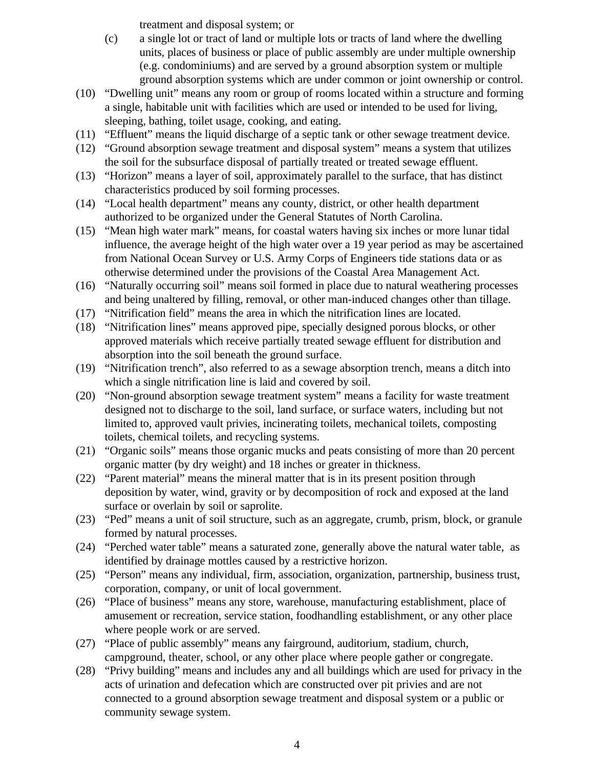treatment and disposal system; or

(c) a single lot or tract of land or multiple lots or tracts of land where the dwelling units, places of business or place of public assembly are under multiple ownership (e.g. condominiums) and are served by a ground absorption system or multiple ground absorption systems which are under common or joint ownership or control.

(10) "Dwelling unit" means any room or group of rooms located within a structure and forming a single, habitable unit with facilities which are used or intended to be used for living, sleeping, bathing, toilet usage, cooking, and eating.

(11) "Effluent" means the liquid discharge of a septic tank or other sewage treatment device.

(12) "Ground absorption sewage treatment and disposal system" means a system that utilizes the soil for the subsurface disposal of partially treated or treated sewage effluent.

(13) "Horizon" means a layer of soil, approximately parallel to the surface, that has distinct characteristics produced by soil forming processes.

(14) "Local health department" means any county, district, or other health department authorized to be organized under the General Statutes of North Carolina.

(15) "Mean high water mark" means, for coastal waters having six inches or more lunar tidal influence, the average height of the high water over a 19 year period as may be ascertained from National Ocean Survey or U.S. Army Corps of Engineers tide stations data or as otherwise determined under the provisions of the Coastal Area Management Act.

(16) "Naturally occurring soil" means soil formed in place due to natural weathering processes and being unaltered by filling, removal, or other man-induced changes other than tillage.

(17) "Nitrification field" means the area in which the nitrification lines are located.

(18) "Nitrification lines" means approved pipe, specially designed porous blocks, or other approved materials which receive partially treated sewage effluent for distribution and absorption into the soil beneath the ground surface.

(19) "Nitrification trench", also referred to as a sewage absorption trench, means a ditch into which a single nitrification line is laid and covered by soil.

(20) "Non-ground absorption sewage treatment system" means a facility for waste treatment designed not to discharge to the soil, land surface, or surface waters, including but not limited to, approved vault privies, incinerating toilets, mechanical toilets, composting toilets, chemical toilets, and recycling systems.

(21) "Organic soils" means those organic mucks and peats consisting of more than 20 percent organic matter (by dry weight) and 18 inches or greater in thickness.

(22) "Parent material" means the mineral matter that is in its present position through deposition by water, wind, gravity or by decomposition of rock and exposed at the land surface or overlain by soil or saprolite.

(23) "Ped" means a unit of soil structure, such as an aggregate, crumb, prism, block, or granule formed by natural processes.

(24) "Perched water table" means a saturated zone, generally above the natural water table, as identified by drainage mottles caused by a restrictive horizon.

(25) "Person" means any individual, firm, association, organization, partnership, business trust, corporation, company, or unit of local government.

(26) "Place of business" means any store, warehouse, manufacturing establishment, place of amusement or recreation, service station, foodhandling establishment, or any other place where people work or are served.

(27) "Place of public assembly" means any fairground, auditorium, stadium, church, campground, theater, school, or any other place where people gather or congregate.

(28) "Privy building" means and includes any and all buildings which are used for privacy in the acts of urination and defecation which are constructed over pit privies and are not connected to a ground absorption sewage treatment and disposal system or a public or community sewage system.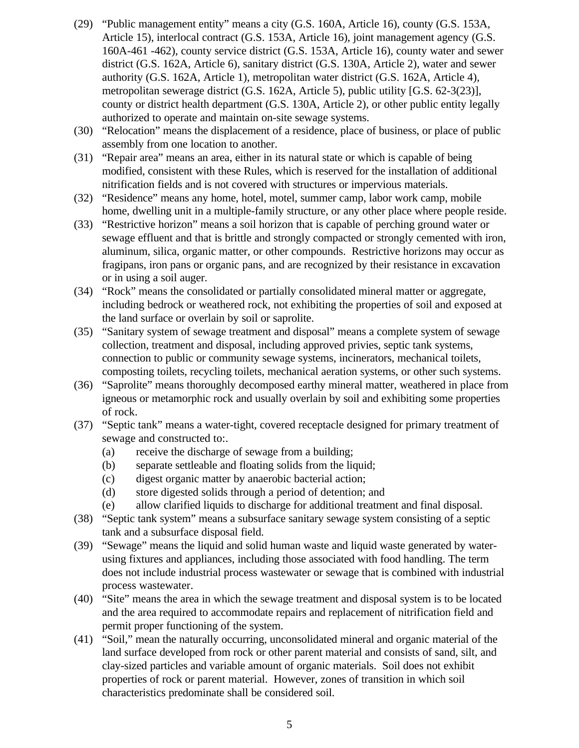(29) "Public management entity" means a city (G.S. 160A, Article 16), county (G.S. 153A, Article 15), interlocal contract (G.S. 153A, Article 16), joint management agency (G.S. 160A-461 -462), county service district (G.S. 153A, Article 16), county water and sewer district (G.S. 162A, Article 6), sanitary district (G.S. 130A, Article 2), water and sewer authority (G.S. 162A, Article 1), metropolitan water district (G.S. 162A, Article 4), metropolitan sewerage district (G.S. 162A, Article 5), public utility [G.S. 62-3(23)], county or district health department (G.S. 130A, Article 2), or other public entity legally authorized to operate and maintain on-site sewage systems.

(30) "Relocation" means the displacement of a residence, place of business, or place of public assembly from one location to another.

(31) "Repair area" means an area, either in its natural state or which is capable of being modified, consistent with these Rules, which is reserved for the installation of additional nitrification fields and is not covered with structures or impervious materials.

(32) "Residence" means any home, hotel, motel, summer camp, labor work camp, mobile home, dwelling unit in a multiple-family structure, or any other place where people reside.

(33) "Restrictive horizon" means a soil horizon that is capable of perching ground water or sewage effluent and that is brittle and strongly compacted or strongly cemented with iron, aluminum, silica, organic matter, or other compounds. Restrictive horizons may occur as fragipans, iron pans or organic pans, and are recognized by their resistance in excavation or in using a soil auger.

(34) "Rock" means the consolidated or partially consolidated mineral matter or aggregate, including bedrock or weathered rock, not exhibiting the properties of soil and exposed at the land surface or overlain by soil or saprolite.

(35) "Sanitary system of sewage treatment and disposal" means a complete system of sewage collection, treatment and disposal, including approved privies, septic tank systems, connection to public or community sewage systems, incinerators, mechanical toilets, composting toilets, recycling toilets, mechanical aeration systems, or other such systems.

(36) "Saprolite" means thoroughly decomposed earthy mineral matter, weathered in place from igneous or metamorphic rock and usually overlain by soil and exhibiting some properties of rock.

(37) "Septic tank" means a water-tight, covered receptacle designed for primary treatment of sewage and constructed to:.
   (a) receive the discharge of sewage from a building;
   (b) separate settleable and floating solids from the liquid;
   (c) digest organic matter by anaerobic bacterial action;
   (d) store digested solids through a period of detention; and
   (e) allow clarified liquids to discharge for additional treatment and final disposal.

(38) "Septic tank system" means a subsurface sanitary sewage system consisting of a septic tank and a subsurface disposal field.

(39) "Sewage" means the liquid and solid human waste and liquid waste generated by water-using fixtures and appliances, including those associated with food handling. The term does not include industrial process wastewater or sewage that is combined with industrial process wastewater.

(40) "Site" means the area in which the sewage treatment and disposal system is to be located and the area required to accommodate repairs and replacement of nitrification field and permit proper functioning of the system.

(41) "Soil," mean the naturally occurring, unconsolidated mineral and organic material of the land surface developed from rock or other parent material and consists of sand, silt, and clay-sized particles and variable amount of organic materials. Soil does not exhibit properties of rock or parent material. However, zones of transition in which soil characteristics predominate shall be considered soil.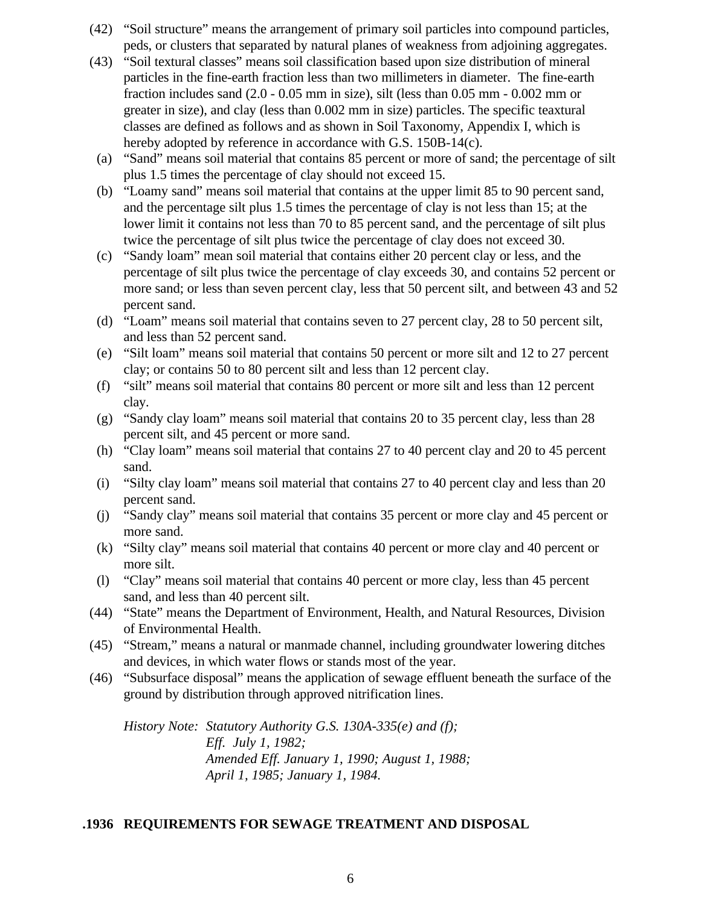(42) "Soil structure" means the arrangement of primary soil particles into compound particles, peds, or clusters that separated by natural planes of weakness from adjoining aggregates.

(43) "Soil textural classes" means soil classification based upon size distribution of mineral particles in the fine-earth fraction less than two millimeters in diameter. The fine-earth fraction includes sand (2.0 - 0.05 mm in size), silt (less than 0.05 mm - 0.002 mm or greater in size), and clay (less than 0.002 mm in size) particles. The specific teaxtural classes are defined as follows and as shown in Soil Taxonomy, Appendix I, which is hereby adopted by reference in accordance with G.S. 150B-14(c).

- (a) "Sand" means soil material that contains 85 percent or more of sand; the percentage of silt plus 1.5 times the percentage of clay should not exceed 15.
- (b) "Loamy sand" means soil material that contains at the upper limit 85 to 90 percent sand, and the percentage silt plus 1.5 times the percentage of clay is not less than 15; at the lower limit it contains not less than 70 to 85 percent sand, and the percentage of silt plus twice the percentage of silt plus twice the percentage of clay does not exceed 30.
- (c) "Sandy loam" mean soil material that contains either 20 percent clay or less, and the percentage of silt plus twice the percentage of clay exceeds 30, and contains 52 percent or more sand; or less than seven percent clay, less that 50 percent silt, and between 43 and 52 percent sand.
- (d) "Loam" means soil material that contains seven to 27 percent clay, 28 to 50 percent silt, and less than 52 percent sand.
- (e) "Silt loam" means soil material that contains 50 percent or more silt and 12 to 27 percent clay; or contains 50 to 80 percent silt and less than 12 percent clay.
- (f) "silt" means soil material that contains 80 percent or more silt and less than 12 percent clay.
- (g) "Sandy clay loam" means soil material that contains 20 to 35 percent clay, less than 28 percent silt, and 45 percent or more sand.
- (h) "Clay loam" means soil material that contains 27 to 40 percent clay and 20 to 45 percent sand.
- (i) "Silty clay loam" means soil material that contains 27 to 40 percent clay and less than 20 percent sand.
- (j) "Sandy clay" means soil material that contains 35 percent or more clay and 45 percent or more sand.
- (k) "Silty clay" means soil material that contains 40 percent or more clay and 40 percent or more silt.
- (l) "Clay" means soil material that contains 40 percent or more clay, less than 45 percent sand, and less than 40 percent silt.

(44) "State" means the Department of Environment, Health, and Natural Resources, Division of Environmental Health.

(45) "Stream," means a natural or manmade channel, including groundwater lowering ditches and devices, in which water flows or stands most of the year.

(46) "Subsurface disposal" means the application of sewage effluent beneath the surface of the ground by distribution through approved nitrification lines.

*History Note: Statutory Authority G.S. 130A-335(e) and (f);*
*Eff. July 1, 1982;*
*Amended Eff. January 1, 1990; August 1, 1988;*
*April 1, 1985; January 1, 1984.*

## .1936 REQUIREMENTS FOR SEWAGE TREATMENT AND DISPOSAL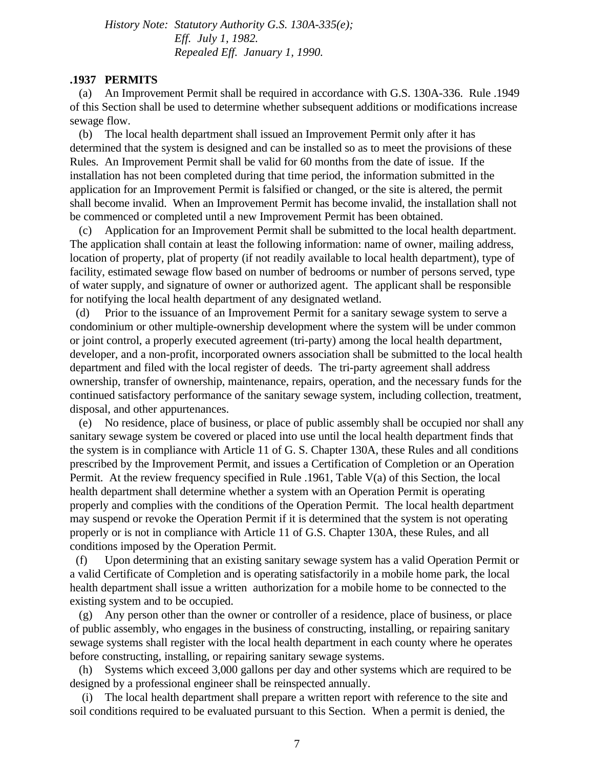*History Note: Statutory Authority G.S. 130A-335(e);*
*Eff. July 1, 1982.*
*Repealed Eff. January 1, 1990.*

**.1937 PERMITS**

(a) An Improvement Permit shall be required in accordance with G.S. 130A-336. Rule .1949 of this Section shall be used to determine whether subsequent additions or modifications increase sewage flow.

(b) The local health department shall issued an Improvement Permit only after it has determined that the system is designed and can be installed so as to meet the provisions of these Rules. An Improvement Permit shall be valid for 60 months from the date of issue. If the installation has not been completed during that time period, the information submitted in the application for an Improvement Permit is falsified or changed, or the site is altered, the permit shall become invalid. When an Improvement Permit has become invalid, the installation shall not be commenced or completed until a new Improvement Permit has been obtained.

(c) Application for an Improvement Permit shall be submitted to the local health department. The application shall contain at least the following information: name of owner, mailing address, location of property, plat of property (if not readily available to local health department), type of facility, estimated sewage flow based on number of bedrooms or number of persons served, type of water supply, and signature of owner or authorized agent. The applicant shall be responsible for notifying the local health department of any designated wetland.

(d) Prior to the issuance of an Improvement Permit for a sanitary sewage system to serve a condominium or other multiple-ownership development where the system will be under common or joint control, a properly executed agreement (tri-party) among the local health department, developer, and a non-profit, incorporated owners association shall be submitted to the local health department and filed with the local register of deeds. The tri-party agreement shall address ownership, transfer of ownership, maintenance, repairs, operation, and the necessary funds for the continued satisfactory performance of the sanitary sewage system, including collection, treatment, disposal, and other appurtenances.

(e) No residence, place of business, or place of public assembly shall be occupied nor shall any sanitary sewage system be covered or placed into use until the local health department finds that the system is in compliance with Article 11 of G. S. Chapter 130A, these Rules and all conditions prescribed by the Improvement Permit, and issues a Certification of Completion or an Operation Permit. At the review frequency specified in Rule .1961, Table V(a) of this Section, the local health department shall determine whether a system with an Operation Permit is operating properly and complies with the conditions of the Operation Permit. The local health department may suspend or revoke the Operation Permit if it is determined that the system is not operating properly or is not in compliance with Article 11 of G.S. Chapter 130A, these Rules, and all conditions imposed by the Operation Permit.

(f) Upon determining that an existing sanitary sewage system has a valid Operation Permit or a valid Certificate of Completion and is operating satisfactorily in a mobile home park, the local health department shall issue a written authorization for a mobile home to be connected to the existing system and to be occupied.

(g) Any person other than the owner or controller of a residence, place of business, or place of public assembly, who engages in the business of constructing, installing, or repairing sanitary sewage systems shall register with the local health department in each county where he operates before constructing, installing, or repairing sanitary sewage systems.

(h) Systems which exceed 3,000 gallons per day and other systems which are required to be designed by a professional engineer shall be reinspected annually.

(i) The local health department shall prepare a written report with reference to the site and soil conditions required to be evaluated pursuant to this Section. When a permit is denied, the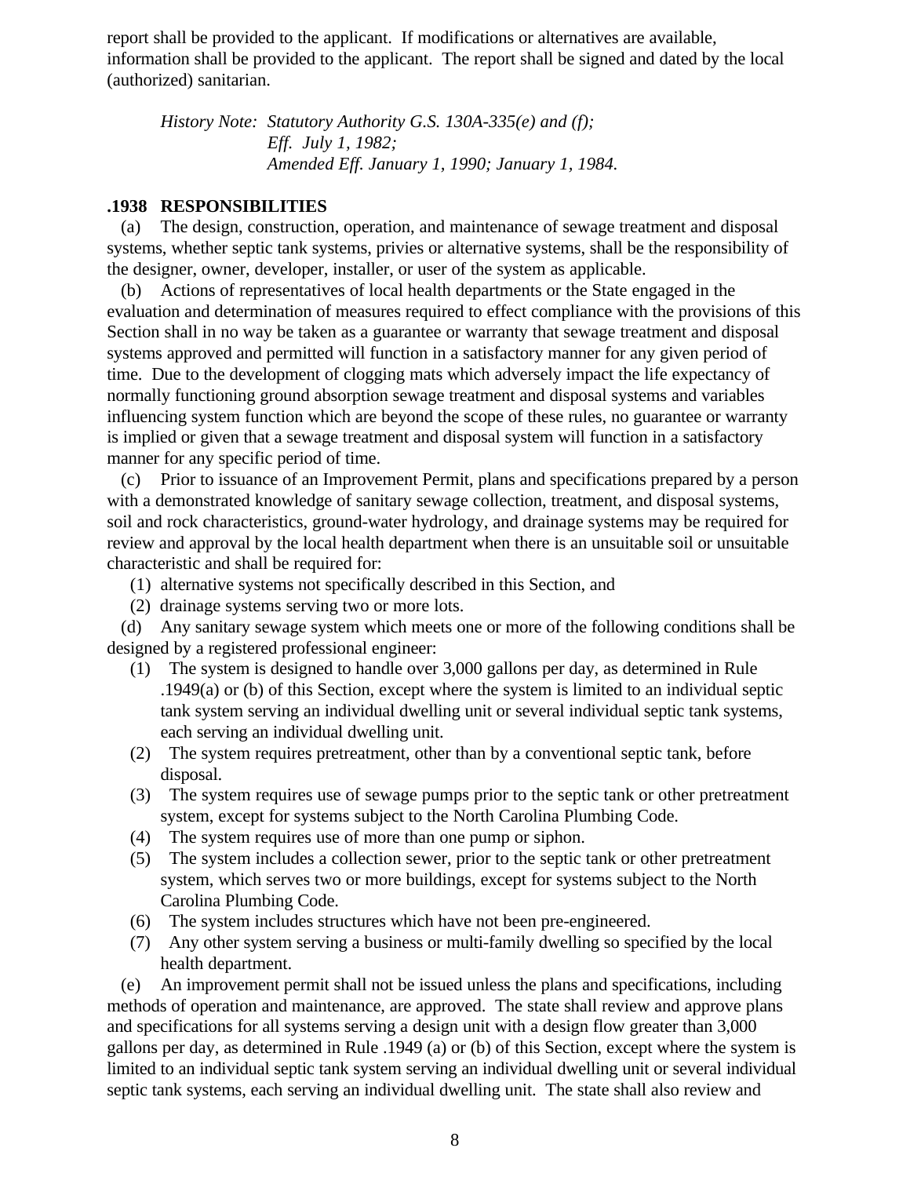report shall be provided to the applicant. If modifications or alternatives are available, information shall be provided to the applicant. The report shall be signed and dated by the local (authorized) sanitarian.

*History Note: Statutory Authority G.S. 130A-335(e) and (f);*
*Eff. July 1, 1982;*
*Amended Eff. January 1, 1990; January 1, 1984.*

**.1938 RESPONSIBILITIES**

(a) The design, construction, operation, and maintenance of sewage treatment and disposal systems, whether septic tank systems, privies or alternative systems, shall be the responsibility of the designer, owner, developer, installer, or user of the system as applicable.

(b) Actions of representatives of local health departments or the State engaged in the evaluation and determination of measures required to effect compliance with the provisions of this Section shall in no way be taken as a guarantee or warranty that sewage treatment and disposal systems approved and permitted will function in a satisfactory manner for any given period of time. Due to the development of clogging mats which adversely impact the life expectancy of normally functioning ground absorption sewage treatment and disposal systems and variables influencing system function which are beyond the scope of these rules, no guarantee or warranty is implied or given that a sewage treatment and disposal system will function in a satisfactory manner for any specific period of time.

(c) Prior to issuance of an Improvement Permit, plans and specifications prepared by a person with a demonstrated knowledge of sanitary sewage collection, treatment, and disposal systems, soil and rock characteristics, ground-water hydrology, and drainage systems may be required for review and approval by the local health department when there is an unsuitable soil or unsuitable characteristic and shall be required for:

(1) alternative systems not specifically described in this Section, and
(2) drainage systems serving two or more lots.

(d) Any sanitary sewage system which meets one or more of the following conditions shall be designed by a registered professional engineer:

(1) The system is designed to handle over 3,000 gallons per day, as determined in Rule .1949(a) or (b) of this Section, except where the system is limited to an individual septic tank system serving an individual dwelling unit or several individual septic tank systems, each serving an individual dwelling unit.
(2) The system requires pretreatment, other than by a conventional septic tank, before disposal.
(3) The system requires use of sewage pumps prior to the septic tank or other pretreatment system, except for systems subject to the North Carolina Plumbing Code.
(4) The system requires use of more than one pump or siphon.
(5) The system includes a collection sewer, prior to the septic tank or other pretreatment system, which serves two or more buildings, except for systems subject to the North Carolina Plumbing Code.
(6) The system includes structures which have not been pre-engineered.
(7) Any other system serving a business or multi-family dwelling so specified by the local health department.

(e) An improvement permit shall not be issued unless the plans and specifications, including methods of operation and maintenance, are approved. The state shall review and approve plans and specifications for all systems serving a design unit with a design flow greater than 3,000 gallons per day, as determined in Rule .1949 (a) or (b) of this Section, except where the system is limited to an individual septic tank system serving an individual dwelling unit or several individual septic tank systems, each serving an individual dwelling unit. The state shall also review and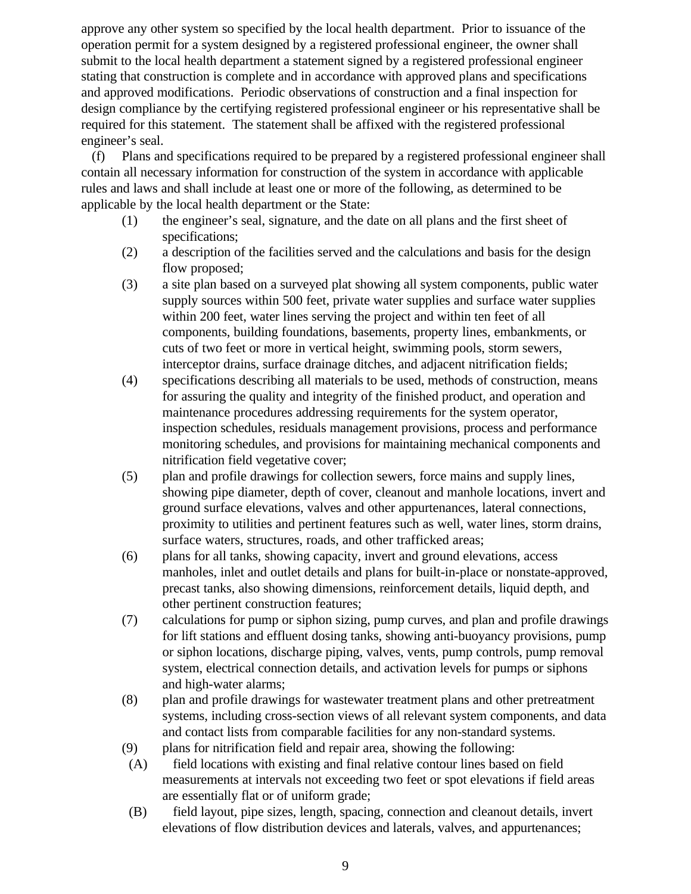approve any other system so specified by the local health department. Prior to issuance of the operation permit for a system designed by a registered professional engineer, the owner shall submit to the local health department a statement signed by a registered professional engineer stating that construction is complete and in accordance with approved plans and specifications and approved modifications. Periodic observations of construction and a final inspection for design compliance by the certifying registered professional engineer or his representative shall be required for this statement. The statement shall be affixed with the registered professional engineer's seal.

(f) Plans and specifications required to be prepared by a registered professional engineer shall contain all necessary information for construction of the system in accordance with applicable rules and laws and shall include at least one or more of the following, as determined to be applicable by the local health department or the State:

(1) the engineer's seal, signature, and the date on all plans and the first sheet of specifications;

(2) a description of the facilities served and the calculations and basis for the design flow proposed;

(3) a site plan based on a surveyed plat showing all system components, public water supply sources within 500 feet, private water supplies and surface water supplies within 200 feet, water lines serving the project and within ten feet of all components, building foundations, basements, property lines, embankments, or cuts of two feet or more in vertical height, swimming pools, storm sewers, interceptor drains, surface drainage ditches, and adjacent nitrification fields;

(4) specifications describing all materials to be used, methods of construction, means for assuring the quality and integrity of the finished product, and operation and maintenance procedures addressing requirements for the system operator, inspection schedules, residuals management provisions, process and performance monitoring schedules, and provisions for maintaining mechanical components and nitrification field vegetative cover;

(5) plan and profile drawings for collection sewers, force mains and supply lines, showing pipe diameter, depth of cover, cleanout and manhole locations, invert and ground surface elevations, valves and other appurtenances, lateral connections, proximity to utilities and pertinent features such as well, water lines, storm drains, surface waters, structures, roads, and other trafficked areas;

(6) plans for all tanks, showing capacity, invert and ground elevations, access manholes, inlet and outlet details and plans for built-in-place or nonstate-approved, precast tanks, also showing dimensions, reinforcement details, liquid depth, and other pertinent construction features;

(7) calculations for pump or siphon sizing, pump curves, and plan and profile drawings for lift stations and effluent dosing tanks, showing anti-buoyancy provisions, pump or siphon locations, discharge piping, valves, vents, pump controls, pump removal system, electrical connection details, and activation levels for pumps or siphons and high-water alarms;

(8) plan and profile drawings for wastewater treatment plans and other pretreatment systems, including cross-section views of all relevant system components, and data and contact lists from comparable facilities for any non-standard systems.

(9) plans for nitrification field and repair area, showing the following:

(A) field locations with existing and final relative contour lines based on field measurements at intervals not exceeding two feet or spot elevations if field areas are essentially flat or of uniform grade;

(B) field layout, pipe sizes, length, spacing, connection and cleanout details, invert elevations of flow distribution devices and laterals, valves, and appurtenances;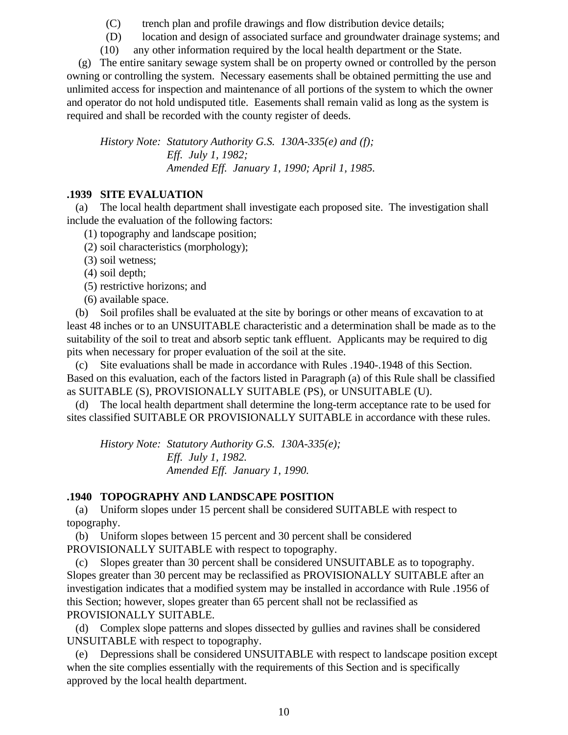(C) trench plan and profile drawings and flow distribution device details;

(D) location and design of associated surface and groundwater drainage systems; and

(10) any other information required by the local health department or the State.

(g) The entire sanitary sewage system shall be on property owned or controlled by the person owning or controlling the system. Necessary easements shall be obtained permitting the use and unlimited access for inspection and maintenance of all portions of the system to which the owner and operator do not hold undisputed title. Easements shall remain valid as long as the system is required and shall be recorded with the county register of deeds.

*History Note: Statutory Authority G.S. 130A-335(e) and (f);*
*Eff. July 1, 1982;*
*Amended Eff. January 1, 1990; April 1, 1985.*

**.1939 SITE EVALUATION**

(a) The local health department shall investigate each proposed site. The investigation shall include the evaluation of the following factors:

(1) topography and landscape position;
(2) soil characteristics (morphology);
(3) soil wetness;
(4) soil depth;
(5) restrictive horizons; and
(6) available space.

(b) Soil profiles shall be evaluated at the site by borings or other means of excavation to at least 48 inches or to an UNSUITABLE characteristic and a determination shall be made as to the suitability of the soil to treat and absorb septic tank effluent. Applicants may be required to dig pits when necessary for proper evaluation of the soil at the site.

(c) Site evaluations shall be made in accordance with Rules .1940-.1948 of this Section. Based on this evaluation, each of the factors listed in Paragraph (a) of this Rule shall be classified as SUITABLE (S), PROVISIONALLY SUITABLE (PS), or UNSUITABLE (U).

(d) The local health department shall determine the long-term acceptance rate to be used for sites classified SUITABLE OR PROVISIONALLY SUITABLE in accordance with these rules.

*History Note: Statutory Authority G.S. 130A-335(e);*
*Eff. July 1, 1982.*
*Amended Eff. January 1, 1990.*

**.1940 TOPOGRAPHY AND LANDSCAPE POSITION**

(a) Uniform slopes under 15 percent shall be considered SUITABLE with respect to topography.

(b) Uniform slopes between 15 percent and 30 percent shall be considered PROVISIONALLY SUITABLE with respect to topography.

(c) Slopes greater than 30 percent shall be considered UNSUITABLE as to topography. Slopes greater than 30 percent may be reclassified as PROVISIONALLY SUITABLE after an investigation indicates that a modified system may be installed in accordance with Rule .1956 of this Section; however, slopes greater than 65 percent shall not be reclassified as PROVISIONALLY SUITABLE.

(d) Complex slope patterns and slopes dissected by gullies and ravines shall be considered UNSUITABLE with respect to topography.

(e) Depressions shall be considered UNSUITABLE with respect to landscape position except when the site complies essentially with the requirements of this Section and is specifically approved by the local health department.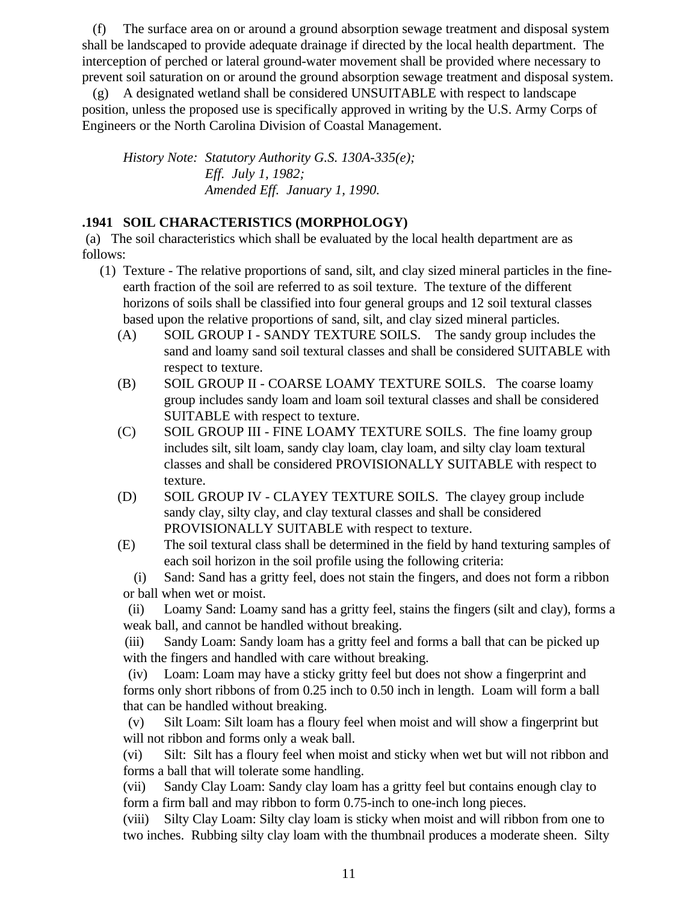(f) The surface area on or around a ground absorption sewage treatment and disposal system shall be landscaped to provide adequate drainage if directed by the local health department. The interception of perched or lateral ground-water movement shall be provided where necessary to prevent soil saturation on or around the ground absorption sewage treatment and disposal system.

(g) A designated wetland shall be considered UNSUITABLE with respect to landscape position, unless the proposed use is specifically approved in writing by the U.S. Army Corps of Engineers or the North Carolina Division of Coastal Management.

*History Note: Statutory Authority G.S. 130A-335(e);*
*Eff. July 1, 1982;*
*Amended Eff. January 1, 1990.*

**.1941 SOIL CHARACTERISTICS (MORPHOLOGY)**

(a) The soil characteristics which shall be evaluated by the local health department are as follows:

(1) Texture - The relative proportions of sand, silt, and clay sized mineral particles in the fine-earth fraction of the soil are referred to as soil texture. The texture of the different horizons of soils shall be classified into four general groups and 12 soil textural classes based upon the relative proportions of sand, silt, and clay sized mineral particles.

(A) SOIL GROUP I - SANDY TEXTURE SOILS. The sandy group includes the sand and loamy sand soil textural classes and shall be considered SUITABLE with respect to texture.

(B) SOIL GROUP II - COARSE LOAMY TEXTURE SOILS. The coarse loamy group includes sandy loam and loam soil textural classes and shall be considered SUITABLE with respect to texture.

(C) SOIL GROUP III - FINE LOAMY TEXTURE SOILS. The fine loamy group includes silt, silt loam, sandy clay loam, clay loam, and silty clay loam textural classes and shall be considered PROVISIONALLY SUITABLE with respect to texture.

(D) SOIL GROUP IV - CLAYEY TEXTURE SOILS. The clayey group include sandy clay, silty clay, and clay textural classes and shall be considered PROVISIONALLY SUITABLE with respect to texture.

(E) The soil textural class shall be determined in the field by hand texturing samples of each soil horizon in the soil profile using the following criteria:

(i) Sand: Sand has a gritty feel, does not stain the fingers, and does not form a ribbon or ball when wet or moist.

(ii) Loamy Sand: Loamy sand has a gritty feel, stains the fingers (silt and clay), forms a weak ball, and cannot be handled without breaking.

(iii) Sandy Loam: Sandy loam has a gritty feel and forms a ball that can be picked up with the fingers and handled with care without breaking.

(iv) Loam: Loam may have a sticky gritty feel but does not show a fingerprint and forms only short ribbons of from 0.25 inch to 0.50 inch in length. Loam will form a ball that can be handled without breaking.

(v) Silt Loam: Silt loam has a floury feel when moist and will show a fingerprint but will not ribbon and forms only a weak ball.

(vi) Silt: Silt has a floury feel when moist and sticky when wet but will not ribbon and forms a ball that will tolerate some handling.

(vii) Sandy Clay Loam: Sandy clay loam has a gritty feel but contains enough clay to form a firm ball and may ribbon to form 0.75-inch to one-inch long pieces.

(viii) Silty Clay Loam: Silty clay loam is sticky when moist and will ribbon from one to two inches. Rubbing silty clay loam with the thumbnail produces a moderate sheen. Silty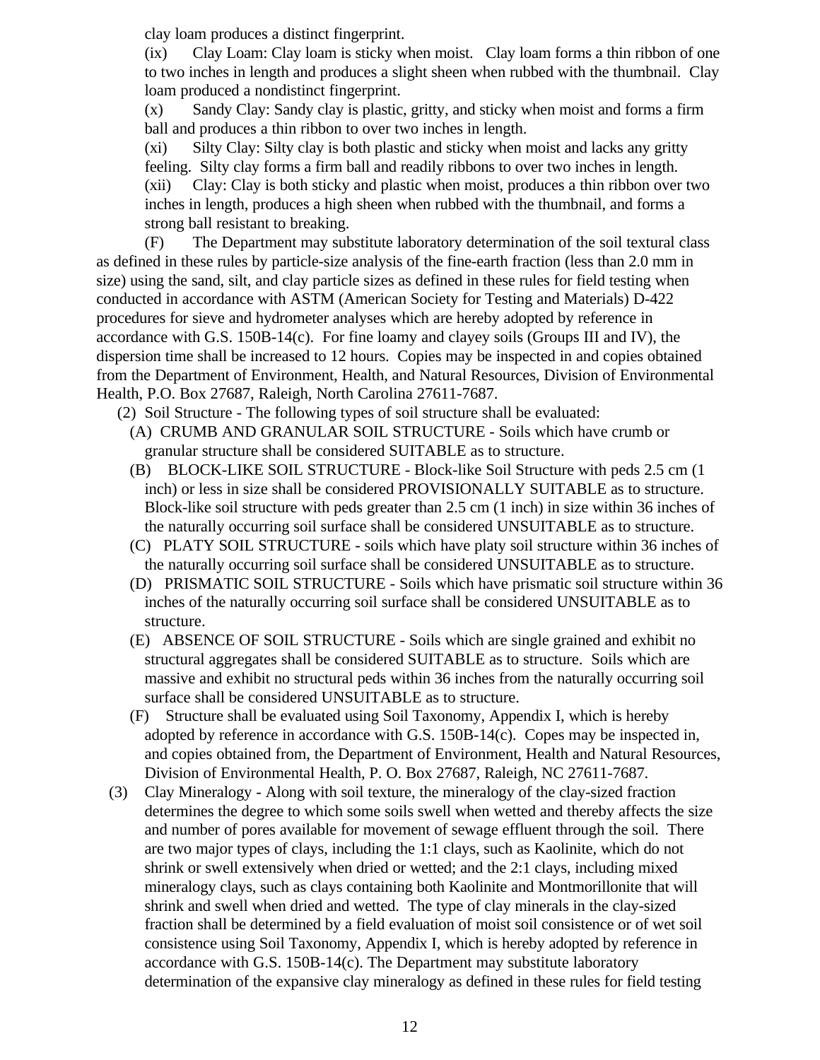clay loam produces a distinct fingerprint.

(ix) Clay Loam: Clay loam is sticky when moist. Clay loam forms a thin ribbon of one to two inches in length and produces a slight sheen when rubbed with the thumbnail. Clay loam produced a nondistinct fingerprint.

(x) Sandy Clay: Sandy clay is plastic, gritty, and sticky when moist and forms a firm ball and produces a thin ribbon to over two inches in length.

(xi) Silty Clay: Silty clay is both plastic and sticky when moist and lacks any gritty feeling. Silty clay forms a firm ball and readily ribbons to over two inches in length.

(xii) Clay: Clay is both sticky and plastic when moist, produces a thin ribbon over two inches in length, produces a high sheen when rubbed with the thumbnail, and forms a strong ball resistant to breaking.

(F) The Department may substitute laboratory determination of the soil textural class as defined in these rules by particle-size analysis of the fine-earth fraction (less than 2.0 mm in size) using the sand, silt, and clay particle sizes as defined in these rules for field testing when conducted in accordance with ASTM (American Society for Testing and Materials) D-422 procedures for sieve and hydrometer analyses which are hereby adopted by reference in accordance with G.S. 150B-14(c). For fine loamy and clayey soils (Groups III and IV), the dispersion time shall be increased to 12 hours. Copies may be inspected in and copies obtained from the Department of Environment, Health, and Natural Resources, Division of Environmental Health, P.O. Box 27687, Raleigh, North Carolina 27611-7687.

(2) Soil Structure - The following types of soil structure shall be evaluated:

(A) CRUMB AND GRANULAR SOIL STRUCTURE - Soils which have crumb or granular structure shall be considered SUITABLE as to structure.

(B) BLOCK-LIKE SOIL STRUCTURE - Block-like Soil Structure with peds 2.5 cm (1 inch) or less in size shall be considered PROVISIONALLY SUITABLE as to structure. Block-like soil structure with peds greater than 2.5 cm (1 inch) in size within 36 inches of the naturally occurring soil surface shall be considered UNSUITABLE as to structure.

(C) PLATY SOIL STRUCTURE - soils which have platy soil structure within 36 inches of the naturally occurring soil surface shall be considered UNSUITABLE as to structure.

(D) PRISMATIC SOIL STRUCTURE - Soils which have prismatic soil structure within 36 inches of the naturally occurring soil surface shall be considered UNSUITABLE as to structure.

(E) ABSENCE OF SOIL STRUCTURE - Soils which are single grained and exhibit no structural aggregates shall be considered SUITABLE as to structure. Soils which are massive and exhibit no structural peds within 36 inches from the naturally occurring soil surface shall be considered UNSUITABLE as to structure.

(F) Structure shall be evaluated using Soil Taxonomy, Appendix I, which is hereby adopted by reference in accordance with G.S. 150B-14(c). Copes may be inspected in, and copies obtained from, the Department of Environment, Health and Natural Resources, Division of Environmental Health, P. O. Box 27687, Raleigh, NC 27611-7687.

(3) Clay Mineralogy - Along with soil texture, the mineralogy of the clay-sized fraction determines the degree to which some soils swell when wetted and thereby affects the size and number of pores available for movement of sewage effluent through the soil. There are two major types of clays, including the 1:1 clays, such as Kaolinite, which do not shrink or swell extensively when dried or wetted; and the 2:1 clays, including mixed mineralogy clays, such as clays containing both Kaolinite and Montmorillonite that will shrink and swell when dried and wetted. The type of clay minerals in the clay-sized fraction shall be determined by a field evaluation of moist soil consistence or of wet soil consistence using Soil Taxonomy, Appendix I, which is hereby adopted by reference in accordance with G.S. 150B-14(c). The Department may substitute laboratory determination of the expansive clay mineralogy as defined in these rules for field testing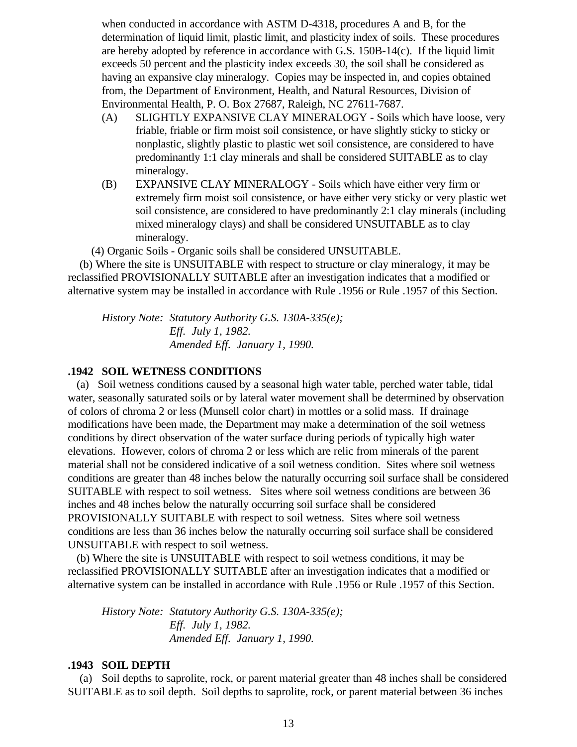when conducted in accordance with ASTM D-4318, procedures A and B, for the determination of liquid limit, plastic limit, and plasticity index of soils. These procedures are hereby adopted by reference in accordance with G.S. 150B-14(c). If the liquid limit exceeds 50 percent and the plasticity index exceeds 30, the soil shall be considered as having an expansive clay mineralogy. Copies may be inspected in, and copies obtained from, the Department of Environment, Health, and Natural Resources, Division of Environmental Health, P. O. Box 27687, Raleigh, NC 27611-7687.

(A) SLIGHTLY EXPANSIVE CLAY MINERALOGY - Soils which have loose, very friable, friable or firm moist soil consistence, or have slightly sticky to sticky or nonplastic, slightly plastic to plastic wet soil consistence, are considered to have predominantly 1:1 clay minerals and shall be considered SUITABLE as to clay mineralogy.

(B) EXPANSIVE CLAY MINERALOGY - Soils which have either very firm or extremely firm moist soil consistence, or have either very sticky or very plastic wet soil consistence, are considered to have predominantly 2:1 clay minerals (including mixed mineralogy clays) and shall be considered UNSUITABLE as to clay mineralogy.

(4) Organic Soils - Organic soils shall be considered UNSUITABLE.

(b) Where the site is UNSUITABLE with respect to structure or clay mineralogy, it may be reclassified PROVISIONALLY SUITABLE after an investigation indicates that a modified or alternative system may be installed in accordance with Rule .1956 or Rule .1957 of this Section.

*History Note: Statutory Authority G.S. 130A-335(e);*
*Eff. July 1, 1982.*
*Amended Eff. January 1, 1990.*

**.1942 SOIL WETNESS CONDITIONS**

(a) Soil wetness conditions caused by a seasonal high water table, perched water table, tidal water, seasonally saturated soils or by lateral water movement shall be determined by observation of colors of chroma 2 or less (Munsell color chart) in mottles or a solid mass. If drainage modifications have been made, the Department may make a determination of the soil wetness conditions by direct observation of the water surface during periods of typically high water elevations. However, colors of chroma 2 or less which are relic from minerals of the parent material shall not be considered indicative of a soil wetness condition. Sites where soil wetness conditions are greater than 48 inches below the naturally occurring soil surface shall be considered SUITABLE with respect to soil wetness. Sites where soil wetness conditions are between 36 inches and 48 inches below the naturally occurring soil surface shall be considered PROVISIONALLY SUITABLE with respect to soil wetness. Sites where soil wetness conditions are less than 36 inches below the naturally occurring soil surface shall be considered UNSUITABLE with respect to soil wetness.

(b) Where the site is UNSUITABLE with respect to soil wetness conditions, it may be reclassified PROVISIONALLY SUITABLE after an investigation indicates that a modified or alternative system can be installed in accordance with Rule .1956 or Rule .1957 of this Section.

*History Note: Statutory Authority G.S. 130A-335(e);*
*Eff. July 1, 1982.*
*Amended Eff. January 1, 1990.*

**.1943 SOIL DEPTH**

(a) Soil depths to saprolite, rock, or parent material greater than 48 inches shall be considered SUITABLE as to soil depth. Soil depths to saprolite, rock, or parent material between 36 inches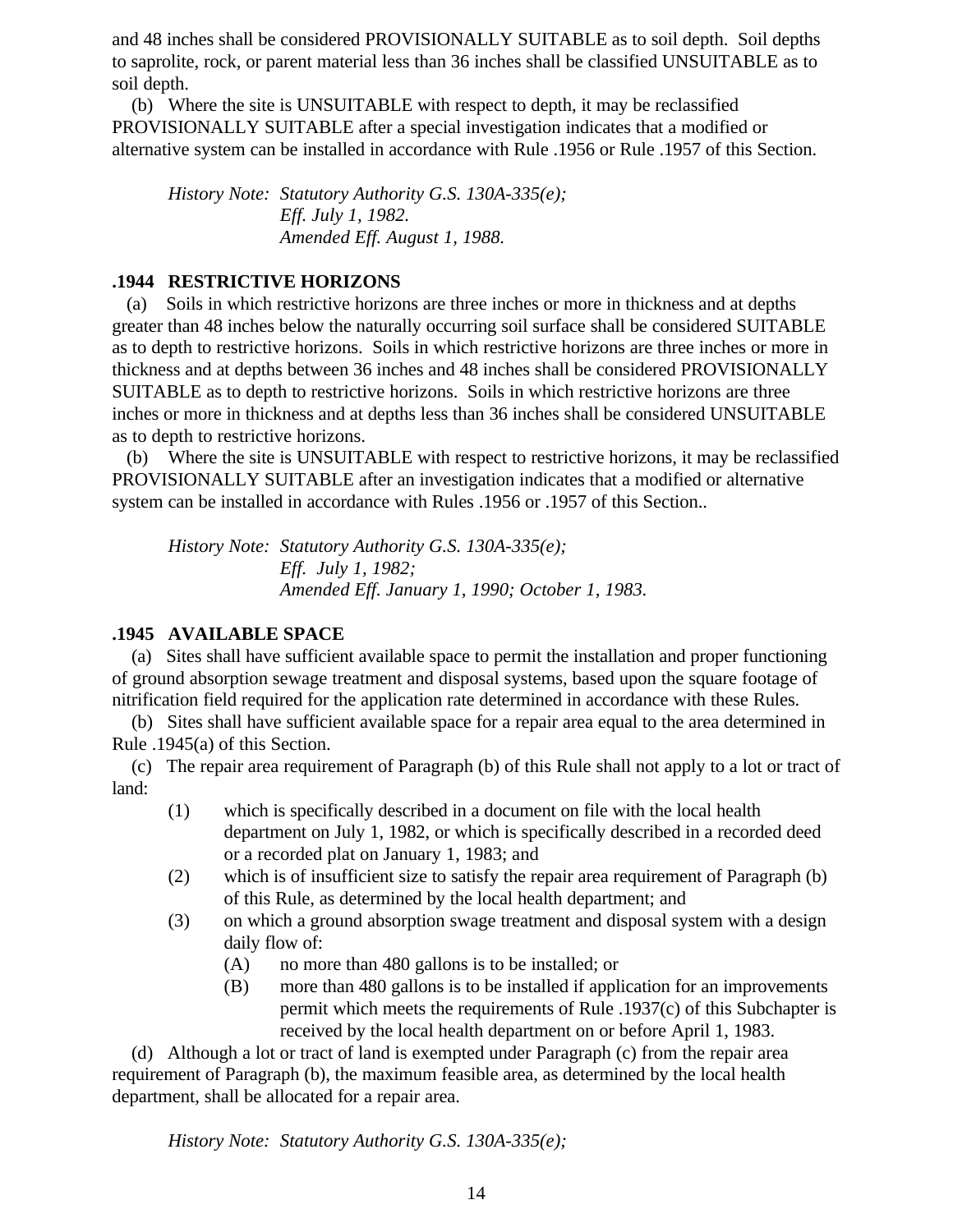and 48 inches shall be considered PROVISIONALLY SUITABLE as to soil depth. Soil depths to saprolite, rock, or parent material less than 36 inches shall be classified UNSUITABLE as to soil depth.

(b) Where the site is UNSUITABLE with respect to depth, it may be reclassified PROVISIONALLY SUITABLE after a special investigation indicates that a modified or alternative system can be installed in accordance with Rule .1956 or Rule .1957 of this Section.

*History Note: Statutory Authority G.S. 130A-335(e);*
*Eff. July 1, 1982.*
*Amended Eff. August 1, 1988.*

### .1944 RESTRICTIVE HORIZONS

(a) Soils in which restrictive horizons are three inches or more in thickness and at depths greater than 48 inches below the naturally occurring soil surface shall be considered SUITABLE as to depth to restrictive horizons. Soils in which restrictive horizons are three inches or more in thickness and at depths between 36 inches and 48 inches shall be considered PROVISIONALLY SUITABLE as to depth to restrictive horizons. Soils in which restrictive horizons are three inches or more in thickness and at depths less than 36 inches shall be considered UNSUITABLE as to depth to restrictive horizons.

(b) Where the site is UNSUITABLE with respect to restrictive horizons, it may be reclassified PROVISIONALLY SUITABLE after an investigation indicates that a modified or alternative system can be installed in accordance with Rules .1956 or .1957 of this Section..

*History Note: Statutory Authority G.S. 130A-335(e);*
*Eff. July 1, 1982;*
*Amended Eff. January 1, 1990; October 1, 1983.*

### .1945 AVAILABLE SPACE

(a) Sites shall have sufficient available space to permit the installation and proper functioning of ground absorption sewage treatment and disposal systems, based upon the square footage of nitrification field required for the application rate determined in accordance with these Rules.

(b) Sites shall have sufficient available space for a repair area equal to the area determined in Rule .1945(a) of this Section.

(c) The repair area requirement of Paragraph (b) of this Rule shall not apply to a lot or tract of land:

- (1) which is specifically described in a document on file with the local health department on July 1, 1982, or which is specifically described in a recorded deed or a recorded plat on January 1, 1983; and
- (2) which is of insufficient size to satisfy the repair area requirement of Paragraph (b) of this Rule, as determined by the local health department; and
- (3) on which a ground absorption swage treatment and disposal system with a design daily flow of:
  - (A) no more than 480 gallons is to be installed; or
  - (B) more than 480 gallons is to be installed if application for an improvements permit which meets the requirements of Rule .1937(c) of this Subchapter is received by the local health department on or before April 1, 1983.

(d) Although a lot or tract of land is exempted under Paragraph (c) from the repair area requirement of Paragraph (b), the maximum feasible area, as determined by the local health department, shall be allocated for a repair area.

*History Note: Statutory Authority G.S. 130A-335(e);*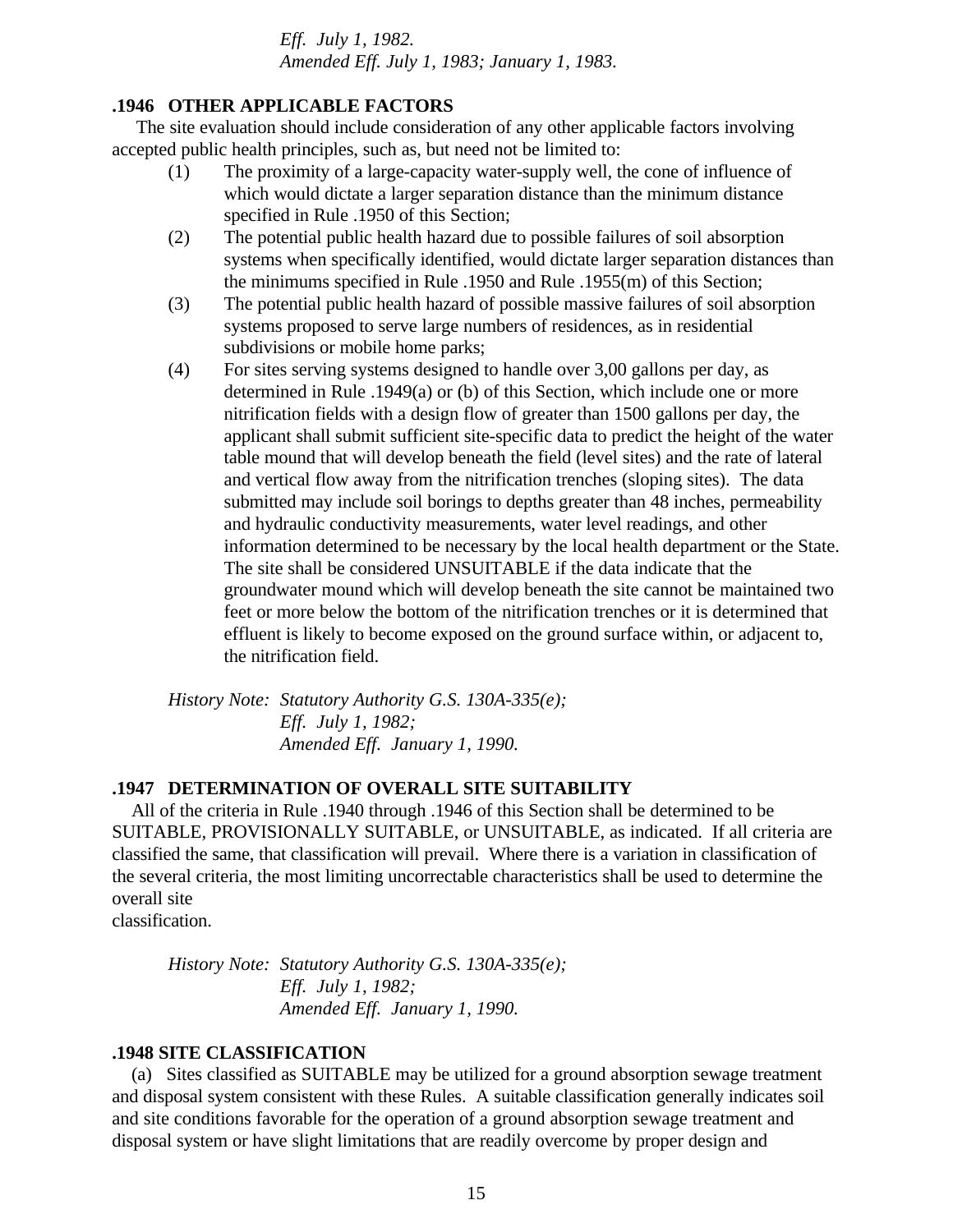*Eff. July 1, 1982.*
*Amended Eff. July 1, 1983; January 1, 1983.*

### .1946 OTHER APPLICABLE FACTORS

The site evaluation should include consideration of any other applicable factors involving accepted public health principles, such as, but need not be limited to:

(1) The proximity of a large-capacity water-supply well, the cone of influence of which would dictate a larger separation distance than the minimum distance specified in Rule .1950 of this Section;

(2) The potential public health hazard due to possible failures of soil absorption systems when specifically identified, would dictate larger separation distances than the minimums specified in Rule .1950 and Rule .1955(m) of this Section;

(3) The potential public health hazard of possible massive failures of soil absorption systems proposed to serve large numbers of residences, as in residential subdivisions or mobile home parks;

(4) For sites serving systems designed to handle over 3,00 gallons per day, as determined in Rule .1949(a) or (b) of this Section, which include one or more nitrification fields with a design flow of greater than 1500 gallons per day, the applicant shall submit sufficient site-specific data to predict the height of the water table mound that will develop beneath the field (level sites) and the rate of lateral and vertical flow away from the nitrification trenches (sloping sites). The data submitted may include soil borings to depths greater than 48 inches, permeability and hydraulic conductivity measurements, water level readings, and other information determined to be necessary by the local health department or the State. The site shall be considered UNSUITABLE if the data indicate that the groundwater mound which will develop beneath the site cannot be maintained two feet or more below the bottom of the nitrification trenches or it is determined that effluent is likely to become exposed on the ground surface within, or adjacent to, the nitrification field.

*History Note: Statutory Authority G.S. 130A-335(e);*
*Eff. July 1, 1982;*
*Amended Eff. January 1, 1990.*

### .1947 DETERMINATION OF OVERALL SITE SUITABILITY

All of the criteria in Rule .1940 through .1946 of this Section shall be determined to be SUITABLE, PROVISIONALLY SUITABLE, or UNSUITABLE, as indicated. If all criteria are classified the same, that classification will prevail. Where there is a variation in classification of the several criteria, the most limiting uncorrectable characteristics shall be used to determine the overall site
classification.

*History Note: Statutory Authority G.S. 130A-335(e);*
*Eff. July 1, 1982;*
*Amended Eff. January 1, 1990.*

### .1948 SITE CLASSIFICATION

(a) Sites classified as SUITABLE may be utilized for a ground absorption sewage treatment and disposal system consistent with these Rules. A suitable classification generally indicates soil and site conditions favorable for the operation of a ground absorption sewage treatment and disposal system or have slight limitations that are readily overcome by proper design and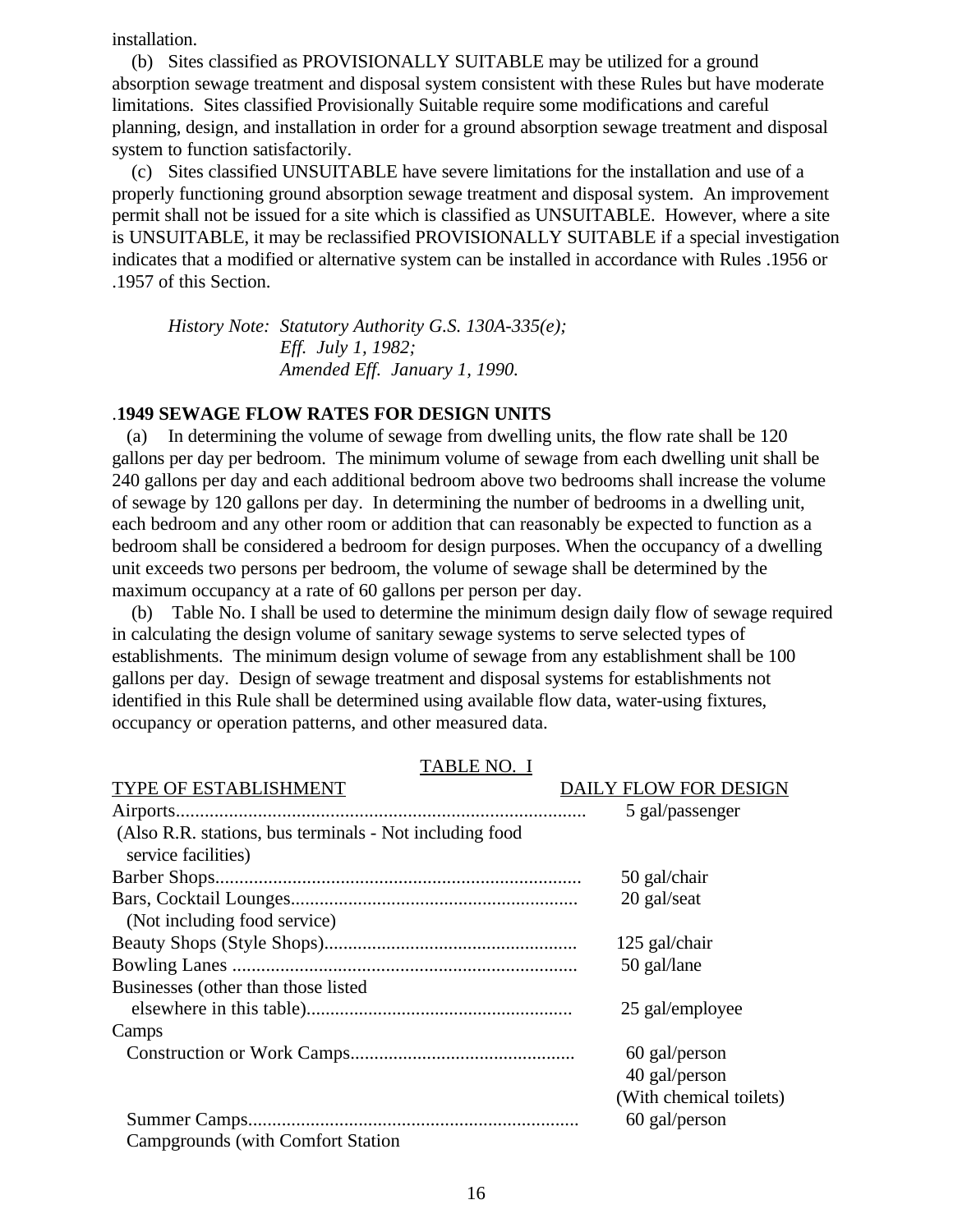installation.

(b) Sites classified as PROVISIONALLY SUITABLE may be utilized for a ground absorption sewage treatment and disposal system consistent with these Rules but have moderate limitations. Sites classified Provisionally Suitable require some modifications and careful planning, design, and installation in order for a ground absorption sewage treatment and disposal system to function satisfactorily.

(c) Sites classified UNSUITABLE have severe limitations for the installation and use of a properly functioning ground absorption sewage treatment and disposal system. An improvement permit shall not be issued for a site which is classified as UNSUITABLE. However, where a site is UNSUITABLE, it may be reclassified PROVISIONALLY SUITABLE if a special investigation indicates that a modified or alternative system can be installed in accordance with Rules .1956 or .1957 of this Section.

*History Note: Statutory Authority G.S. 130A-335(e);*
*Eff. July 1, 1982;*
*Amended Eff. January 1, 1990.*

**.1949 SEWAGE FLOW RATES FOR DESIGN UNITS**

(a) In determining the volume of sewage from dwelling units, the flow rate shall be 120 gallons per day per bedroom. The minimum volume of sewage from each dwelling unit shall be 240 gallons per day and each additional bedroom above two bedrooms shall increase the volume of sewage by 120 gallons per day. In determining the number of bedrooms in a dwelling unit, each bedroom and any other room or addition that can reasonably be expected to function as a bedroom shall be considered a bedroom for design purposes. When the occupancy of a dwelling unit exceeds two persons per bedroom, the volume of sewage shall be determined by the maximum occupancy at a rate of 60 gallons per person per day.

(b) Table No. I shall be used to determine the minimum design daily flow of sewage required in calculating the design volume of sanitary sewage systems to serve selected types of establishments. The minimum design volume of sewage from any establishment shall be 100 gallons per day. Design of sewage treatment and disposal systems for establishments not identified in this Rule shall be determined using available flow data, water-using fixtures, occupancy or operation patterns, and other measured data.

TABLE NO. I

| TYPE OF ESTABLISHMENT | DAILY FLOW FOR DESIGN |
|---|---|
| Airports (Also R.R. stations, bus terminals - Not including food service facilities) | 5 gal/passenger |
| Barber Shops | 50 gal/chair |
| Bars, Cocktail Lounges (Not including food service) | 20 gal/seat |
| Beauty Shops (Style Shops) | 125 gal/chair |
| Bowling Lanes | 50 gal/lane |
| Businesses (other than those listed elsewhere in this table) | 25 gal/employee |
| Camps | |
| Construction or Work Camps | 60 gal/person<br>40 gal/person (With chemical toilets) |
| Summer Camps | 60 gal/person |
| Campgrounds (with Comfort Station | |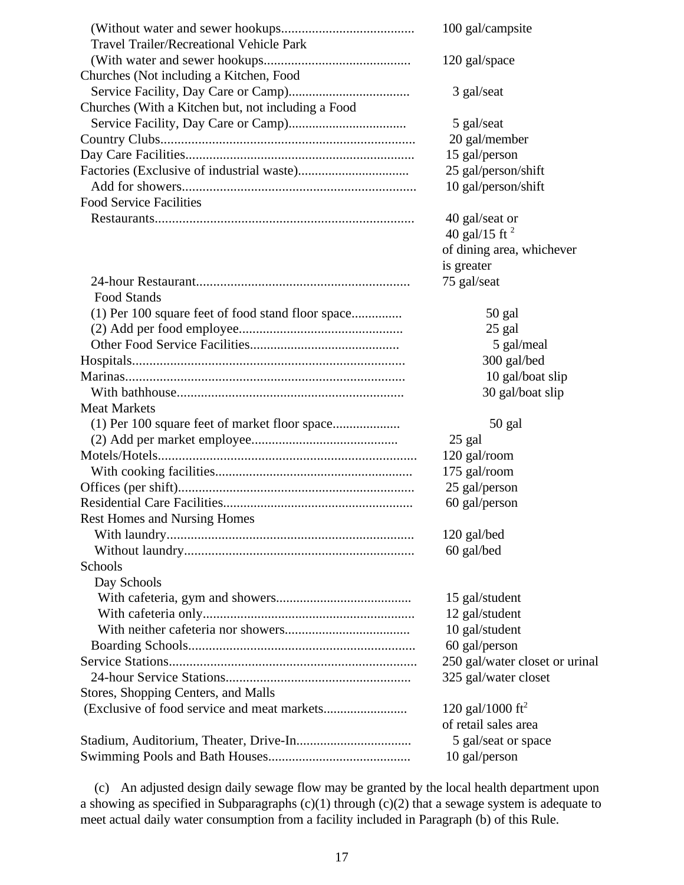| Establishment | Daily Flow |
|---|---|
| (Without water and sewer hookups | 100 gal/campsite |
| Travel Trailer/Recreational Vehicle Park (With water and sewer hookups | 120 gal/space |
| Churches (Not including a Kitchen, Food Service Facility, Day Care or Camp) | 3 gal/seat |
| Churches (With a Kitchen but, not including a Food Service Facility, Day Care or Camp) | 5 gal/seat |
| Country Clubs | 20 gal/member |
| Day Care Facilities | 15 gal/person |
| Factories (Exclusive of industrial waste) | 25 gal/person/shift |
| Add for showers | 10 gal/person/shift |
| Food Service Facilities | |
| Restaurants | 40 gal/seat or 40 gal/15 ft $^2$ of dining area, whichever is greater |
| 24-hour Restaurant | 75 gal/seat |
| Food Stands | |
| (1) Per 100 square feet of food stand floor space | 50 gal |
| (2) Add per food employee | 25 gal |
| Other Food Service Facilities | 5 gal/meal |
| Hospitals | 300 gal/bed |
| Marinas | 10 gal/boat slip |
| With bathhouse | 30 gal/boat slip |
| Meat Markets | |
| (1) Per 100 square feet of market floor space | 50 gal |
| (2) Add per market employee | 25 gal |
| Motels/Hotels | 120 gal/room |
| With cooking facilities | 175 gal/room |
| Offices (per shift) | 25 gal/person |
| Residential Care Facilities | 60 gal/person |
| Rest Homes and Nursing Homes | |
| With laundry | 120 gal/bed |
| Without laundry | 60 gal/bed |
| Schools | |
| Day Schools | |
| With cafeteria, gym and showers | 15 gal/student |
| With cafeteria only | 12 gal/student |
| With neither cafeteria nor showers | 10 gal/student |
| Boarding Schools | 60 gal/person |
| Service Stations | 250 gal/water closet or urinal |
| 24-hour Service Stations | 325 gal/water closet |
| Stores, Shopping Centers, and Malls (Exclusive of food service and meat markets | 120 gal/1000 ft$^2$ of retail sales area |
| Stadium, Auditorium, Theater, Drive-In | 5 gal/seat or space |
| Swimming Pools and Bath Houses | 10 gal/person |

(c) An adjusted design daily sewage flow may be granted by the local health department upon a showing as specified in Subparagraphs (c)(1) through (c)(2) that a sewage system is adequate to meet actual daily water consumption from a facility included in Paragraph (b) of this Rule.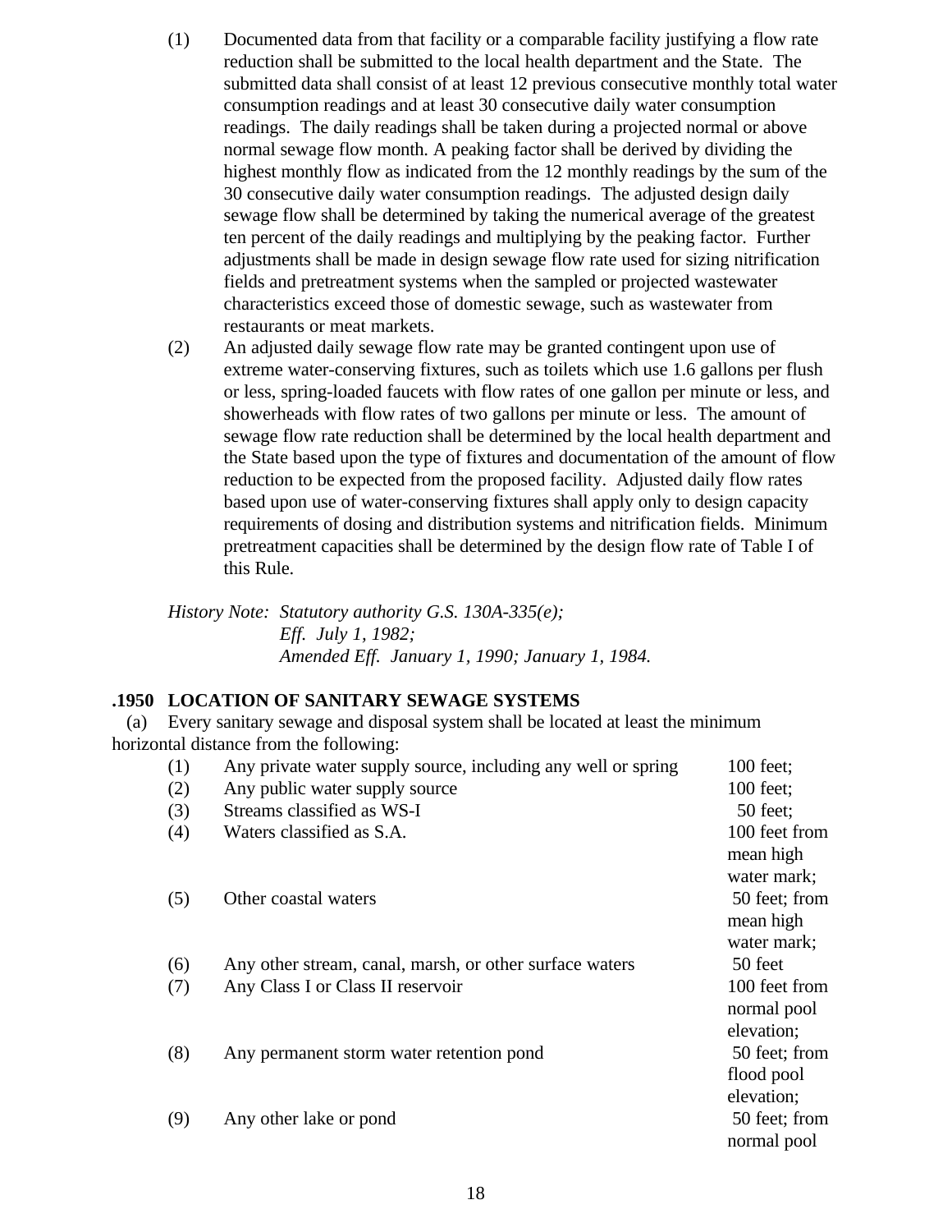(1) Documented data from that facility or a comparable facility justifying a flow rate reduction shall be submitted to the local health department and the State. The submitted data shall consist of at least 12 previous consecutive monthly total water consumption readings and at least 30 consecutive daily water consumption readings. The daily readings shall be taken during a projected normal or above normal sewage flow month. A peaking factor shall be derived by dividing the highest monthly flow as indicated from the 12 monthly readings by the sum of the 30 consecutive daily water consumption readings. The adjusted design daily sewage flow shall be determined by taking the numerical average of the greatest ten percent of the daily readings and multiplying by the peaking factor. Further adjustments shall be made in design sewage flow rate used for sizing nitrification fields and pretreatment systems when the sampled or projected wastewater characteristics exceed those of domestic sewage, such as wastewater from restaurants or meat markets.

(2) An adjusted daily sewage flow rate may be granted contingent upon use of extreme water-conserving fixtures, such as toilets which use 1.6 gallons per flush or less, spring-loaded faucets with flow rates of one gallon per minute or less, and showerheads with flow rates of two gallons per minute or less. The amount of sewage flow rate reduction shall be determined by the local health department and the State based upon the type of fixtures and documentation of the amount of flow reduction to be expected from the proposed facility. Adjusted daily flow rates based upon use of water-conserving fixtures shall apply only to design capacity requirements of dosing and distribution systems and nitrification fields. Minimum pretreatment capacities shall be determined by the design flow rate of Table I of this Rule.

*History Note: Statutory authority G.S. 130A-335(e);*
*Eff. July 1, 1982;*
*Amended Eff. January 1, 1990; January 1, 1984.*

**.1950 LOCATION OF SANITARY SEWAGE SYSTEMS**

(a) Every sanitary sewage and disposal system shall be located at least the minimum horizontal distance from the following:

| | | |
|---|---|---|
| (1) | Any private water supply source, including any well or spring | 100 feet; |
| (2) | Any public water supply source | 100 feet; |
| (3) | Streams classified as WS-I | 50 feet; |
| (4) | Waters classified as S.A. | 100 feet from mean high water mark; |
| (5) | Other coastal waters | 50 feet; from mean high water mark; |
| (6) | Any other stream, canal, marsh, or other surface waters | 50 feet |
| (7) | Any Class I or Class II reservoir | 100 feet from normal pool elevation; |
| (8) | Any permanent storm water retention pond | 50 feet; from flood pool elevation; |
| (9) | Any other lake or pond | 50 feet; from normal pool |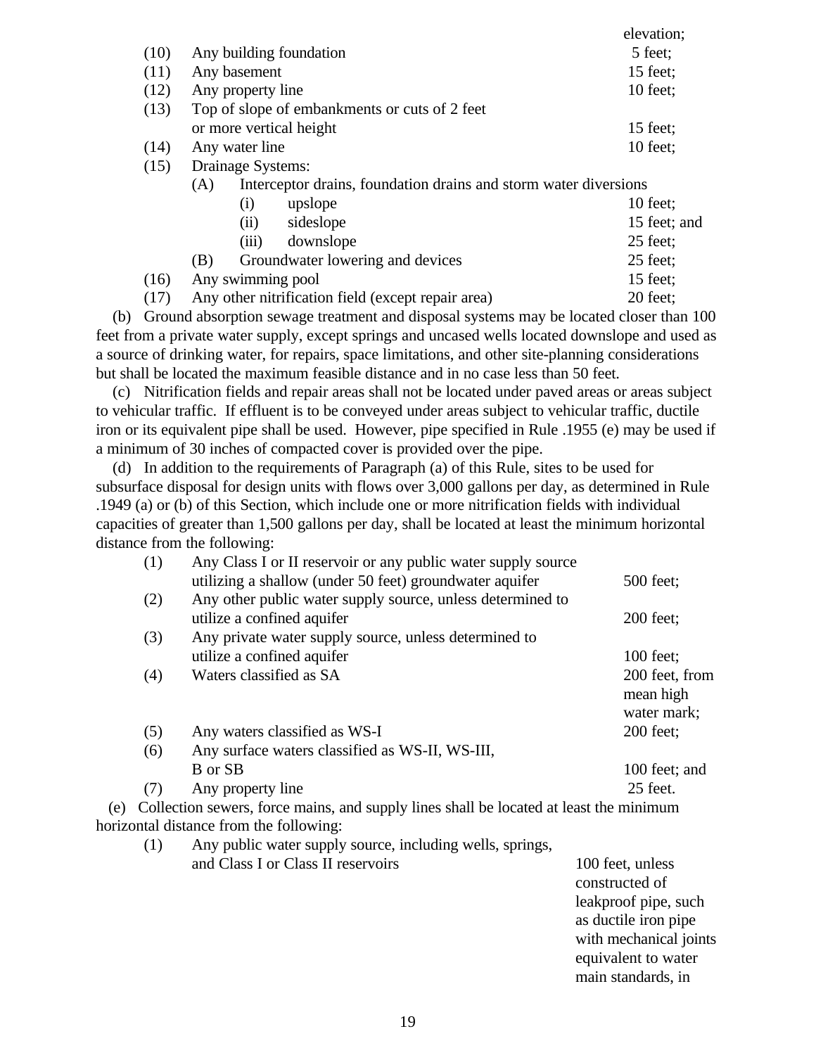elevation;

| | | |
|---|---|---|
| (10) | Any building foundation | 5 feet; |
| (11) | Any basement | 15 feet; |
| (12) | Any property line | 10 feet; |
| (13) | Top of slope of embankments or cuts of 2 feet or more vertical height | 15 feet; |
| (14) | Any water line | 10 feet; |
| (15) | Drainage Systems: | |
| | (A) Interceptor drains, foundation drains and storm water diversions | |
| | (i) upslope | 10 feet; |
| | (ii) sideslope | 15 feet; and |
| | (iii) downslope | 25 feet; |
| | (B) Groundwater lowering and devices | 25 feet; |
| (16) | Any swimming pool | 15 feet; |
| (17) | Any other nitrification field (except repair area) | 20 feet; |

(b) Ground absorption sewage treatment and disposal systems may be located closer than 100 feet from a private water supply, except springs and uncased wells located downslope and used as a source of drinking water, for repairs, space limitations, and other site-planning considerations but shall be located the maximum feasible distance and in no case less than 50 feet.

(c) Nitrification fields and repair areas shall not be located under paved areas or areas subject to vehicular traffic. If effluent is to be conveyed under areas subject to vehicular traffic, ductile iron or its equivalent pipe shall be used. However, pipe specified in Rule .1955 (e) may be used if a minimum of 30 inches of compacted cover is provided over the pipe.

(d) In addition to the requirements of Paragraph (a) of this Rule, sites to be used for subsurface disposal for design units with flows over 3,000 gallons per day, as determined in Rule .1949 (a) or (b) of this Section, which include one or more nitrification fields with individual capacities of greater than 1,500 gallons per day, shall be located at least the minimum horizontal distance from the following:

| | | |
|---|---|---|
| (1) | Any Class I or II reservoir or any public water supply source utilizing a shallow (under 50 feet) groundwater aquifer | 500 feet; |
| (2) | Any other public water supply source, unless determined to utilize a confined aquifer | 200 feet; |
| (3) | Any private water supply source, unless determined to utilize a confined aquifer | 100 feet; |
| (4) | Waters classified as SA | 200 feet, from mean high water mark; |
| (5) | Any waters classified as WS-I | 200 feet; |
| (6) | Any surface waters classified as WS-II, WS-III, B or SB | 100 feet; and |
| (7) | Any property line | 25 feet. |

(e) Collection sewers, force mains, and supply lines shall be located at least the minimum horizontal distance from the following:

| | | |
|---|---|---|
| (1) | Any public water supply source, including wells, springs, and Class I or Class II reservoirs | 100 feet, unless constructed of leakproof pipe, such as ductile iron pipe with mechanical joints equivalent to water main standards, in |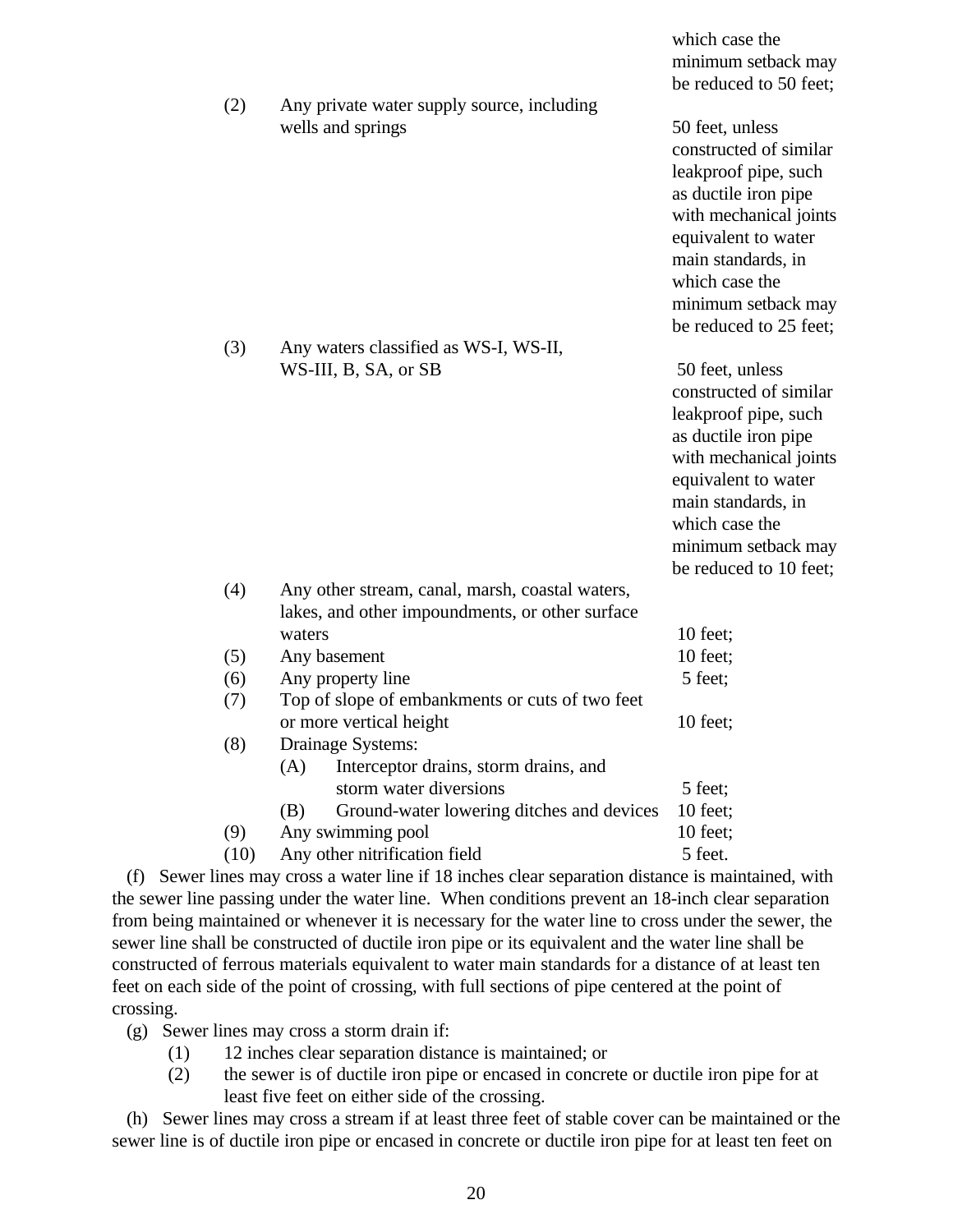which case the minimum setback may be reduced to 50 feet;

| | | |
|---|---|---|
| (2) | Any private water supply source, including wells and springs | 50 feet, unless constructed of similar leakproof pipe, such as ductile iron pipe with mechanical joints equivalent to water main standards, in which case the minimum setback may be reduced to 25 feet; |
| (3) | Any waters classified as WS-I, WS-II, WS-III, B, SA, or SB | 50 feet, unless constructed of similar leakproof pipe, such as ductile iron pipe with mechanical joints equivalent to water main standards, in which case the minimum setback may be reduced to 10 feet; |
| (4) | Any other stream, canal, marsh, coastal waters, lakes, and other impoundments, or other surface waters | 10 feet; |
| (5) | Any basement | 10 feet; |
| (6) | Any property line | 5 feet; |
| (7) | Top of slope of embankments or cuts of two feet or more vertical height | 10 feet; |
| (8) | Drainage Systems: | |
| | (A) Interceptor drains, storm drains, and storm water diversions | 5 feet; |
| | (B) Ground-water lowering ditches and devices | 10 feet; |
| (9) | Any swimming pool | 10 feet; |
| (10) | Any other nitrification field | 5 feet. |

(f) Sewer lines may cross a water line if 18 inches clear separation distance is maintained, with the sewer line passing under the water line. When conditions prevent an 18-inch clear separation from being maintained or whenever it is necessary for the water line to cross under the sewer, the sewer line shall be constructed of ductile iron pipe or its equivalent and the water line shall be constructed of ferrous materials equivalent to water main standards for a distance of at least ten feet on each side of the point of crossing, with full sections of pipe centered at the point of crossing.

(g) Sewer lines may cross a storm drain if:

(1) 12 inches clear separation distance is maintained; or

(2) the sewer is of ductile iron pipe or encased in concrete or ductile iron pipe for at least five feet on either side of the crossing.

(h) Sewer lines may cross a stream if at least three feet of stable cover can be maintained or the sewer line is of ductile iron pipe or encased in concrete or ductile iron pipe for at least ten feet on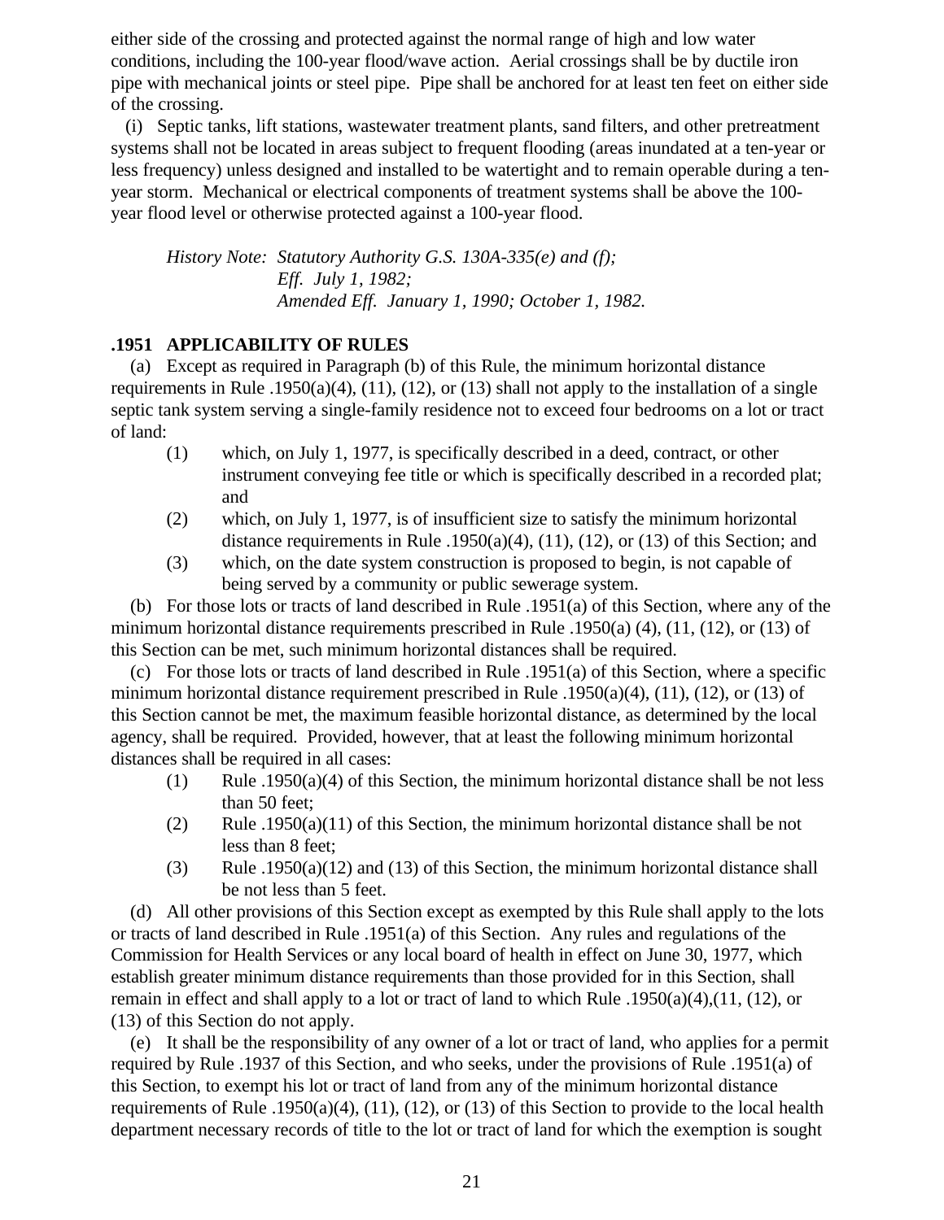either side of the crossing and protected against the normal range of high and low water conditions, including the 100-year flood/wave action. Aerial crossings shall be by ductile iron pipe with mechanical joints or steel pipe. Pipe shall be anchored for at least ten feet on either side of the crossing.

(i) Septic tanks, lift stations, wastewater treatment plants, sand filters, and other pretreatment systems shall not be located in areas subject to frequent flooding (areas inundated at a ten-year or less frequency) unless designed and installed to be watertight and to remain operable during a ten-year storm. Mechanical or electrical components of treatment systems shall be above the 100-year flood level or otherwise protected against a 100-year flood.

*History Note: Statutory Authority G.S. 130A-335(e) and (f);*
*Eff. July 1, 1982;*
*Amended Eff. January 1, 1990; October 1, 1982.*

**.1951 APPLICABILITY OF RULES**

(a) Except as required in Paragraph (b) of this Rule, the minimum horizontal distance requirements in Rule .1950(a)(4), (11), (12), or (13) shall not apply to the installation of a single septic tank system serving a single-family residence not to exceed four bedrooms on a lot or tract of land:

(1) which, on July 1, 1977, is specifically described in a deed, contract, or other instrument conveying fee title or which is specifically described in a recorded plat; and

(2) which, on July 1, 1977, is of insufficient size to satisfy the minimum horizontal distance requirements in Rule .1950(a)(4), (11), (12), or (13) of this Section; and

(3) which, on the date system construction is proposed to begin, is not capable of being served by a community or public sewerage system.

(b) For those lots or tracts of land described in Rule .1951(a) of this Section, where any of the minimum horizontal distance requirements prescribed in Rule .1950(a) (4), (11, (12), or (13) of this Section can be met, such minimum horizontal distances shall be required.

(c) For those lots or tracts of land described in Rule .1951(a) of this Section, where a specific minimum horizontal distance requirement prescribed in Rule .1950(a)(4), (11), (12), or (13) of this Section cannot be met, the maximum feasible horizontal distance, as determined by the local agency, shall be required. Provided, however, that at least the following minimum horizontal distances shall be required in all cases:

(1) Rule .1950(a)(4) of this Section, the minimum horizontal distance shall be not less than 50 feet;

(2) Rule .1950(a)(11) of this Section, the minimum horizontal distance shall be not less than 8 feet;

(3) Rule .1950(a)(12) and (13) of this Section, the minimum horizontal distance shall be not less than 5 feet.

(d) All other provisions of this Section except as exempted by this Rule shall apply to the lots or tracts of land described in Rule .1951(a) of this Section. Any rules and regulations of the Commission for Health Services or any local board of health in effect on June 30, 1977, which establish greater minimum distance requirements than those provided for in this Section, shall remain in effect and shall apply to a lot or tract of land to which Rule .1950(a)(4),(11, (12), or (13) of this Section do not apply.

(e) It shall be the responsibility of any owner of a lot or tract of land, who applies for a permit required by Rule .1937 of this Section, and who seeks, under the provisions of Rule .1951(a) of this Section, to exempt his lot or tract of land from any of the minimum horizontal distance requirements of Rule .1950(a)(4), (11), (12), or (13) of this Section to provide to the local health department necessary records of title to the lot or tract of land for which the exemption is sought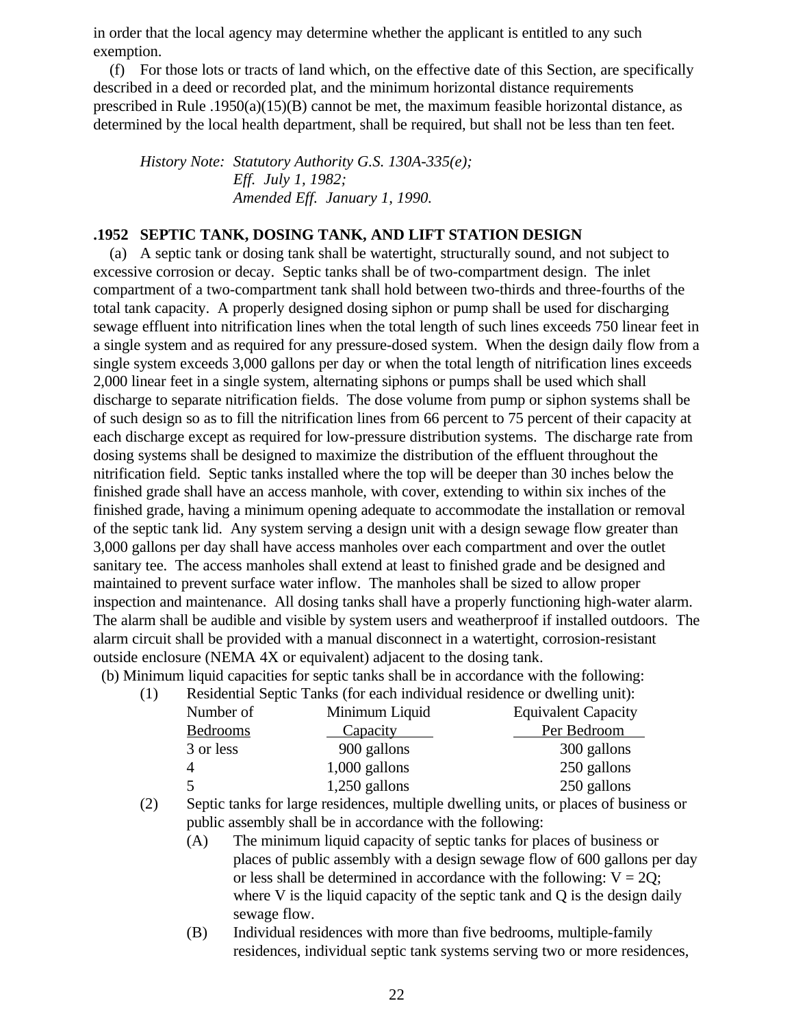in order that the local agency may determine whether the applicant is entitled to any such exemption.

(f) For those lots or tracts of land which, on the effective date of this Section, are specifically described in a deed or recorded plat, and the minimum horizontal distance requirements prescribed in Rule .1950(a)(15)(B) cannot be met, the maximum feasible horizontal distance, as determined by the local health department, shall be required, but shall not be less than ten feet.

*History Note: Statutory Authority G.S. 130A-335(e);*
*Eff. July 1, 1982;*
*Amended Eff. January 1, 1990.*

**.1952 SEPTIC TANK, DOSING TANK, AND LIFT STATION DESIGN**

(a) A septic tank or dosing tank shall be watertight, structurally sound, and not subject to excessive corrosion or decay. Septic tanks shall be of two-compartment design. The inlet compartment of a two-compartment tank shall hold between two-thirds and three-fourths of the total tank capacity. A properly designed dosing siphon or pump shall be used for discharging sewage effluent into nitrification lines when the total length of such lines exceeds 750 linear feet in a single system and as required for any pressure-dosed system. When the design daily flow from a single system exceeds 3,000 gallons per day or when the total length of nitrification lines exceeds 2,000 linear feet in a single system, alternating siphons or pumps shall be used which shall discharge to separate nitrification fields. The dose volume from pump or siphon systems shall be of such design so as to fill the nitrification lines from 66 percent to 75 percent of their capacity at each discharge except as required for low-pressure distribution systems. The discharge rate from dosing systems shall be designed to maximize the distribution of the effluent throughout the nitrification field. Septic tanks installed where the top will be deeper than 30 inches below the finished grade shall have an access manhole, with cover, extending to within six inches of the finished grade, having a minimum opening adequate to accommodate the installation or removal of the septic tank lid. Any system serving a design unit with a design sewage flow greater than 3,000 gallons per day shall have access manholes over each compartment and over the outlet sanitary tee. The access manholes shall extend at least to finished grade and be designed and maintained to prevent surface water inflow. The manholes shall be sized to allow proper inspection and maintenance. All dosing tanks shall have a properly functioning high-water alarm. The alarm shall be audible and visible by system users and weatherproof if installed outdoors. The alarm circuit shall be provided with a manual disconnect in a watertight, corrosion-resistant outside enclosure (NEMA 4X or equivalent) adjacent to the dosing tank.

(b) Minimum liquid capacities for septic tanks shall be in accordance with the following:

(1) Residential Septic Tanks (for each individual residence or dwelling unit):

| Number of Bedrooms | Minimum Liquid Capacity | Equivalent Capacity Per Bedroom |
|---|---|---|
| 3 or less | 900 gallons | 300 gallons |
| 4 | 1,000 gallons | 250 gallons |
| 5 | 1,250 gallons | 250 gallons |

(2) Septic tanks for large residences, multiple dwelling units, or places of business or public assembly shall be in accordance with the following:

(A) The minimum liquid capacity of septic tanks for places of business or places of public assembly with a design sewage flow of 600 gallons per day or less shall be determined in accordance with the following: $V = 2Q$; where V is the liquid capacity of the septic tank and Q is the design daily sewage flow.

(B) Individual residences with more than five bedrooms, multiple-family residences, individual septic tank systems serving two or more residences,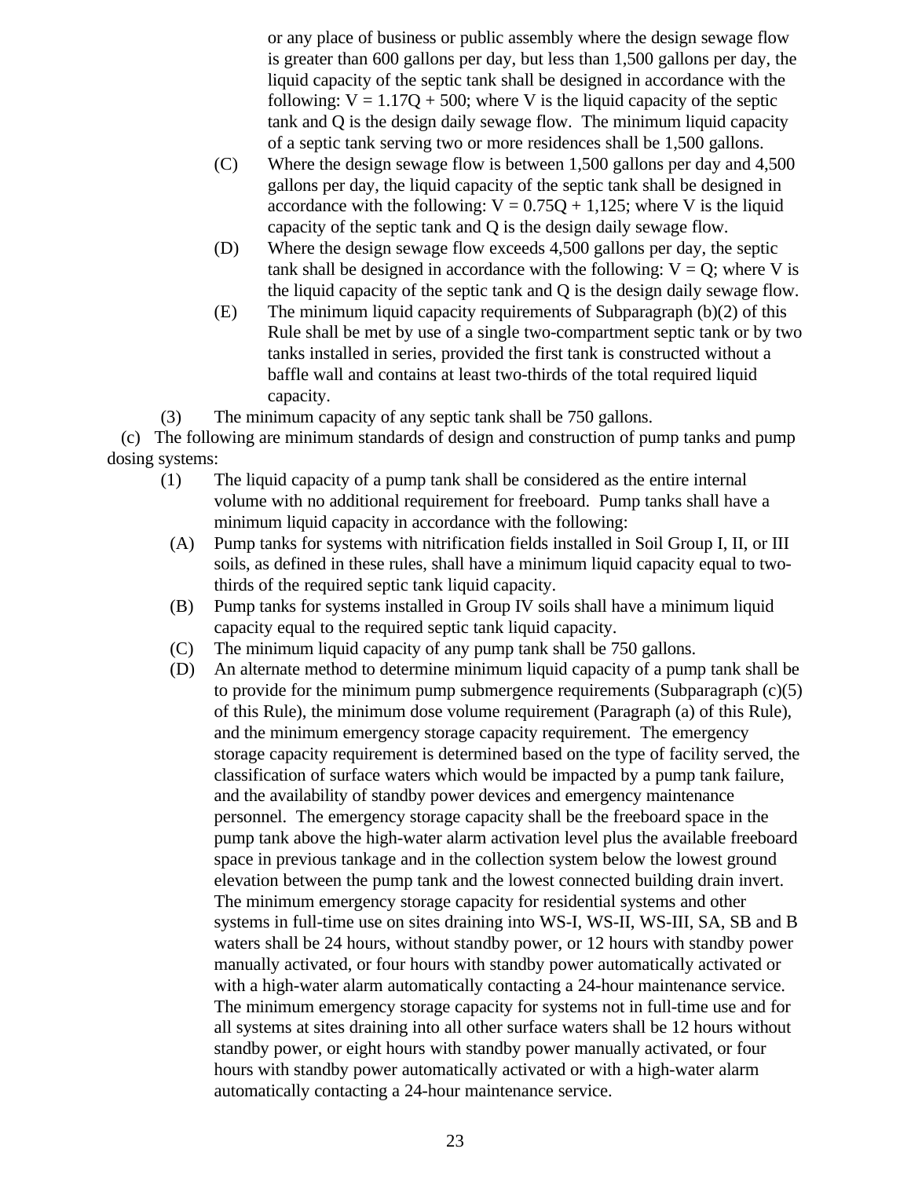or any place of business or public assembly where the design sewage flow is greater than 600 gallons per day, but less than 1,500 gallons per day, the liquid capacity of the septic tank shall be designed in accordance with the following: $V = 1.17Q + 500$; where V is the liquid capacity of the septic tank and Q is the design daily sewage flow. The minimum liquid capacity of a septic tank serving two or more residences shall be 1,500 gallons.

(C) Where the design sewage flow is between 1,500 gallons per day and 4,500 gallons per day, the liquid capacity of the septic tank shall be designed in accordance with the following: $V = 0.75Q + 1{,}125$; where V is the liquid capacity of the septic tank and Q is the design daily sewage flow.

(D) Where the design sewage flow exceeds 4,500 gallons per day, the septic tank shall be designed in accordance with the following: $V = Q$; where V is the liquid capacity of the septic tank and Q is the design daily sewage flow.

(E) The minimum liquid capacity requirements of Subparagraph (b)(2) of this Rule shall be met by use of a single two-compartment septic tank or by two tanks installed in series, provided the first tank is constructed without a baffle wall and contains at least two-thirds of the total required liquid capacity.

(3) The minimum capacity of any septic tank shall be 750 gallons.

(c) The following are minimum standards of design and construction of pump tanks and pump dosing systems:

(1) The liquid capacity of a pump tank shall be considered as the entire internal volume with no additional requirement for freeboard. Pump tanks shall have a minimum liquid capacity in accordance with the following:

(A) Pump tanks for systems with nitrification fields installed in Soil Group I, II, or III soils, as defined in these rules, shall have a minimum liquid capacity equal to two-thirds of the required septic tank liquid capacity.

(B) Pump tanks for systems installed in Group IV soils shall have a minimum liquid capacity equal to the required septic tank liquid capacity.

(C) The minimum liquid capacity of any pump tank shall be 750 gallons.

(D) An alternate method to determine minimum liquid capacity of a pump tank shall be to provide for the minimum pump submergence requirements (Subparagraph (c)(5) of this Rule), the minimum dose volume requirement (Paragraph (a) of this Rule), and the minimum emergency storage capacity requirement. The emergency storage capacity requirement is determined based on the type of facility served, the classification of surface waters which would be impacted by a pump tank failure, and the availability of standby power devices and emergency maintenance personnel. The emergency storage capacity shall be the freeboard space in the pump tank above the high-water alarm activation level plus the available freeboard space in previous tankage and in the collection system below the lowest ground elevation between the pump tank and the lowest connected building drain invert. The minimum emergency storage capacity for residential systems and other systems in full-time use on sites draining into WS-I, WS-II, WS-III, SA, SB and B waters shall be 24 hours, without standby power, or 12 hours with standby power manually activated, or four hours with standby power automatically activated or with a high-water alarm automatically contacting a 24-hour maintenance service. The minimum emergency storage capacity for systems not in full-time use and for all systems at sites draining into all other surface waters shall be 12 hours without standby power, or eight hours with standby power manually activated, or four hours with standby power automatically activated or with a high-water alarm automatically contacting a 24-hour maintenance service.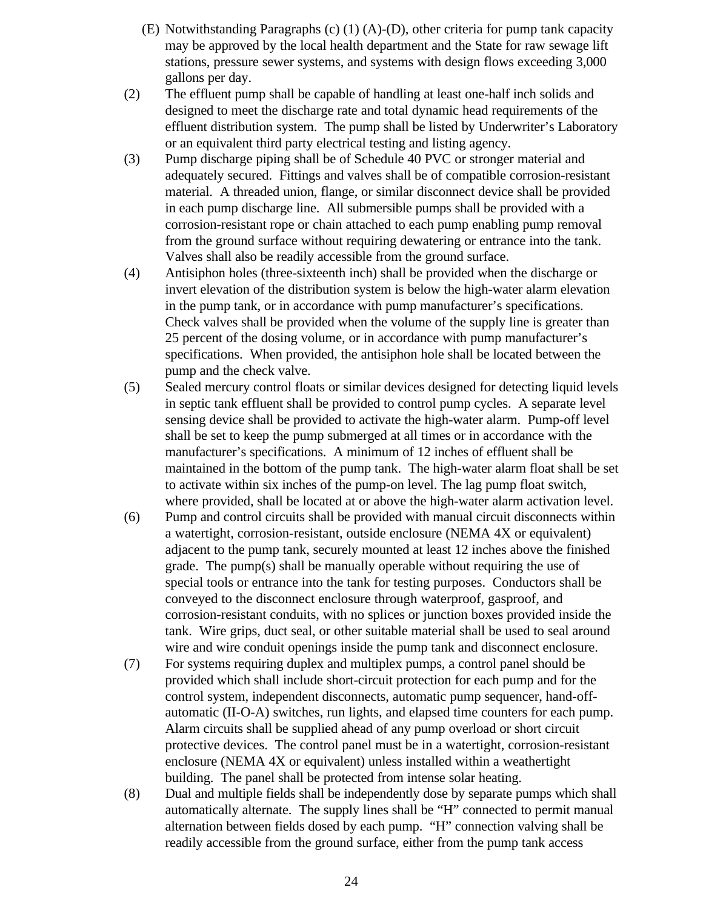(E) Notwithstanding Paragraphs (c) (1) (A)-(D), other criteria for pump tank capacity may be approved by the local health department and the State for raw sewage lift stations, pressure sewer systems, and systems with design flows exceeding 3,000 gallons per day.

(2) The effluent pump shall be capable of handling at least one-half inch solids and designed to meet the discharge rate and total dynamic head requirements of the effluent distribution system. The pump shall be listed by Underwriter's Laboratory or an equivalent third party electrical testing and listing agency.

(3) Pump discharge piping shall be of Schedule 40 PVC or stronger material and adequately secured. Fittings and valves shall be of compatible corrosion-resistant material. A threaded union, flange, or similar disconnect device shall be provided in each pump discharge line. All submersible pumps shall be provided with a corrosion-resistant rope or chain attached to each pump enabling pump removal from the ground surface without requiring dewatering or entrance into the tank. Valves shall also be readily accessible from the ground surface.

(4) Antisiphon holes (three-sixteenth inch) shall be provided when the discharge or invert elevation of the distribution system is below the high-water alarm elevation in the pump tank, or in accordance with pump manufacturer's specifications. Check valves shall be provided when the volume of the supply line is greater than 25 percent of the dosing volume, or in accordance with pump manufacturer's specifications. When provided, the antisiphon hole shall be located between the pump and the check valve.

(5) Sealed mercury control floats or similar devices designed for detecting liquid levels in septic tank effluent shall be provided to control pump cycles. A separate level sensing device shall be provided to activate the high-water alarm. Pump-off level shall be set to keep the pump submerged at all times or in accordance with the manufacturer's specifications. A minimum of 12 inches of effluent shall be maintained in the bottom of the pump tank. The high-water alarm float shall be set to activate within six inches of the pump-on level. The lag pump float switch, where provided, shall be located at or above the high-water alarm activation level.

(6) Pump and control circuits shall be provided with manual circuit disconnects within a watertight, corrosion-resistant, outside enclosure (NEMA 4X or equivalent) adjacent to the pump tank, securely mounted at least 12 inches above the finished grade. The pump(s) shall be manually operable without requiring the use of special tools or entrance into the tank for testing purposes. Conductors shall be conveyed to the disconnect enclosure through waterproof, gasproof, and corrosion-resistant conduits, with no splices or junction boxes provided inside the tank. Wire grips, duct seal, or other suitable material shall be used to seal around wire and wire conduit openings inside the pump tank and disconnect enclosure.

(7) For systems requiring duplex and multiplex pumps, a control panel should be provided which shall include short-circuit protection for each pump and for the control system, independent disconnects, automatic pump sequencer, hand-off-automatic (II-O-A) switches, run lights, and elapsed time counters for each pump. Alarm circuits shall be supplied ahead of any pump overload or short circuit protective devices. The control panel must be in a watertight, corrosion-resistant enclosure (NEMA 4X or equivalent) unless installed within a weathertight building. The panel shall be protected from intense solar heating.

(8) Dual and multiple fields shall be independently dose by separate pumps which shall automatically alternate. The supply lines shall be "H" connected to permit manual alternation between fields dosed by each pump. "H" connection valving shall be readily accessible from the ground surface, either from the pump tank access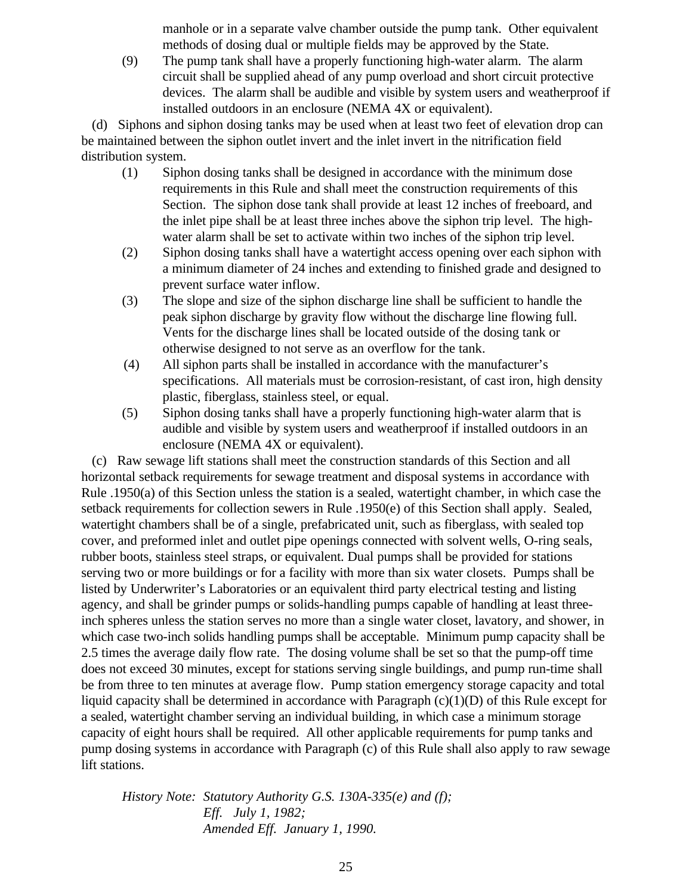manhole or in a separate valve chamber outside the pump tank. Other equivalent methods of dosing dual or multiple fields may be approved by the State.

(9) The pump tank shall have a properly functioning high-water alarm. The alarm circuit shall be supplied ahead of any pump overload and short circuit protective devices. The alarm shall be audible and visible by system users and weatherproof if installed outdoors in an enclosure (NEMA 4X or equivalent).

(d) Siphons and siphon dosing tanks may be used when at least two feet of elevation drop can be maintained between the siphon outlet invert and the inlet invert in the nitrification field distribution system.

(1) Siphon dosing tanks shall be designed in accordance with the minimum dose requirements in this Rule and shall meet the construction requirements of this Section. The siphon dose tank shall provide at least 12 inches of freeboard, and the inlet pipe shall be at least three inches above the siphon trip level. The high-water alarm shall be set to activate within two inches of the siphon trip level.

(2) Siphon dosing tanks shall have a watertight access opening over each siphon with a minimum diameter of 24 inches and extending to finished grade and designed to prevent surface water inflow.

(3) The slope and size of the siphon discharge line shall be sufficient to handle the peak siphon discharge by gravity flow without the discharge line flowing full. Vents for the discharge lines shall be located outside of the dosing tank or otherwise designed to not serve as an overflow for the tank.

(4) All siphon parts shall be installed in accordance with the manufacturer's specifications. All materials must be corrosion-resistant, of cast iron, high density plastic, fiberglass, stainless steel, or equal.

(5) Siphon dosing tanks shall have a properly functioning high-water alarm that is audible and visible by system users and weatherproof if installed outdoors in an enclosure (NEMA 4X or equivalent).

(c) Raw sewage lift stations shall meet the construction standards of this Section and all horizontal setback requirements for sewage treatment and disposal systems in accordance with Rule .1950(a) of this Section unless the station is a sealed, watertight chamber, in which case the setback requirements for collection sewers in Rule .1950(e) of this Section shall apply. Sealed, watertight chambers shall be of a single, prefabricated unit, such as fiberglass, with sealed top cover, and preformed inlet and outlet pipe openings connected with solvent wells, O-ring seals, rubber boots, stainless steel straps, or equivalent. Dual pumps shall be provided for stations serving two or more buildings or for a facility with more than six water closets. Pumps shall be listed by Underwriter's Laboratories or an equivalent third party electrical testing and listing agency, and shall be grinder pumps or solids-handling pumps capable of handling at least three-inch spheres unless the station serves no more than a single water closet, lavatory, and shower, in which case two-inch solids handling pumps shall be acceptable. Minimum pump capacity shall be 2.5 times the average daily flow rate. The dosing volume shall be set so that the pump-off time does not exceed 30 minutes, except for stations serving single buildings, and pump run-time shall be from three to ten minutes at average flow. Pump station emergency storage capacity and total liquid capacity shall be determined in accordance with Paragraph (c)(1)(D) of this Rule except for a sealed, watertight chamber serving an individual building, in which case a minimum storage capacity of eight hours shall be required. All other applicable requirements for pump tanks and pump dosing systems in accordance with Paragraph (c) of this Rule shall also apply to raw sewage lift stations.

*History Note: Statutory Authority G.S. 130A-335(e) and (f);*
*Eff. July 1, 1982;*
*Amended Eff. January 1, 1990.*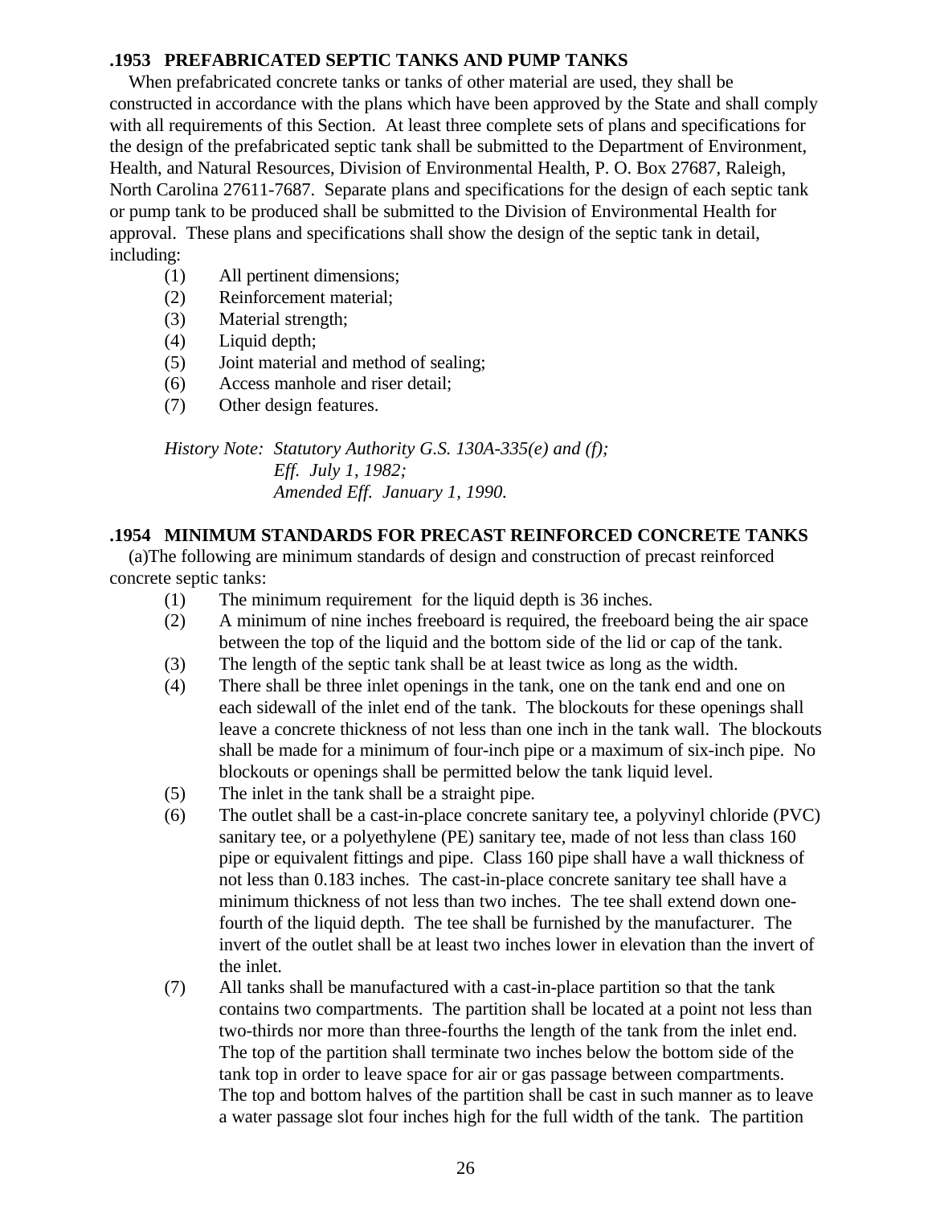### .1953 PREFABRICATED SEPTIC TANKS AND PUMP TANKS

When prefabricated concrete tanks or tanks of other material are used, they shall be constructed in accordance with the plans which have been approved by the State and shall comply with all requirements of this Section. At least three complete sets of plans and specifications for the design of the prefabricated septic tank shall be submitted to the Department of Environment, Health, and Natural Resources, Division of Environmental Health, P. O. Box 27687, Raleigh, North Carolina 27611-7687. Separate plans and specifications for the design of each septic tank or pump tank to be produced shall be submitted to the Division of Environmental Health for approval. These plans and specifications shall show the design of the septic tank in detail, including:

(1) All pertinent dimensions;
(2) Reinforcement material;
(3) Material strength;
(4) Liquid depth;
(5) Joint material and method of sealing;
(6) Access manhole and riser detail;
(7) Other design features.

*History Note: Statutory Authority G.S. 130A-335(e) and (f);*
*Eff. July 1, 1982;*
*Amended Eff. January 1, 1990.*

### .1954 MINIMUM STANDARDS FOR PRECAST REINFORCED CONCRETE TANKS

(a)The following are minimum standards of design and construction of precast reinforced concrete septic tanks:

(1) The minimum requirement for the liquid depth is 36 inches.
(2) A minimum of nine inches freeboard is required, the freeboard being the air space between the top of the liquid and the bottom side of the lid or cap of the tank.
(3) The length of the septic tank shall be at least twice as long as the width.
(4) There shall be three inlet openings in the tank, one on the tank end and one on each sidewall of the inlet end of the tank. The blockouts for these openings shall leave a concrete thickness of not less than one inch in the tank wall. The blockouts shall be made for a minimum of four-inch pipe or a maximum of six-inch pipe. No blockouts or openings shall be permitted below the tank liquid level.
(5) The inlet in the tank shall be a straight pipe.
(6) The outlet shall be a cast-in-place concrete sanitary tee, a polyvinyl chloride (PVC) sanitary tee, or a polyethylene (PE) sanitary tee, made of not less than class 160 pipe or equivalent fittings and pipe. Class 160 pipe shall have a wall thickness of not less than 0.183 inches. The cast-in-place concrete sanitary tee shall have a minimum thickness of not less than two inches. The tee shall extend down one-fourth of the liquid depth. The tee shall be furnished by the manufacturer. The invert of the outlet shall be at least two inches lower in elevation than the invert of the inlet.
(7) All tanks shall be manufactured with a cast-in-place partition so that the tank contains two compartments. The partition shall be located at a point not less than two-thirds nor more than three-fourths the length of the tank from the inlet end. The top of the partition shall terminate two inches below the bottom side of the tank top in order to leave space for air or gas passage between compartments. The top and bottom halves of the partition shall be cast in such manner as to leave a water passage slot four inches high for the full width of the tank. The partition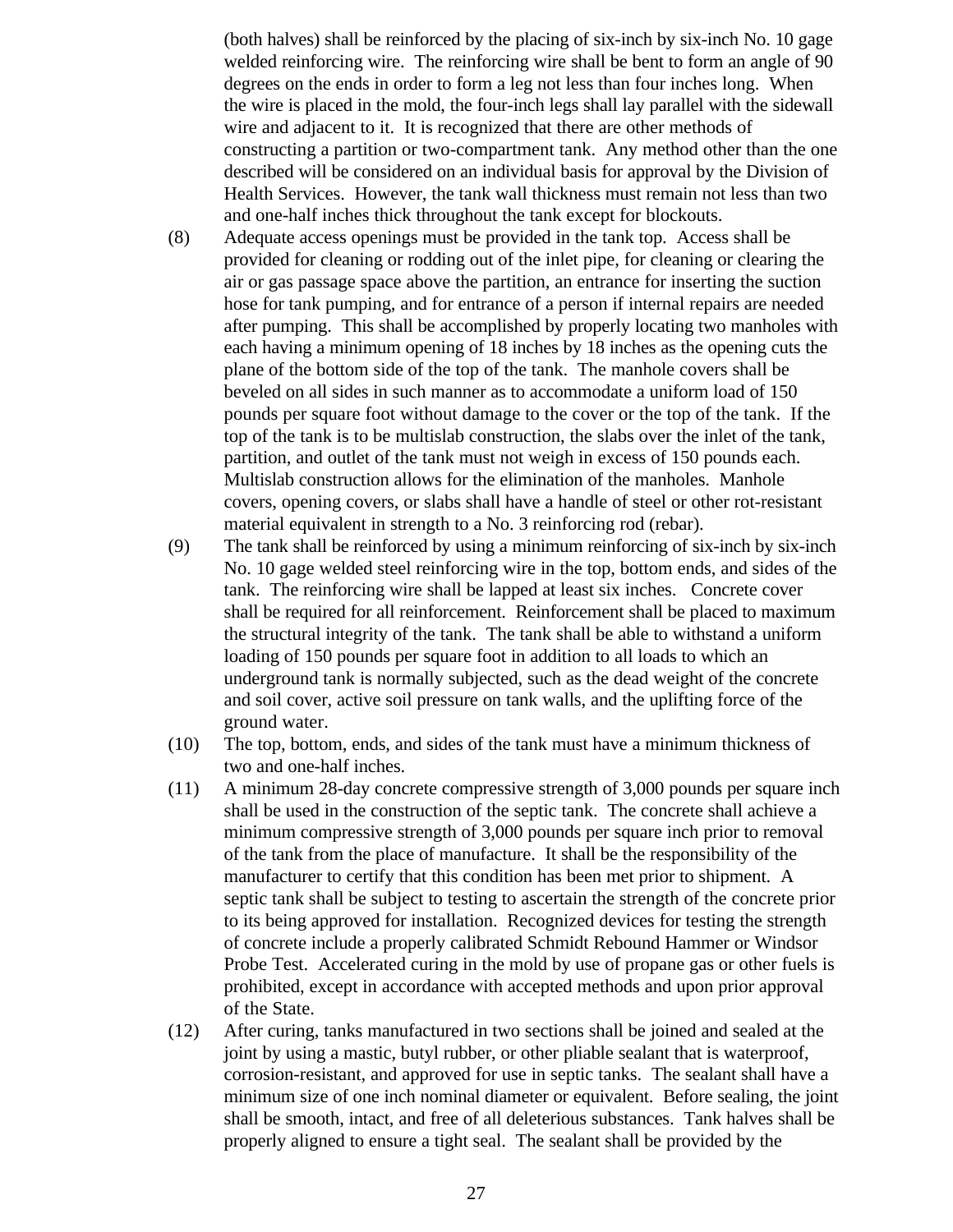(both halves) shall be reinforced by the placing of six-inch by six-inch No. 10 gage welded reinforcing wire. The reinforcing wire shall be bent to form an angle of 90 degrees on the ends in order to form a leg not less than four inches long. When the wire is placed in the mold, the four-inch legs shall lay parallel with the sidewall wire and adjacent to it. It is recognized that there are other methods of constructing a partition or two-compartment tank. Any method other than the one described will be considered on an individual basis for approval by the Division of Health Services. However, the tank wall thickness must remain not less than two and one-half inches thick throughout the tank except for blockouts.

(8) Adequate access openings must be provided in the tank top. Access shall be provided for cleaning or rodding out of the inlet pipe, for cleaning or clearing the air or gas passage space above the partition, an entrance for inserting the suction hose for tank pumping, and for entrance of a person if internal repairs are needed after pumping. This shall be accomplished by properly locating two manholes with each having a minimum opening of 18 inches by 18 inches as the opening cuts the plane of the bottom side of the top of the tank. The manhole covers shall be beveled on all sides in such manner as to accommodate a uniform load of 150 pounds per square foot without damage to the cover or the top of the tank. If the top of the tank is to be multislab construction, the slabs over the inlet of the tank, partition, and outlet of the tank must not weigh in excess of 150 pounds each. Multislab construction allows for the elimination of the manholes. Manhole covers, opening covers, or slabs shall have a handle of steel or other rot-resistant material equivalent in strength to a No. 3 reinforcing rod (rebar).

(9) The tank shall be reinforced by using a minimum reinforcing of six-inch by six-inch No. 10 gage welded steel reinforcing wire in the top, bottom ends, and sides of the tank. The reinforcing wire shall be lapped at least six inches. Concrete cover shall be required for all reinforcement. Reinforcement shall be placed to maximum the structural integrity of the tank. The tank shall be able to withstand a uniform loading of 150 pounds per square foot in addition to all loads to which an underground tank is normally subjected, such as the dead weight of the concrete and soil cover, active soil pressure on tank walls, and the uplifting force of the ground water.

(10) The top, bottom, ends, and sides of the tank must have a minimum thickness of two and one-half inches.

(11) A minimum 28-day concrete compressive strength of 3,000 pounds per square inch shall be used in the construction of the septic tank. The concrete shall achieve a minimum compressive strength of 3,000 pounds per square inch prior to removal of the tank from the place of manufacture. It shall be the responsibility of the manufacturer to certify that this condition has been met prior to shipment. A septic tank shall be subject to testing to ascertain the strength of the concrete prior to its being approved for installation. Recognized devices for testing the strength of concrete include a properly calibrated Schmidt Rebound Hammer or Windsor Probe Test. Accelerated curing in the mold by use of propane gas or other fuels is prohibited, except in accordance with accepted methods and upon prior approval of the State.

(12) After curing, tanks manufactured in two sections shall be joined and sealed at the joint by using a mastic, butyl rubber, or other pliable sealant that is waterproof, corrosion-resistant, and approved for use in septic tanks. The sealant shall have a minimum size of one inch nominal diameter or equivalent. Before sealing, the joint shall be smooth, intact, and free of all deleterious substances. Tank halves shall be properly aligned to ensure a tight seal. The sealant shall be provided by the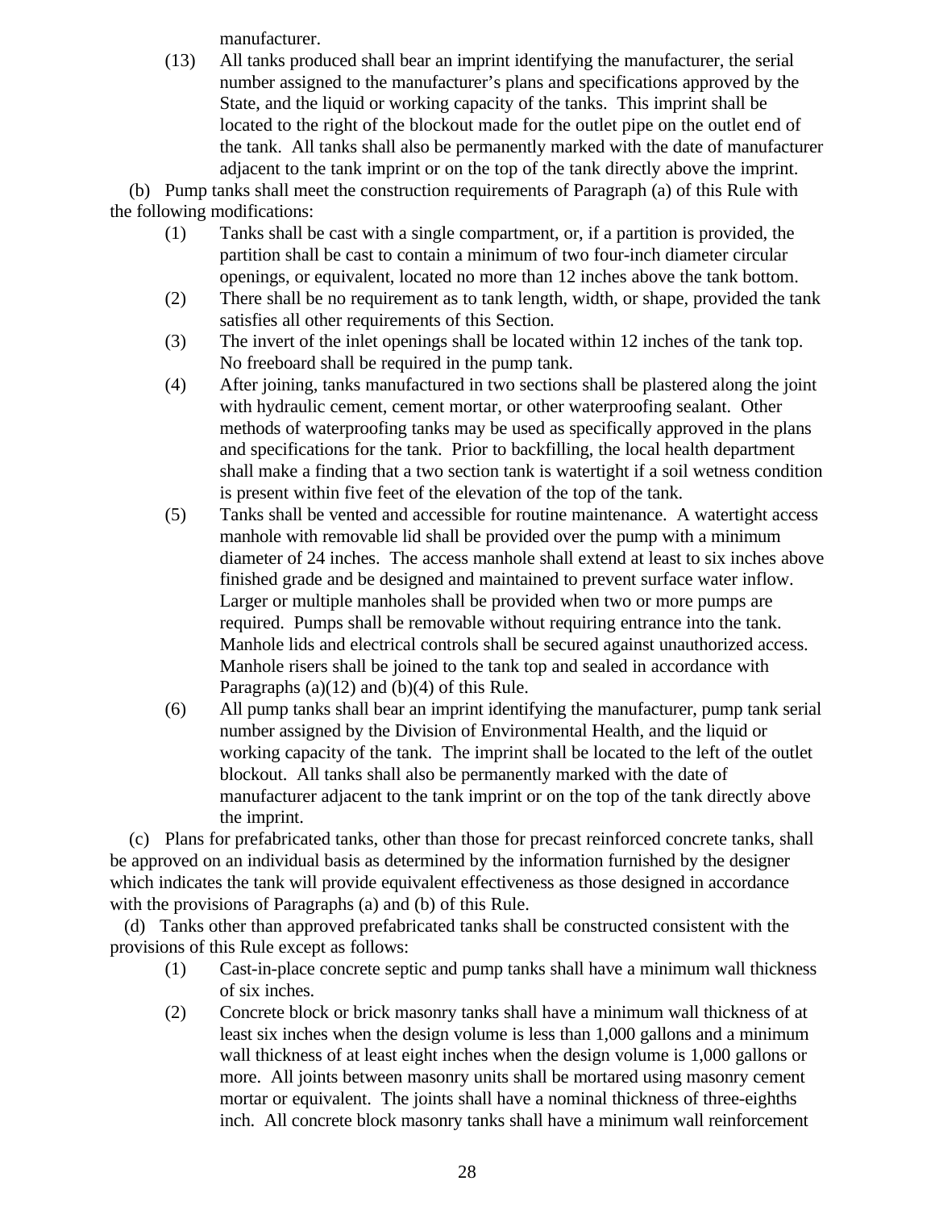manufacturer.

(13) All tanks produced shall bear an imprint identifying the manufacturer, the serial number assigned to the manufacturer's plans and specifications approved by the State, and the liquid or working capacity of the tanks. This imprint shall be located to the right of the blockout made for the outlet pipe on the outlet end of the tank. All tanks shall also be permanently marked with the date of manufacturer adjacent to the tank imprint or on the top of the tank directly above the imprint.

(b) Pump tanks shall meet the construction requirements of Paragraph (a) of this Rule with the following modifications:

(1) Tanks shall be cast with a single compartment, or, if a partition is provided, the partition shall be cast to contain a minimum of two four-inch diameter circular openings, or equivalent, located no more than 12 inches above the tank bottom.

(2) There shall be no requirement as to tank length, width, or shape, provided the tank satisfies all other requirements of this Section.

(3) The invert of the inlet openings shall be located within 12 inches of the tank top. No freeboard shall be required in the pump tank.

(4) After joining, tanks manufactured in two sections shall be plastered along the joint with hydraulic cement, cement mortar, or other waterproofing sealant. Other methods of waterproofing tanks may be used as specifically approved in the plans and specifications for the tank. Prior to backfilling, the local health department shall make a finding that a two section tank is watertight if a soil wetness condition is present within five feet of the elevation of the top of the tank.

(5) Tanks shall be vented and accessible for routine maintenance. A watertight access manhole with removable lid shall be provided over the pump with a minimum diameter of 24 inches. The access manhole shall extend at least to six inches above finished grade and be designed and maintained to prevent surface water inflow. Larger or multiple manholes shall be provided when two or more pumps are required. Pumps shall be removable without requiring entrance into the tank. Manhole lids and electrical controls shall be secured against unauthorized access. Manhole risers shall be joined to the tank top and sealed in accordance with Paragraphs (a)(12) and (b)(4) of this Rule.

(6) All pump tanks shall bear an imprint identifying the manufacturer, pump tank serial number assigned by the Division of Environmental Health, and the liquid or working capacity of the tank. The imprint shall be located to the left of the outlet blockout. All tanks shall also be permanently marked with the date of manufacturer adjacent to the tank imprint or on the top of the tank directly above the imprint.

(c) Plans for prefabricated tanks, other than those for precast reinforced concrete tanks, shall be approved on an individual basis as determined by the information furnished by the designer which indicates the tank will provide equivalent effectiveness as those designed in accordance with the provisions of Paragraphs (a) and (b) of this Rule.

(d) Tanks other than approved prefabricated tanks shall be constructed consistent with the provisions of this Rule except as follows:

(1) Cast-in-place concrete septic and pump tanks shall have a minimum wall thickness of six inches.

(2) Concrete block or brick masonry tanks shall have a minimum wall thickness of at least six inches when the design volume is less than 1,000 gallons and a minimum wall thickness of at least eight inches when the design volume is 1,000 gallons or more. All joints between masonry units shall be mortared using masonry cement mortar or equivalent. The joints shall have a nominal thickness of three-eighths inch. All concrete block masonry tanks shall have a minimum wall reinforcement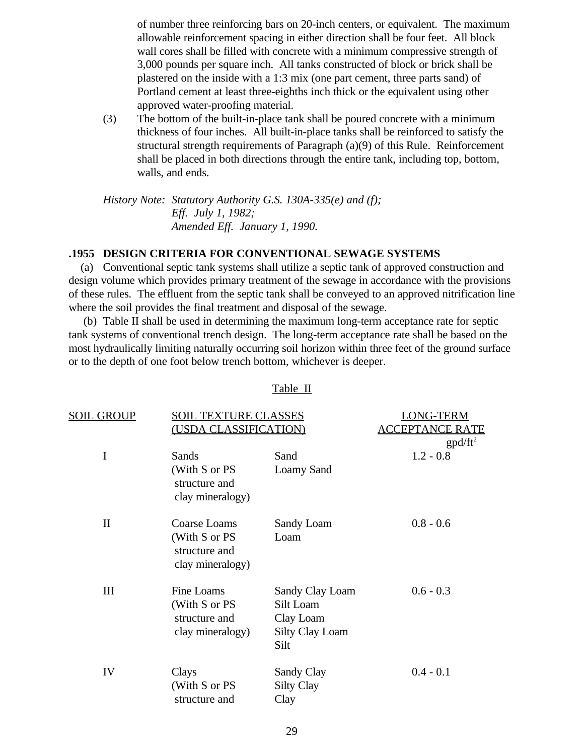of number three reinforcing bars on 20-inch centers, or equivalent. The maximum allowable reinforcement spacing in either direction shall be four feet. All block wall cores shall be filled with concrete with a minimum compressive strength of 3,000 pounds per square inch. All tanks constructed of block or brick shall be plastered on the inside with a 1:3 mix (one part cement, three parts sand) of Portland cement at least three-eighths inch thick or the equivalent using other approved water-proofing material.

(3) The bottom of the built-in-place tank shall be poured concrete with a minimum thickness of four inches. All built-in-place tanks shall be reinforced to satisfy the structural strength requirements of Paragraph (a)(9) of this Rule. Reinforcement shall be placed in both directions through the entire tank, including top, bottom, walls, and ends.

*History Note: Statutory Authority G.S. 130A-335(e) and (f);*
*Eff. July 1, 1982;*
*Amended Eff. January 1, 1990.*

**.1955 DESIGN CRITERIA FOR CONVENTIONAL SEWAGE SYSTEMS**

(a) Conventional septic tank systems shall utilize a septic tank of approved construction and design volume which provides primary treatment of the sewage in accordance with the provisions of these rules. The effluent from the septic tank shall be conveyed to an approved nitrification line where the soil provides the final treatment and disposal of the sewage.

(b) Table II shall be used in determining the maximum long-term acceptance rate for septic tank systems of conventional trench design. The long-term acceptance rate shall be based on the most hydraulically limiting naturally occurring soil horizon within three feet of the ground surface or to the depth of one foot below trench bottom, whichever is deeper.

Table II

| SOIL GROUP | SOIL TEXTURE CLASSES (USDA CLASSIFICATION) | | LONG-TERM ACCEPTANCE RATE gpd/ft$^2$ |
|---|---|---|---|
| I | Sands (With S or PS structure and clay mineralogy) | Sand<br>Loamy Sand | 1.2 - 0.8 |
| II | Coarse Loams (With S or PS structure and clay mineralogy) | Sandy Loam<br>Loam | 0.8 - 0.6 |
| III | Fine Loams (With S or PS structure and clay mineralogy) | Sandy Clay Loam<br>Silt Loam<br>Clay Loam<br>Silty Clay Loam<br>Silt | 0.6 - 0.3 |
| IV | Clays (With S or PS structure and | Sandy Clay<br>Silty Clay<br>Clay | 0.4 - 0.1 |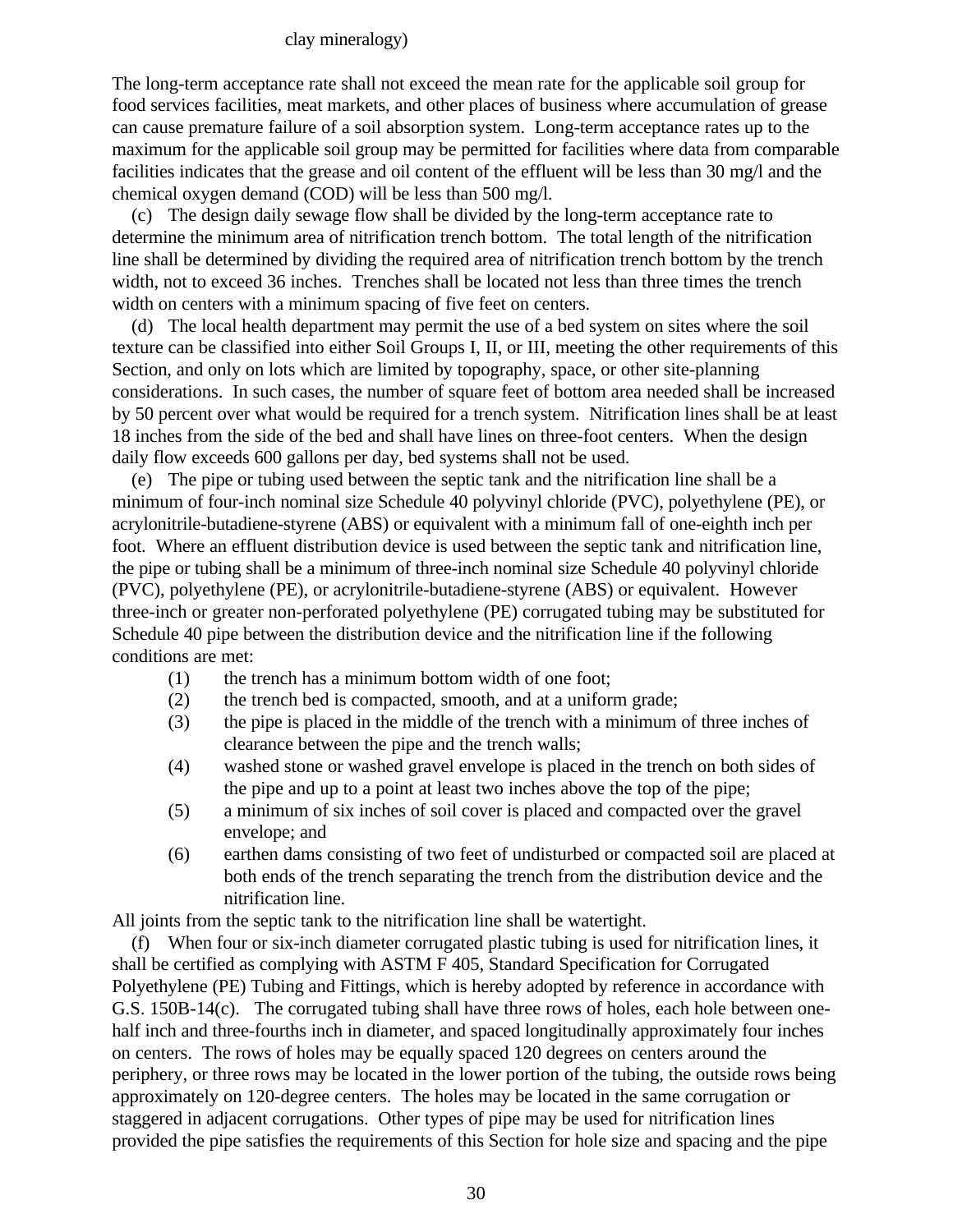clay mineralogy)

The long-term acceptance rate shall not exceed the mean rate for the applicable soil group for food services facilities, meat markets, and other places of business where accumulation of grease can cause premature failure of a soil absorption system. Long-term acceptance rates up to the maximum for the applicable soil group may be permitted for facilities where data from comparable facilities indicates that the grease and oil content of the effluent will be less than 30 mg/l and the chemical oxygen demand (COD) will be less than 500 mg/l.

(c) The design daily sewage flow shall be divided by the long-term acceptance rate to determine the minimum area of nitrification trench bottom. The total length of the nitrification line shall be determined by dividing the required area of nitrification trench bottom by the trench width, not to exceed 36 inches. Trenches shall be located not less than three times the trench width on centers with a minimum spacing of five feet on centers.

(d) The local health department may permit the use of a bed system on sites where the soil texture can be classified into either Soil Groups I, II, or III, meeting the other requirements of this Section, and only on lots which are limited by topography, space, or other site-planning considerations. In such cases, the number of square feet of bottom area needed shall be increased by 50 percent over what would be required for a trench system. Nitrification lines shall be at least 18 inches from the side of the bed and shall have lines on three-foot centers. When the design daily flow exceeds 600 gallons per day, bed systems shall not be used.

(e) The pipe or tubing used between the septic tank and the nitrification line shall be a minimum of four-inch nominal size Schedule 40 polyvinyl chloride (PVC), polyethylene (PE), or acrylonitrile-butadiene-styrene (ABS) or equivalent with a minimum fall of one-eighth inch per foot. Where an effluent distribution device is used between the septic tank and nitrification line, the pipe or tubing shall be a minimum of three-inch nominal size Schedule 40 polyvinyl chloride (PVC), polyethylene (PE), or acrylonitrile-butadiene-styrene (ABS) or equivalent. However three-inch or greater non-perforated polyethylene (PE) corrugated tubing may be substituted for Schedule 40 pipe between the distribution device and the nitrification line if the following conditions are met:

(1) the trench has a minimum bottom width of one foot;
(2) the trench bed is compacted, smooth, and at a uniform grade;
(3) the pipe is placed in the middle of the trench with a minimum of three inches of clearance between the pipe and the trench walls;
(4) washed stone or washed gravel envelope is placed in the trench on both sides of the pipe and up to a point at least two inches above the top of the pipe;
(5) a minimum of six inches of soil cover is placed and compacted over the gravel envelope; and
(6) earthen dams consisting of two feet of undisturbed or compacted soil are placed at both ends of the trench separating the trench from the distribution device and the nitrification line.

All joints from the septic tank to the nitrification line shall be watertight.

(f) When four or six-inch diameter corrugated plastic tubing is used for nitrification lines, it shall be certified as complying with ASTM F 405, Standard Specification for Corrugated Polyethylene (PE) Tubing and Fittings, which is hereby adopted by reference in accordance with G.S. 150B-14(c). The corrugated tubing shall have three rows of holes, each hole between one-half inch and three-fourths inch in diameter, and spaced longitudinally approximately four inches on centers. The rows of holes may be equally spaced 120 degrees on centers around the periphery, or three rows may be located in the lower portion of the tubing, the outside rows being approximately on 120-degree centers. The holes may be located in the same corrugation or staggered in adjacent corrugations. Other types of pipe may be used for nitrification lines provided the pipe satisfies the requirements of this Section for hole size and spacing and the pipe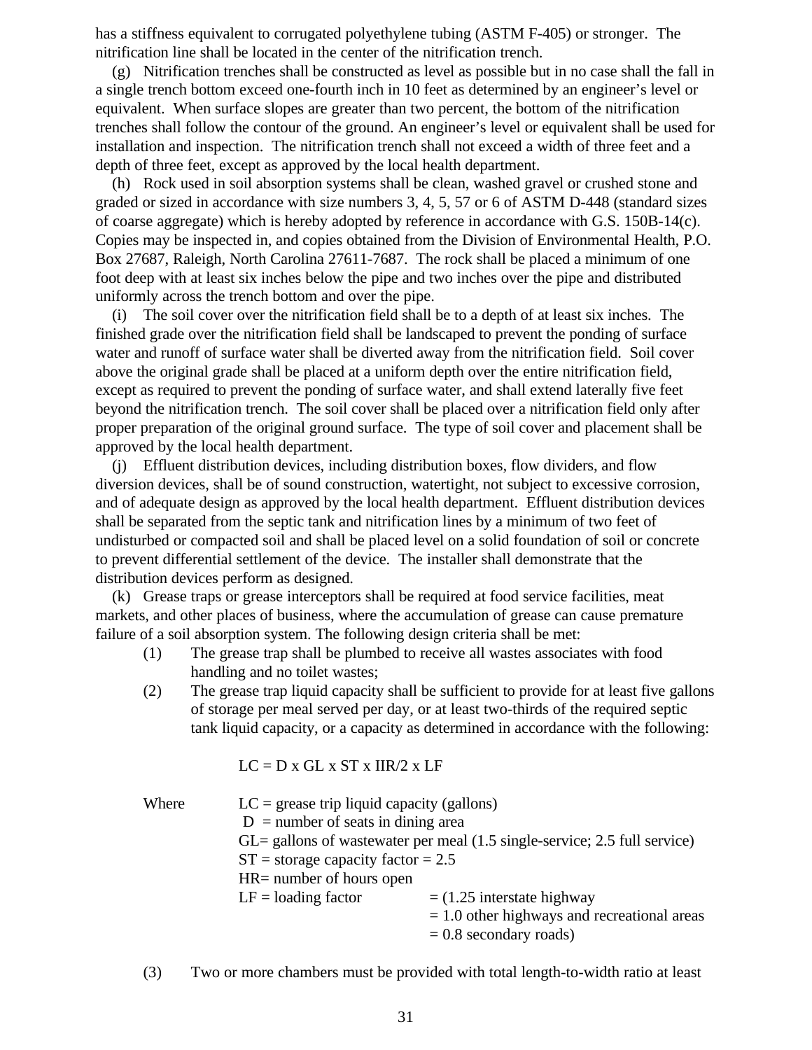has a stiffness equivalent to corrugated polyethylene tubing (ASTM F-405) or stronger. The nitrification line shall be located in the center of the nitrification trench.

(g) Nitrification trenches shall be constructed as level as possible but in no case shall the fall in a single trench bottom exceed one-fourth inch in 10 feet as determined by an engineer's level or equivalent. When surface slopes are greater than two percent, the bottom of the nitrification trenches shall follow the contour of the ground. An engineer's level or equivalent shall be used for installation and inspection. The nitrification trench shall not exceed a width of three feet and a depth of three feet, except as approved by the local health department.

(h) Rock used in soil absorption systems shall be clean, washed gravel or crushed stone and graded or sized in accordance with size numbers 3, 4, 5, 57 or 6 of ASTM D-448 (standard sizes of coarse aggregate) which is hereby adopted by reference in accordance with G.S. 150B-14(c). Copies may be inspected in, and copies obtained from the Division of Environmental Health, P.O. Box 27687, Raleigh, North Carolina 27611-7687. The rock shall be placed a minimum of one foot deep with at least six inches below the pipe and two inches over the pipe and distributed uniformly across the trench bottom and over the pipe.

(i) The soil cover over the nitrification field shall be to a depth of at least six inches. The finished grade over the nitrification field shall be landscaped to prevent the ponding of surface water and runoff of surface water shall be diverted away from the nitrification field. Soil cover above the original grade shall be placed at a uniform depth over the entire nitrification field, except as required to prevent the ponding of surface water, and shall extend laterally five feet beyond the nitrification trench. The soil cover shall be placed over a nitrification field only after proper preparation of the original ground surface. The type of soil cover and placement shall be approved by the local health department.

(j) Effluent distribution devices, including distribution boxes, flow dividers, and flow diversion devices, shall be of sound construction, watertight, not subject to excessive corrosion, and of adequate design as approved by the local health department. Effluent distribution devices shall be separated from the septic tank and nitrification lines by a minimum of two feet of undisturbed or compacted soil and shall be placed level on a solid foundation of soil or concrete to prevent differential settlement of the device. The installer shall demonstrate that the distribution devices perform as designed.

(k) Grease traps or grease interceptors shall be required at food service facilities, meat markets, and other places of business, where the accumulation of grease can cause premature failure of a soil absorption system. The following design criteria shall be met:

(1) The grease trap shall be plumbed to receive all wastes associates with food handling and no toilet wastes;

(2) The grease trap liquid capacity shall be sufficient to provide for at least five gallons of storage per meal served per day, or at least two-thirds of the required septic tank liquid capacity, or a capacity as determined in accordance with the following:

$$LC = D \times GL \times ST \times IIR/2 \times LF$$

Where
- LC = grease trip liquid capacity (gallons)
- D = number of seats in dining area
- GL= gallons of wastewater per meal (1.5 single-service; 2.5 full service)
- ST = storage capacity factor = 2.5
- HR= number of hours open
- LF = loading factor = (1.25 interstate highway
  = 1.0 other highways and recreational areas
  = 0.8 secondary roads)

(3) Two or more chambers must be provided with total length-to-width ratio at least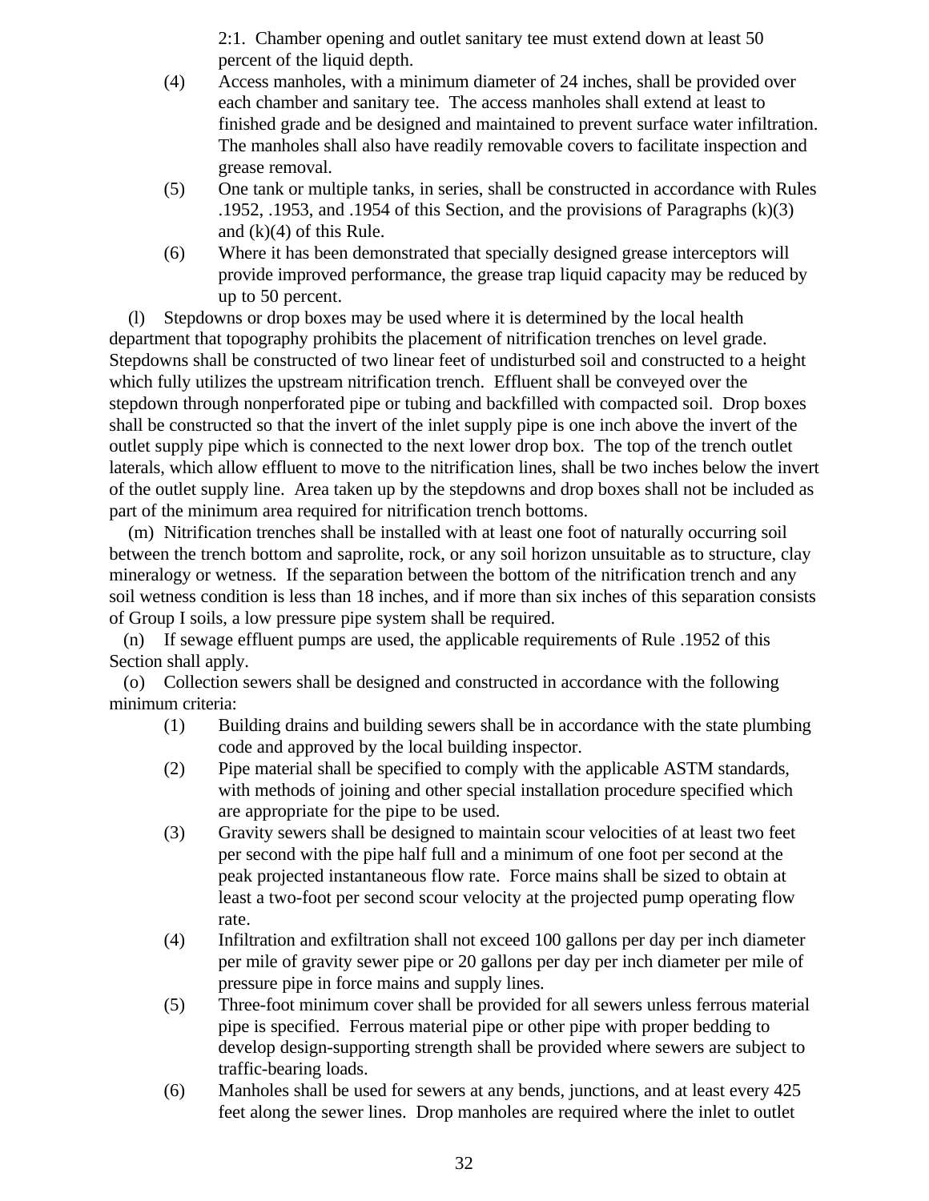2:1. Chamber opening and outlet sanitary tee must extend down at least 50 percent of the liquid depth.

(4) Access manholes, with a minimum diameter of 24 inches, shall be provided over each chamber and sanitary tee. The access manholes shall extend at least to finished grade and be designed and maintained to prevent surface water infiltration. The manholes shall also have readily removable covers to facilitate inspection and grease removal.

(5) One tank or multiple tanks, in series, shall be constructed in accordance with Rules .1952, .1953, and .1954 of this Section, and the provisions of Paragraphs (k)(3) and (k)(4) of this Rule.

(6) Where it has been demonstrated that specially designed grease interceptors will provide improved performance, the grease trap liquid capacity may be reduced by up to 50 percent.

(l) Stepdowns or drop boxes may be used where it is determined by the local health department that topography prohibits the placement of nitrification trenches on level grade. Stepdowns shall be constructed of two linear feet of undisturbed soil and constructed to a height which fully utilizes the upstream nitrification trench. Effluent shall be conveyed over the stepdown through nonperforated pipe or tubing and backfilled with compacted soil. Drop boxes shall be constructed so that the invert of the inlet supply pipe is one inch above the invert of the outlet supply pipe which is connected to the next lower drop box. The top of the trench outlet laterals, which allow effluent to move to the nitrification lines, shall be two inches below the invert of the outlet supply line. Area taken up by the stepdowns and drop boxes shall not be included as part of the minimum area required for nitrification trench bottoms.

(m) Nitrification trenches shall be installed with at least one foot of naturally occurring soil between the trench bottom and saprolite, rock, or any soil horizon unsuitable as to structure, clay mineralogy or wetness. If the separation between the bottom of the nitrification trench and any soil wetness condition is less than 18 inches, and if more than six inches of this separation consists of Group I soils, a low pressure pipe system shall be required.

(n) If sewage effluent pumps are used, the applicable requirements of Rule .1952 of this Section shall apply.

(o) Collection sewers shall be designed and constructed in accordance with the following minimum criteria:

(1) Building drains and building sewers shall be in accordance with the state plumbing code and approved by the local building inspector.

(2) Pipe material shall be specified to comply with the applicable ASTM standards, with methods of joining and other special installation procedure specified which are appropriate for the pipe to be used.

(3) Gravity sewers shall be designed to maintain scour velocities of at least two feet per second with the pipe half full and a minimum of one foot per second at the peak projected instantaneous flow rate. Force mains shall be sized to obtain at least a two-foot per second scour velocity at the projected pump operating flow rate.

(4) Infiltration and exfiltration shall not exceed 100 gallons per day per inch diameter per mile of gravity sewer pipe or 20 gallons per day per inch diameter per mile of pressure pipe in force mains and supply lines.

(5) Three-foot minimum cover shall be provided for all sewers unless ferrous material pipe is specified. Ferrous material pipe or other pipe with proper bedding to develop design-supporting strength shall be provided where sewers are subject to traffic-bearing loads.

(6) Manholes shall be used for sewers at any bends, junctions, and at least every 425 feet along the sewer lines. Drop manholes are required where the inlet to outlet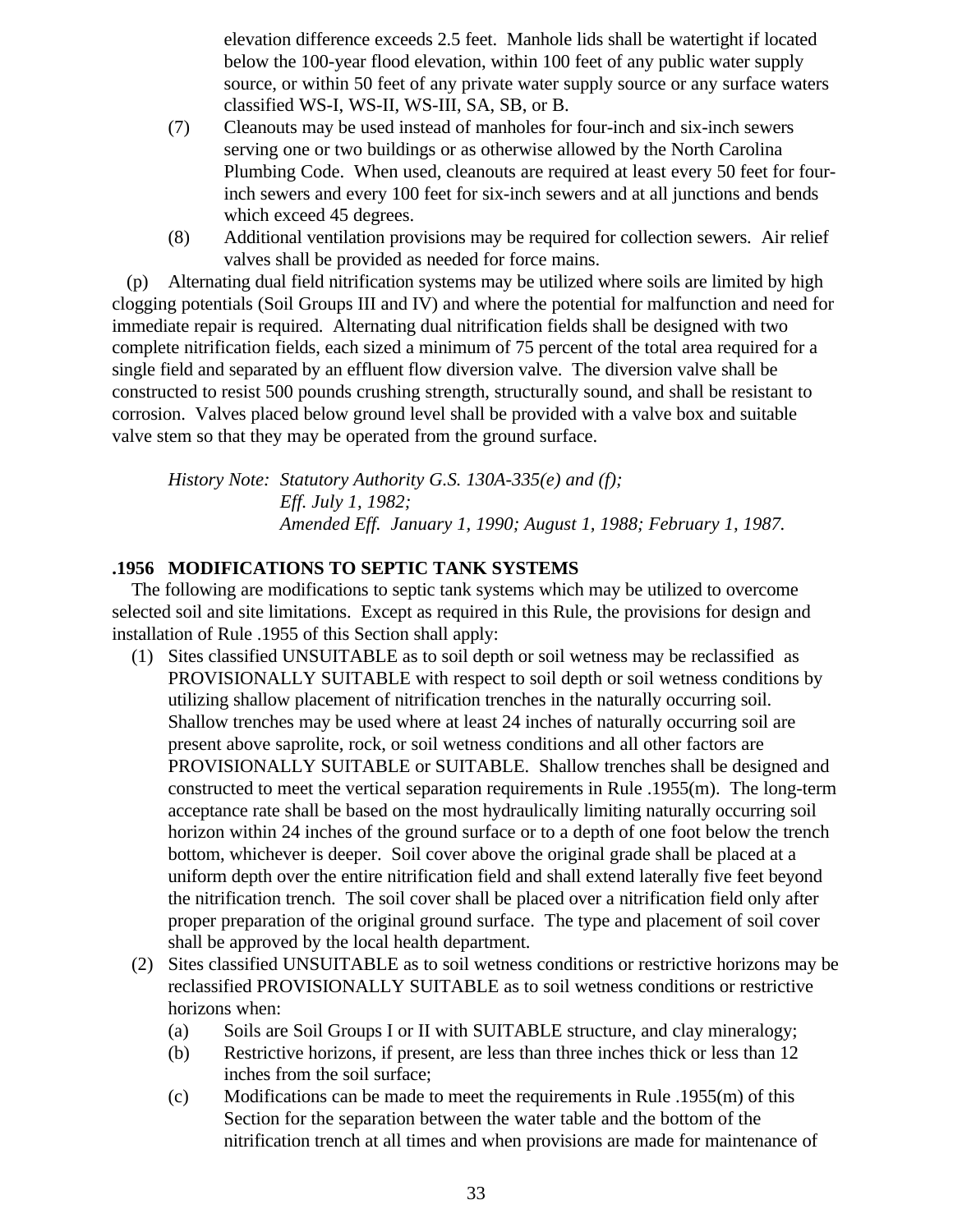elevation difference exceeds 2.5 feet. Manhole lids shall be watertight if located below the 100-year flood elevation, within 100 feet of any public water supply source, or within 50 feet of any private water supply source or any surface waters classified WS-I, WS-II, WS-III, SA, SB, or B.

(7) Cleanouts may be used instead of manholes for four-inch and six-inch sewers serving one or two buildings or as otherwise allowed by the North Carolina Plumbing Code. When used, cleanouts are required at least every 50 feet for four-inch sewers and every 100 feet for six-inch sewers and at all junctions and bends which exceed 45 degrees.

(8) Additional ventilation provisions may be required for collection sewers. Air relief valves shall be provided as needed for force mains.

(p) Alternating dual field nitrification systems may be utilized where soils are limited by high clogging potentials (Soil Groups III and IV) and where the potential for malfunction and need for immediate repair is required. Alternating dual nitrification fields shall be designed with two complete nitrification fields, each sized a minimum of 75 percent of the total area required for a single field and separated by an effluent flow diversion valve. The diversion valve shall be constructed to resist 500 pounds crushing strength, structurally sound, and shall be resistant to corrosion. Valves placed below ground level shall be provided with a valve box and suitable valve stem so that they may be operated from the ground surface.

*History Note: Statutory Authority G.S. 130A-335(e) and (f);*
*Eff. July 1, 1982;*
*Amended Eff. January 1, 1990; August 1, 1988; February 1, 1987.*

### .1956 MODIFICATIONS TO SEPTIC TANK SYSTEMS

The following are modifications to septic tank systems which may be utilized to overcome selected soil and site limitations. Except as required in this Rule, the provisions for design and installation of Rule .1955 of this Section shall apply:

(1) Sites classified UNSUITABLE as to soil depth or soil wetness may be reclassified as PROVISIONALLY SUITABLE with respect to soil depth or soil wetness conditions by utilizing shallow placement of nitrification trenches in the naturally occurring soil. Shallow trenches may be used where at least 24 inches of naturally occurring soil are present above saprolite, rock, or soil wetness conditions and all other factors are PROVISIONALLY SUITABLE or SUITABLE. Shallow trenches shall be designed and constructed to meet the vertical separation requirements in Rule .1955(m). The long-term acceptance rate shall be based on the most hydraulically limiting naturally occurring soil horizon within 24 inches of the ground surface or to a depth of one foot below the trench bottom, whichever is deeper. Soil cover above the original grade shall be placed at a uniform depth over the entire nitrification field and shall extend laterally five feet beyond the nitrification trench. The soil cover shall be placed over a nitrification field only after proper preparation of the original ground surface. The type and placement of soil cover shall be approved by the local health department.

(2) Sites classified UNSUITABLE as to soil wetness conditions or restrictive horizons may be reclassified PROVISIONALLY SUITABLE as to soil wetness conditions or restrictive horizons when:

(a) Soils are Soil Groups I or II with SUITABLE structure, and clay mineralogy;

(b) Restrictive horizons, if present, are less than three inches thick or less than 12 inches from the soil surface;

(c) Modifications can be made to meet the requirements in Rule .1955(m) of this Section for the separation between the water table and the bottom of the nitrification trench at all times and when provisions are made for maintenance of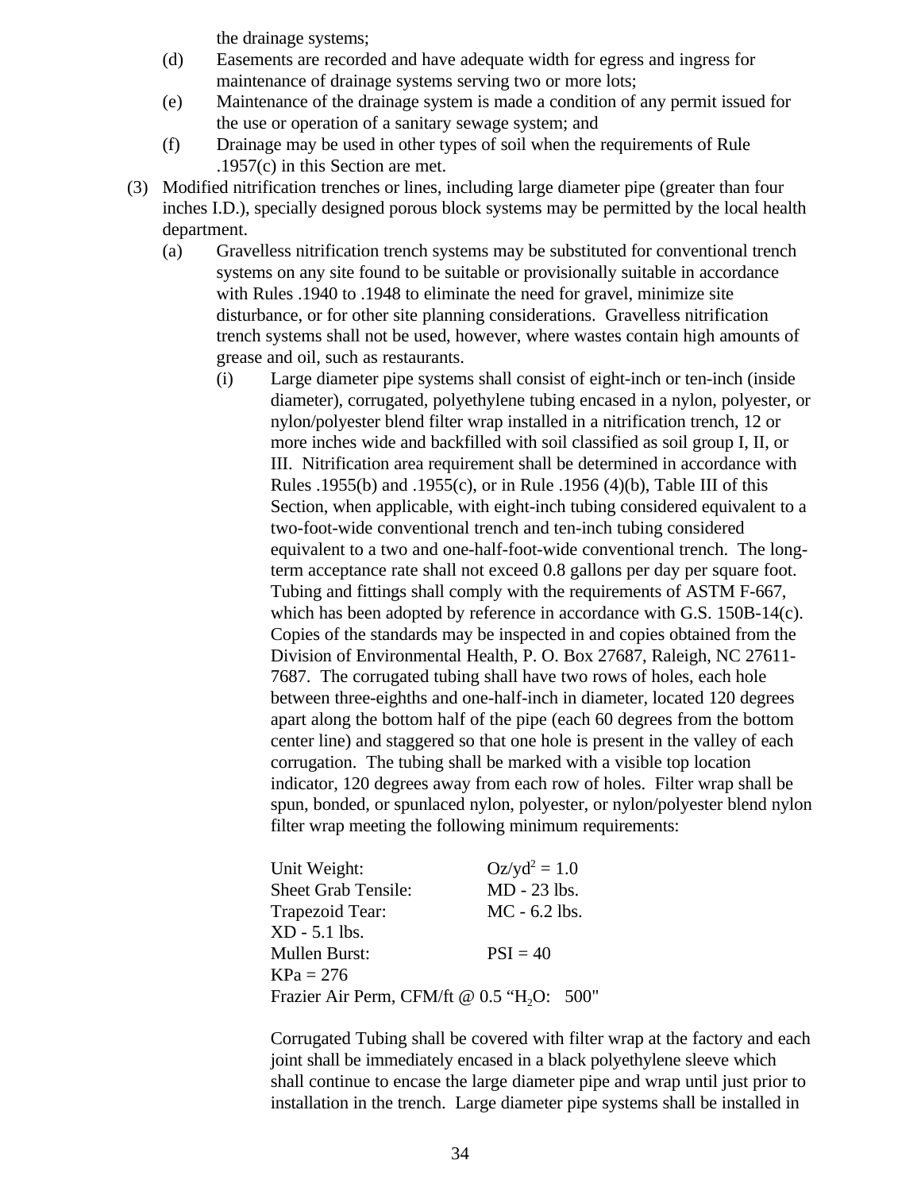the drainage systems;

(d) Easements are recorded and have adequate width for egress and ingress for maintenance of drainage systems serving two or more lots;

(e) Maintenance of the drainage system is made a condition of any permit issued for the use or operation of a sanitary sewage system; and

(f) Drainage may be used in other types of soil when the requirements of Rule .1957(c) in this Section are met.

(3) Modified nitrification trenches or lines, including large diameter pipe (greater than four inches I.D.), specially designed porous block systems may be permitted by the local health department.

(a) Gravelless nitrification trench systems may be substituted for conventional trench systems on any site found to be suitable or provisionally suitable in accordance with Rules .1940 to .1948 to eliminate the need for gravel, minimize site disturbance, or for other site planning considerations. Gravelless nitrification trench systems shall not be used, however, where wastes contain high amounts of grease and oil, such as restaurants.

(i) Large diameter pipe systems shall consist of eight-inch or ten-inch (inside diameter), corrugated, polyethylene tubing encased in a nylon, polyester, or nylon/polyester blend filter wrap installed in a nitrification trench, 12 or more inches wide and backfilled with soil classified as soil group I, II, or III. Nitrification area requirement shall be determined in accordance with Rules .1955(b) and .1955(c), or in Rule .1956 (4)(b), Table III of this Section, when applicable, with eight-inch tubing considered equivalent to a two-foot-wide conventional trench and ten-inch tubing considered equivalent to a two and one-half-foot-wide conventional trench. The long-term acceptance rate shall not exceed 0.8 gallons per day per square foot. Tubing and fittings shall comply with the requirements of ASTM F-667, which has been adopted by reference in accordance with G.S. 150B-14(c). Copies of the standards may be inspected in and copies obtained from the Division of Environmental Health, P. O. Box 27687, Raleigh, NC 27611-7687. The corrugated tubing shall have two rows of holes, each hole between three-eighths and one-half-inch in diameter, located 120 degrees apart along the bottom half of the pipe (each 60 degrees from the bottom center line) and staggered so that one hole is present in the valley of each corrugation. The tubing shall be marked with a visible top location indicator, 120 degrees away from each row of holes. Filter wrap shall be spun, bonded, or spunlaced nylon, polyester, or nylon/polyester blend nylon filter wrap meeting the following minimum requirements:

Unit Weight: $Oz/yd^2 = 1.0$
Sheet Grab Tensile: MD - 23 lbs.
Trapezoid Tear: MC - 6.2 lbs.
XD - 5.1 lbs.
Mullen Burst: PSI = 40
KPa = 276
Frazier Air Perm, CFM/ft @ 0.5 "$H_2O$: 500"

Corrugated Tubing shall be covered with filter wrap at the factory and each joint shall be immediately encased in a black polyethylene sleeve which shall continue to encase the large diameter pipe and wrap until just prior to installation in the trench. Large diameter pipe systems shall be installed in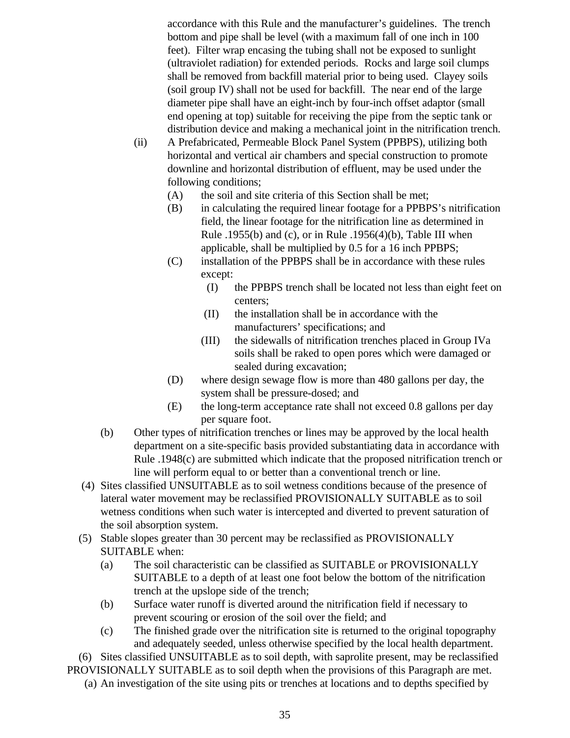accordance with this Rule and the manufacturer's guidelines. The trench bottom and pipe shall be level (with a maximum fall of one inch in 100 feet). Filter wrap encasing the tubing shall not be exposed to sunlight (ultraviolet radiation) for extended periods. Rocks and large soil clumps shall be removed from backfill material prior to being used. Clayey soils (soil group IV) shall not be used for backfill. The near end of the large diameter pipe shall have an eight-inch by four-inch offset adaptor (small end opening at top) suitable for receiving the pipe from the septic tank or distribution device and making a mechanical joint in the nitrification trench.

(ii) A Prefabricated, Permeable Block Panel System (PPBPS), utilizing both horizontal and vertical air chambers and special construction to promote downline and horizontal distribution of effluent, may be used under the following conditions;

- (A) the soil and site criteria of this Section shall be met;
- (B) in calculating the required linear footage for a PPBPS's nitrification field, the linear footage for the nitrification line as determined in Rule .1955(b) and (c), or in Rule .1956(4)(b), Table III when applicable, shall be multiplied by 0.5 for a 16 inch PPBPS;
- (C) installation of the PPBPS shall be in accordance with these rules except:
  - (I) the PPBPS trench shall be located not less than eight feet on centers;
  - (II) the installation shall be in accordance with the manufacturers' specifications; and
  - (III) the sidewalls of nitrification trenches placed in Group IVa soils shall be raked to open pores which were damaged or sealed during excavation;
- (D) where design sewage flow is more than 480 gallons per day, the system shall be pressure-dosed; and
- (E) the long-term acceptance rate shall not exceed 0.8 gallons per day per square foot.

(b) Other types of nitrification trenches or lines may be approved by the local health department on a site-specific basis provided substantiating data in accordance with Rule .1948(c) are submitted which indicate that the proposed nitrification trench or line will perform equal to or better than a conventional trench or line.

(4) Sites classified UNSUITABLE as to soil wetness conditions because of the presence of lateral water movement may be reclassified PROVISIONALLY SUITABLE as to soil wetness conditions when such water is intercepted and diverted to prevent saturation of the soil absorption system.

(5) Stable slopes greater than 30 percent may be reclassified as PROVISIONALLY SUITABLE when:

- (a) The soil characteristic can be classified as SUITABLE or PROVISIONALLY SUITABLE to a depth of at least one foot below the bottom of the nitrification trench at the upslope side of the trench;
- (b) Surface water runoff is diverted around the nitrification field if necessary to prevent scouring or erosion of the soil over the field; and
- (c) The finished grade over the nitrification site is returned to the original topography and adequately seeded, unless otherwise specified by the local health department.

(6) Sites classified UNSUITABLE as to soil depth, with saprolite present, may be reclassified PROVISIONALLY SUITABLE as to soil depth when the provisions of this Paragraph are met.

(a) An investigation of the site using pits or trenches at locations and to depths specified by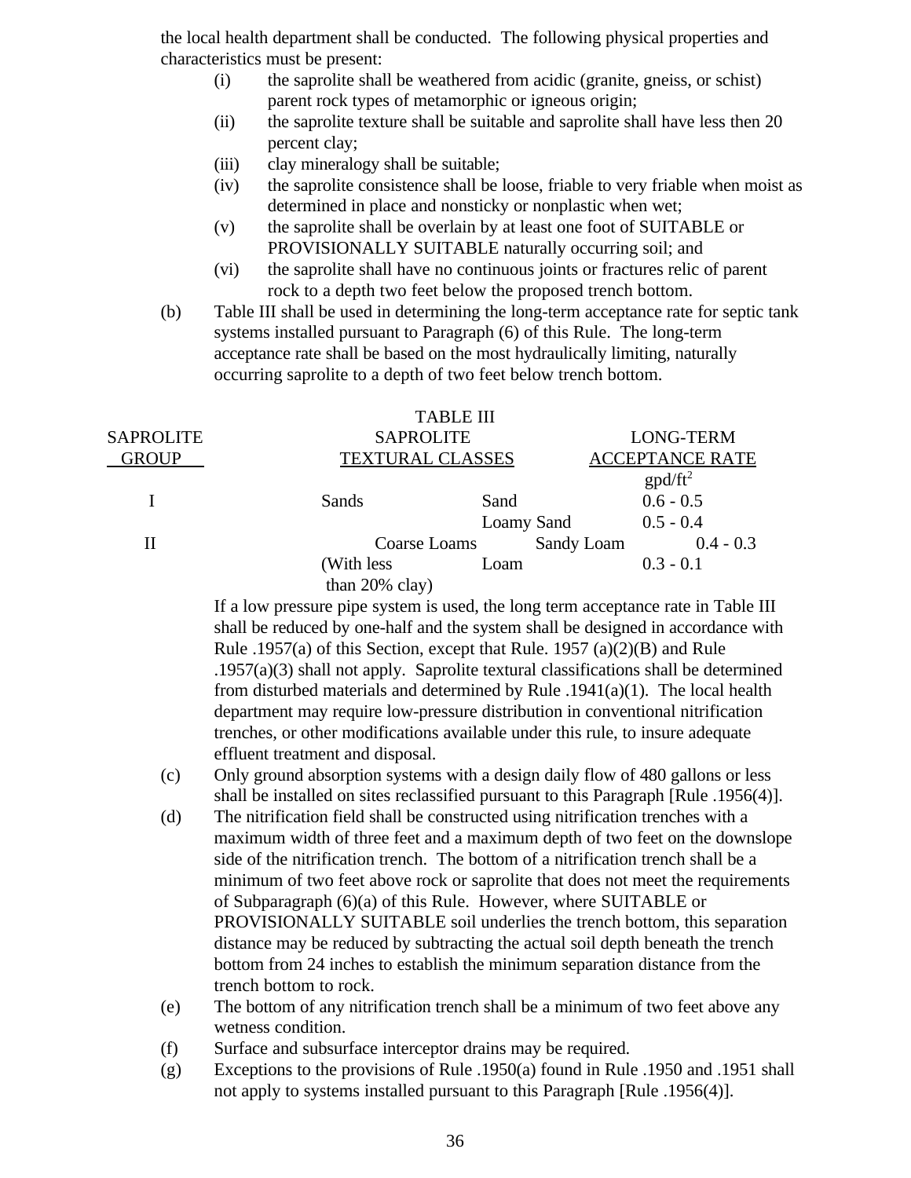the local health department shall be conducted. The following physical properties and characteristics must be present:

- (i) the saprolite shall be weathered from acidic (granite, gneiss, or schist) parent rock types of metamorphic or igneous origin;
- (ii) the saprolite texture shall be suitable and saprolite shall have less then 20 percent clay;
- (iii) clay mineralogy shall be suitable;
- (iv) the saprolite consistence shall be loose, friable to very friable when moist as determined in place and nonsticky or nonplastic when wet;
- (v) the saprolite shall be overlain by at least one foot of SUITABLE or PROVISIONALLY SUITABLE naturally occurring soil; and
- (vi) the saprolite shall have no continuous joints or fractures relic of parent rock to a depth two feet below the proposed trench bottom.

(b) Table III shall be used in determining the long-term acceptance rate for septic tank systems installed pursuant to Paragraph (6) of this Rule. The long-term acceptance rate shall be based on the most hydraulically limiting, naturally occurring saprolite to a depth of two feet below trench bottom.

TABLE III

| SAPROLITE GROUP | SAPROLITE TEXTURAL CLASSES | | LONG-TERM ACCEPTANCE RATE gpd/ft$^2$ |
|---|---|---|---|
| I | Sands | Sand | 0.6 - 0.5 |
| | | Loamy Sand | 0.5 - 0.4 |
| II | Coarse Loams | Sandy Loam | 0.4 - 0.3 |
| | (With less than 20% clay) | Loam | 0.3 - 0.1 |

If a low pressure pipe system is used, the long term acceptance rate in Table III shall be reduced by one-half and the system shall be designed in accordance with Rule .1957(a) of this Section, except that Rule. 1957 (a)(2)(B) and Rule .1957(a)(3) shall not apply. Saprolite textural classifications shall be determined from disturbed materials and determined by Rule .1941(a)(1). The local health department may require low-pressure distribution in conventional nitrification trenches, or other modifications available under this rule, to insure adequate effluent treatment and disposal.

(c) Only ground absorption systems with a design daily flow of 480 gallons or less shall be installed on sites reclassified pursuant to this Paragraph [Rule .1956(4)].

(d) The nitrification field shall be constructed using nitrification trenches with a maximum width of three feet and a maximum depth of two feet on the downslope side of the nitrification trench. The bottom of a nitrification trench shall be a minimum of two feet above rock or saprolite that does not meet the requirements of Subparagraph (6)(a) of this Rule. However, where SUITABLE or PROVISIONALLY SUITABLE soil underlies the trench bottom, this separation distance may be reduced by subtracting the actual soil depth beneath the trench bottom from 24 inches to establish the minimum separation distance from the trench bottom to rock.

(e) The bottom of any nitrification trench shall be a minimum of two feet above any wetness condition.

(f) Surface and subsurface interceptor drains may be required.

(g) Exceptions to the provisions of Rule .1950(a) found in Rule .1950 and .1951 shall not apply to systems installed pursuant to this Paragraph [Rule .1956(4)].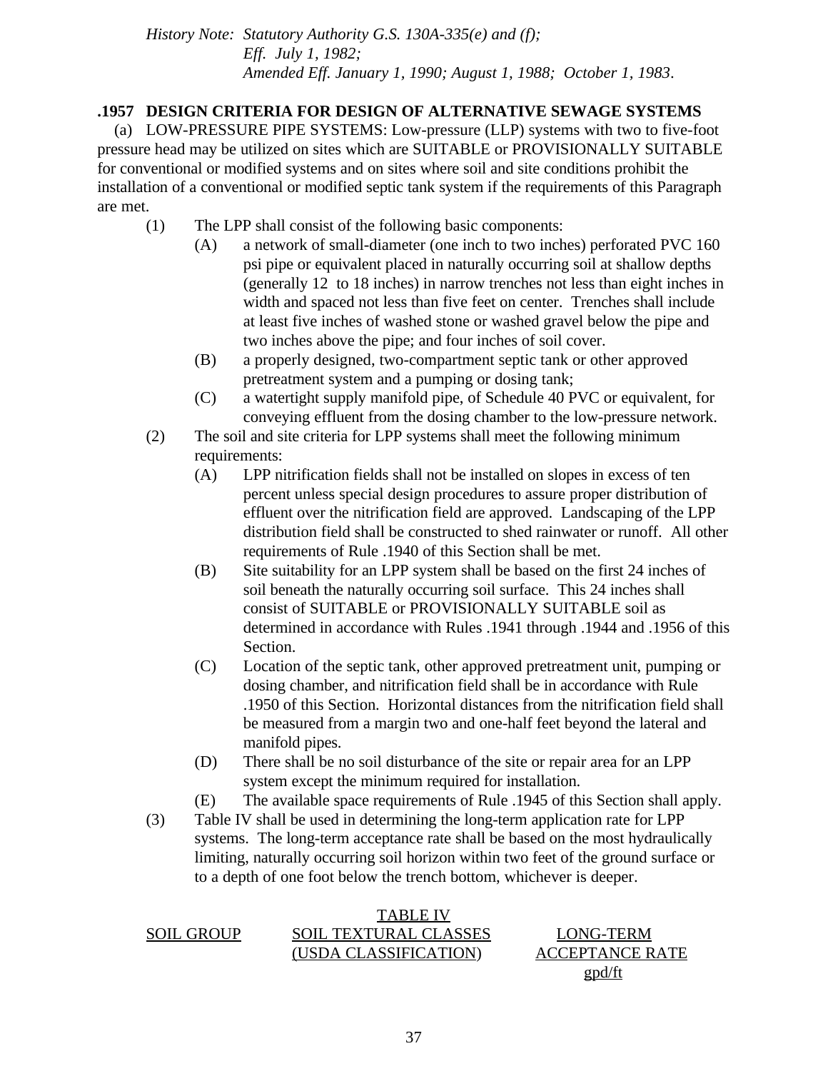*History Note: Statutory Authority G.S. 130A-335(e) and (f);*
*Eff. July 1, 1982;*
*Amended Eff. January 1, 1990; August 1, 1988; October 1, 1983.*

**.1957 DESIGN CRITERIA FOR DESIGN OF ALTERNATIVE SEWAGE SYSTEMS**

(a) LOW-PRESSURE PIPE SYSTEMS: Low-pressure (LLP) systems with two to five-foot pressure head may be utilized on sites which are SUITABLE or PROVISIONALLY SUITABLE for conventional or modified systems and on sites where soil and site conditions prohibit the installation of a conventional or modified septic tank system if the requirements of this Paragraph are met.

(1) The LPP shall consist of the following basic components:

(A) a network of small-diameter (one inch to two inches) perforated PVC 160 psi pipe or equivalent placed in naturally occurring soil at shallow depths (generally 12 to 18 inches) in narrow trenches not less than eight inches in width and spaced not less than five feet on center. Trenches shall include at least five inches of washed stone or washed gravel below the pipe and two inches above the pipe; and four inches of soil cover.

(B) a properly designed, two-compartment septic tank or other approved pretreatment system and a pumping or dosing tank;

(C) a watertight supply manifold pipe, of Schedule 40 PVC or equivalent, for conveying effluent from the dosing chamber to the low-pressure network.

(2) The soil and site criteria for LPP systems shall meet the following minimum requirements:

(A) LPP nitrification fields shall not be installed on slopes in excess of ten percent unless special design procedures to assure proper distribution of effluent over the nitrification field are approved. Landscaping of the LPP distribution field shall be constructed to shed rainwater or runoff. All other requirements of Rule .1940 of this Section shall be met.

(B) Site suitability for an LPP system shall be based on the first 24 inches of soil beneath the naturally occurring soil surface. This 24 inches shall consist of SUITABLE or PROVISIONALLY SUITABLE soil as determined in accordance with Rules .1941 through .1944 and .1956 of this Section.

(C) Location of the septic tank, other approved pretreatment unit, pumping or dosing chamber, and nitrification field shall be in accordance with Rule .1950 of this Section. Horizontal distances from the nitrification field shall be measured from a margin two and one-half feet beyond the lateral and manifold pipes.

(D) There shall be no soil disturbance of the site or repair area for an LPP system except the minimum required for installation.

(E) The available space requirements of Rule .1945 of this Section shall apply.

(3) Table IV shall be used in determining the long-term application rate for LPP systems. The long-term acceptance rate shall be based on the most hydraulically limiting, naturally occurring soil horizon within two feet of the ground surface or to a depth of one foot below the trench bottom, whichever is deeper.

TABLE IV

| SOIL GROUP | SOIL TEXTURAL CLASSES (USDA CLASSIFICATION) | LONG-TERM ACCEPTANCE RATE gpd/ft |
|---|---|---|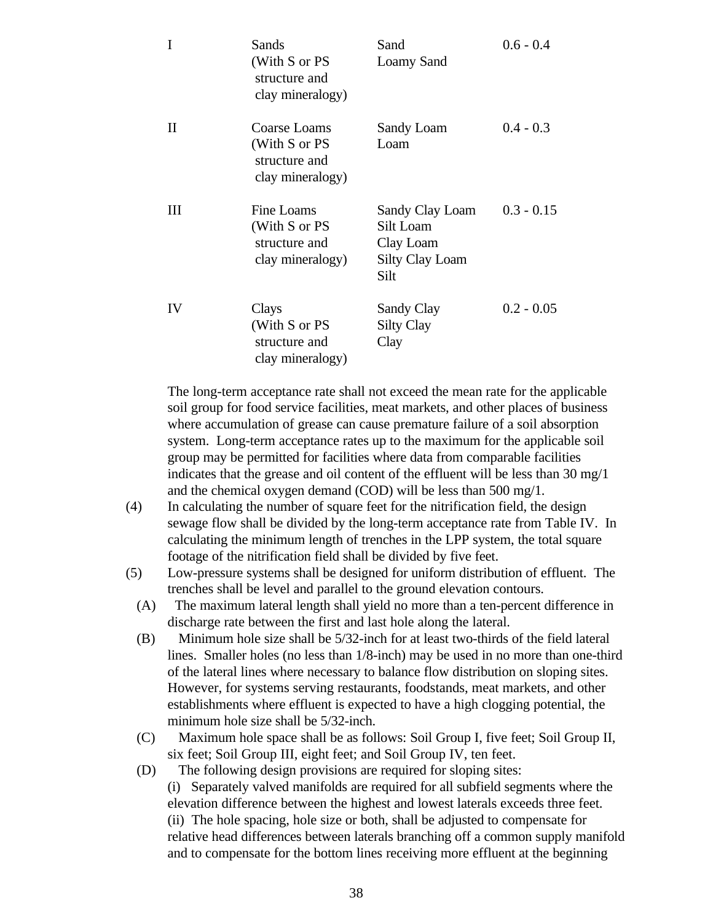| | | | |
|---|---|---|---|
| I | Sands (With S or PS structure and clay mineralogy) | Sand<br>Loamy Sand | 0.6 - 0.4 |
| II | Coarse Loams (With S or PS structure and clay mineralogy) | Sandy Loam<br>Loam | 0.4 - 0.3 |
| III | Fine Loams (With S or PS structure and clay mineralogy) | Sandy Clay Loam<br>Silt Loam<br>Clay Loam<br>Silty Clay Loam<br>Silt | 0.3 - 0.15 |
| IV | Clays (With S or PS structure and clay mineralogy) | Sandy Clay<br>Silty Clay<br>Clay | 0.2 - 0.05 |

The long-term acceptance rate shall not exceed the mean rate for the applicable soil group for food service facilities, meat markets, and other places of business where accumulation of grease can cause premature failure of a soil absorption system. Long-term acceptance rates up to the maximum for the applicable soil group may be permitted for facilities where data from comparable facilities indicates that the grease and oil content of the effluent will be less than 30 mg/1 and the chemical oxygen demand (COD) will be less than 500 mg/1.

(4) In calculating the number of square feet for the nitrification field, the design sewage flow shall be divided by the long-term acceptance rate from Table IV. In calculating the minimum length of trenches in the LPP system, the total square footage of the nitrification field shall be divided by five feet.

(5) Low-pressure systems shall be designed for uniform distribution of effluent. The trenches shall be level and parallel to the ground elevation contours.

(A) The maximum lateral length shall yield no more than a ten-percent difference in discharge rate between the first and last hole along the lateral.

(B) Minimum hole size shall be 5/32-inch for at least two-thirds of the field lateral lines. Smaller holes (no less than 1/8-inch) may be used in no more than one-third of the lateral lines where necessary to balance flow distribution on sloping sites. However, for systems serving restaurants, foodstands, meat markets, and other establishments where effluent is expected to have a high clogging potential, the minimum hole size shall be 5/32-inch.

(C) Maximum hole space shall be as follows: Soil Group I, five feet; Soil Group II, six feet; Soil Group III, eight feet; and Soil Group IV, ten feet.

(D) The following design provisions are required for sloping sites:

(i) Separately valved manifolds are required for all subfield segments where the elevation difference between the highest and lowest laterals exceeds three feet.

(ii) The hole spacing, hole size or both, shall be adjusted to compensate for relative head differences between laterals branching off a common supply manifold and to compensate for the bottom lines receiving more effluent at the beginning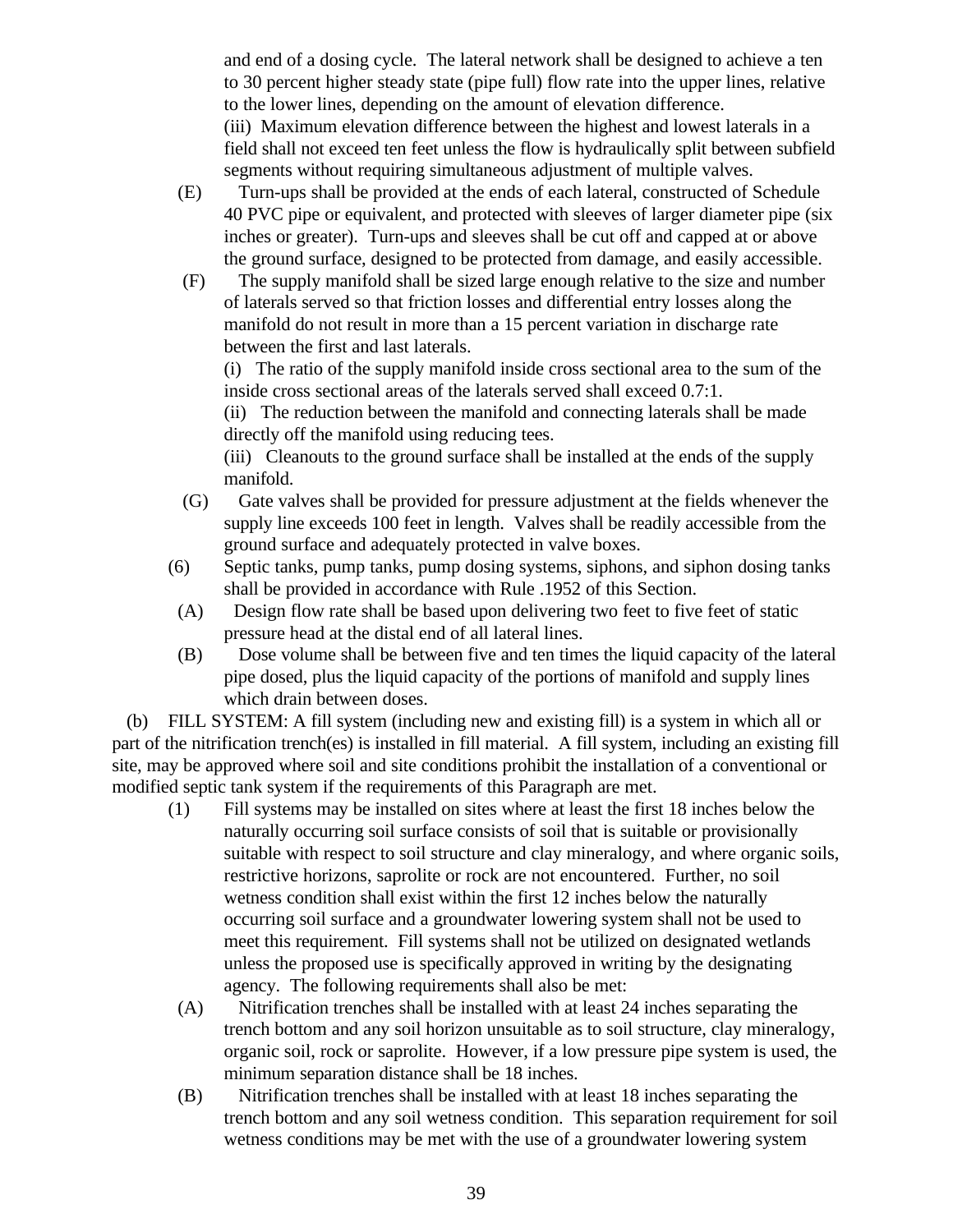and end of a dosing cycle. The lateral network shall be designed to achieve a ten to 30 percent higher steady state (pipe full) flow rate into the upper lines, relative to the lower lines, depending on the amount of elevation difference.

(iii) Maximum elevation difference between the highest and lowest laterals in a field shall not exceed ten feet unless the flow is hydraulically split between subfield segments without requiring simultaneous adjustment of multiple valves.

(E) Turn-ups shall be provided at the ends of each lateral, constructed of Schedule 40 PVC pipe or equivalent, and protected with sleeves of larger diameter pipe (six inches or greater). Turn-ups and sleeves shall be cut off and capped at or above the ground surface, designed to be protected from damage, and easily accessible.

(F) The supply manifold shall be sized large enough relative to the size and number of laterals served so that friction losses and differential entry losses along the manifold do not result in more than a 15 percent variation in discharge rate between the first and last laterals.

(i) The ratio of the supply manifold inside cross sectional area to the sum of the inside cross sectional areas of the laterals served shall exceed 0.7:1.

(ii) The reduction between the manifold and connecting laterals shall be made directly off the manifold using reducing tees.

(iii) Cleanouts to the ground surface shall be installed at the ends of the supply manifold.

(G) Gate valves shall be provided for pressure adjustment at the fields whenever the supply line exceeds 100 feet in length. Valves shall be readily accessible from the ground surface and adequately protected in valve boxes.

(6) Septic tanks, pump tanks, pump dosing systems, siphons, and siphon dosing tanks shall be provided in accordance with Rule .1952 of this Section.

(A) Design flow rate shall be based upon delivering two feet to five feet of static pressure head at the distal end of all lateral lines.

(B) Dose volume shall be between five and ten times the liquid capacity of the lateral pipe dosed, plus the liquid capacity of the portions of manifold and supply lines which drain between doses.

(b) FILL SYSTEM: A fill system (including new and existing fill) is a system in which all or part of the nitrification trench(es) is installed in fill material. A fill system, including an existing fill site, may be approved where soil and site conditions prohibit the installation of a conventional or modified septic tank system if the requirements of this Paragraph are met.

(1) Fill systems may be installed on sites where at least the first 18 inches below the naturally occurring soil surface consists of soil that is suitable or provisionally suitable with respect to soil structure and clay mineralogy, and where organic soils, restrictive horizons, saprolite or rock are not encountered. Further, no soil wetness condition shall exist within the first 12 inches below the naturally occurring soil surface and a groundwater lowering system shall not be used to meet this requirement. Fill systems shall not be utilized on designated wetlands unless the proposed use is specifically approved in writing by the designating agency. The following requirements shall also be met:

(A) Nitrification trenches shall be installed with at least 24 inches separating the trench bottom and any soil horizon unsuitable as to soil structure, clay mineralogy, organic soil, rock or saprolite. However, if a low pressure pipe system is used, the minimum separation distance shall be 18 inches.

(B) Nitrification trenches shall be installed with at least 18 inches separating the trench bottom and any soil wetness condition. This separation requirement for soil wetness conditions may be met with the use of a groundwater lowering system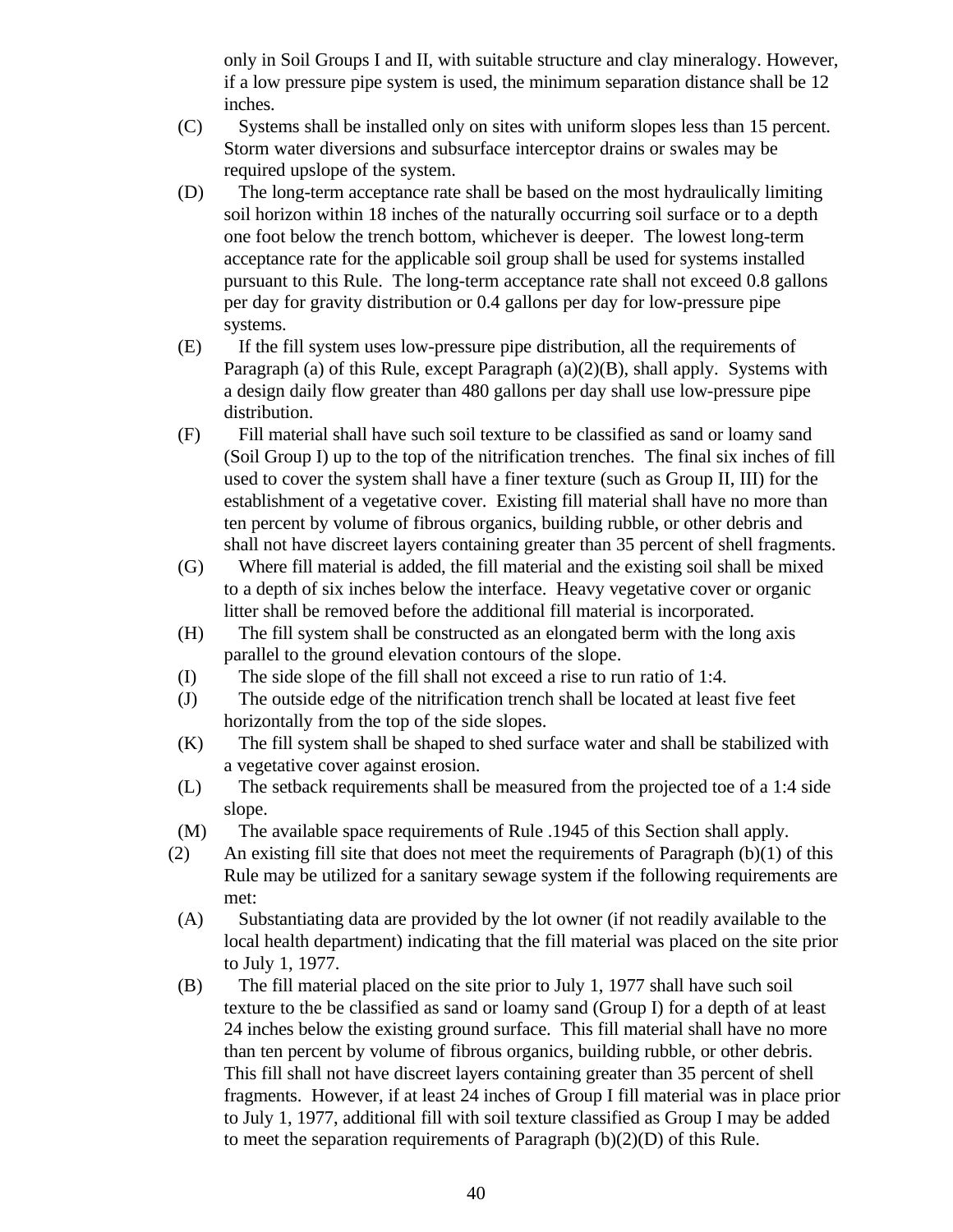only in Soil Groups I and II, with suitable structure and clay mineralogy. However, if a low pressure pipe system is used, the minimum separation distance shall be 12 inches.

(C) Systems shall be installed only on sites with uniform slopes less than 15 percent. Storm water diversions and subsurface interceptor drains or swales may be required upslope of the system.

(D) The long-term acceptance rate shall be based on the most hydraulically limiting soil horizon within 18 inches of the naturally occurring soil surface or to a depth one foot below the trench bottom, whichever is deeper. The lowest long-term acceptance rate for the applicable soil group shall be used for systems installed pursuant to this Rule. The long-term acceptance rate shall not exceed 0.8 gallons per day for gravity distribution or 0.4 gallons per day for low-pressure pipe systems.

(E) If the fill system uses low-pressure pipe distribution, all the requirements of Paragraph (a) of this Rule, except Paragraph (a)(2)(B), shall apply. Systems with a design daily flow greater than 480 gallons per day shall use low-pressure pipe distribution.

(F) Fill material shall have such soil texture to be classified as sand or loamy sand (Soil Group I) up to the top of the nitrification trenches. The final six inches of fill used to cover the system shall have a finer texture (such as Group II, III) for the establishment of a vegetative cover. Existing fill material shall have no more than ten percent by volume of fibrous organics, building rubble, or other debris and shall not have discreet layers containing greater than 35 percent of shell fragments.

(G) Where fill material is added, the fill material and the existing soil shall be mixed to a depth of six inches below the interface. Heavy vegetative cover or organic litter shall be removed before the additional fill material is incorporated.

(H) The fill system shall be constructed as an elongated berm with the long axis parallel to the ground elevation contours of the slope.

(I) The side slope of the fill shall not exceed a rise to run ratio of 1:4.

(J) The outside edge of the nitrification trench shall be located at least five feet horizontally from the top of the side slopes.

(K) The fill system shall be shaped to shed surface water and shall be stabilized with a vegetative cover against erosion.

(L) The setback requirements shall be measured from the projected toe of a 1:4 side slope.

(M) The available space requirements of Rule .1945 of this Section shall apply.

(2) An existing fill site that does not meet the requirements of Paragraph (b)(1) of this Rule may be utilized for a sanitary sewage system if the following requirements are met:

(A) Substantiating data are provided by the lot owner (if not readily available to the local health department) indicating that the fill material was placed on the site prior to July 1, 1977.

(B) The fill material placed on the site prior to July 1, 1977 shall have such soil texture to the be classified as sand or loamy sand (Group I) for a depth of at least 24 inches below the existing ground surface. This fill material shall have no more than ten percent by volume of fibrous organics, building rubble, or other debris. This fill shall not have discreet layers containing greater than 35 percent of shell fragments. However, if at least 24 inches of Group I fill material was in place prior to July 1, 1977, additional fill with soil texture classified as Group I may be added to meet the separation requirements of Paragraph (b)(2)(D) of this Rule.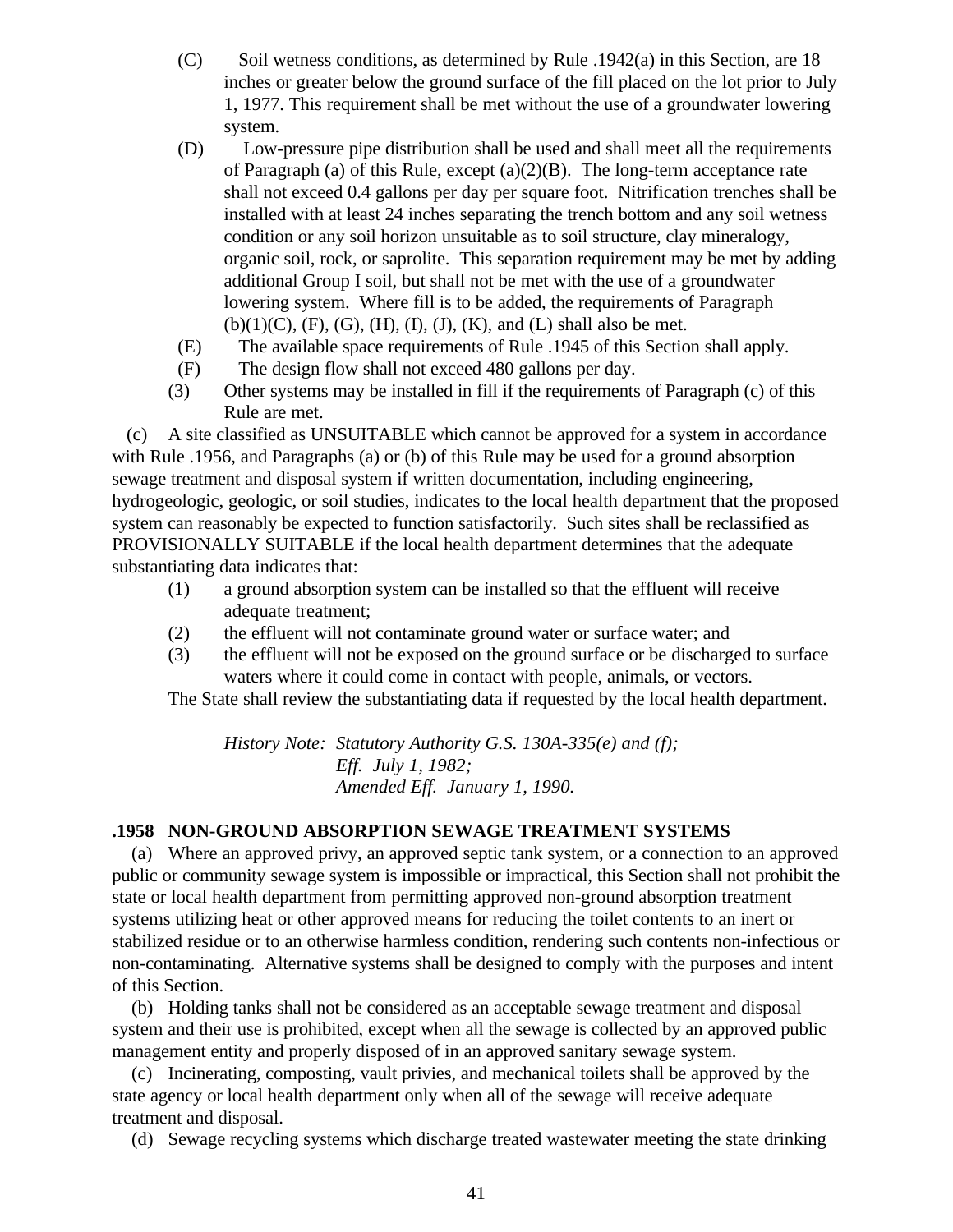(C) Soil wetness conditions, as determined by Rule .1942(a) in this Section, are 18 inches or greater below the ground surface of the fill placed on the lot prior to July 1, 1977. This requirement shall be met without the use of a groundwater lowering system.

(D) Low-pressure pipe distribution shall be used and shall meet all the requirements of Paragraph (a) of this Rule, except (a)(2)(B). The long-term acceptance rate shall not exceed 0.4 gallons per day per square foot. Nitrification trenches shall be installed with at least 24 inches separating the trench bottom and any soil wetness condition or any soil horizon unsuitable as to soil structure, clay mineralogy, organic soil, rock, or saprolite. This separation requirement may be met by adding additional Group I soil, but shall not be met with the use of a groundwater lowering system. Where fill is to be added, the requirements of Paragraph (b)(1)(C), (F), (G), (H), (I), (J), (K), and (L) shall also be met.

(E) The available space requirements of Rule .1945 of this Section shall apply.

(F) The design flow shall not exceed 480 gallons per day.

(3) Other systems may be installed in fill if the requirements of Paragraph (c) of this Rule are met.

(c) A site classified as UNSUITABLE which cannot be approved for a system in accordance with Rule .1956, and Paragraphs (a) or (b) of this Rule may be used for a ground absorption sewage treatment and disposal system if written documentation, including engineering, hydrogeologic, geologic, or soil studies, indicates to the local health department that the proposed system can reasonably be expected to function satisfactorily. Such sites shall be reclassified as PROVISIONALLY SUITABLE if the local health department determines that the adequate substantiating data indicates that:

(1) a ground absorption system can be installed so that the effluent will receive adequate treatment;

(2) the effluent will not contaminate ground water or surface water; and

(3) the effluent will not be exposed on the ground surface or be discharged to surface waters where it could come in contact with people, animals, or vectors.

The State shall review the substantiating data if requested by the local health department.

*History Note: Statutory Authority G.S. 130A-335(e) and (f);*
*Eff. July 1, 1982;*
*Amended Eff. January 1, 1990.*

**.1958 NON-GROUND ABSORPTION SEWAGE TREATMENT SYSTEMS**

(a) Where an approved privy, an approved septic tank system, or a connection to an approved public or community sewage system is impossible or impractical, this Section shall not prohibit the state or local health department from permitting approved non-ground absorption treatment systems utilizing heat or other approved means for reducing the toilet contents to an inert or stabilized residue or to an otherwise harmless condition, rendering such contents non-infectious or non-contaminating. Alternative systems shall be designed to comply with the purposes and intent of this Section.

(b) Holding tanks shall not be considered as an acceptable sewage treatment and disposal system and their use is prohibited, except when all the sewage is collected by an approved public management entity and properly disposed of in an approved sanitary sewage system.

(c) Incinerating, composting, vault privies, and mechanical toilets shall be approved by the state agency or local health department only when all of the sewage will receive adequate treatment and disposal.

(d) Sewage recycling systems which discharge treated wastewater meeting the state drinking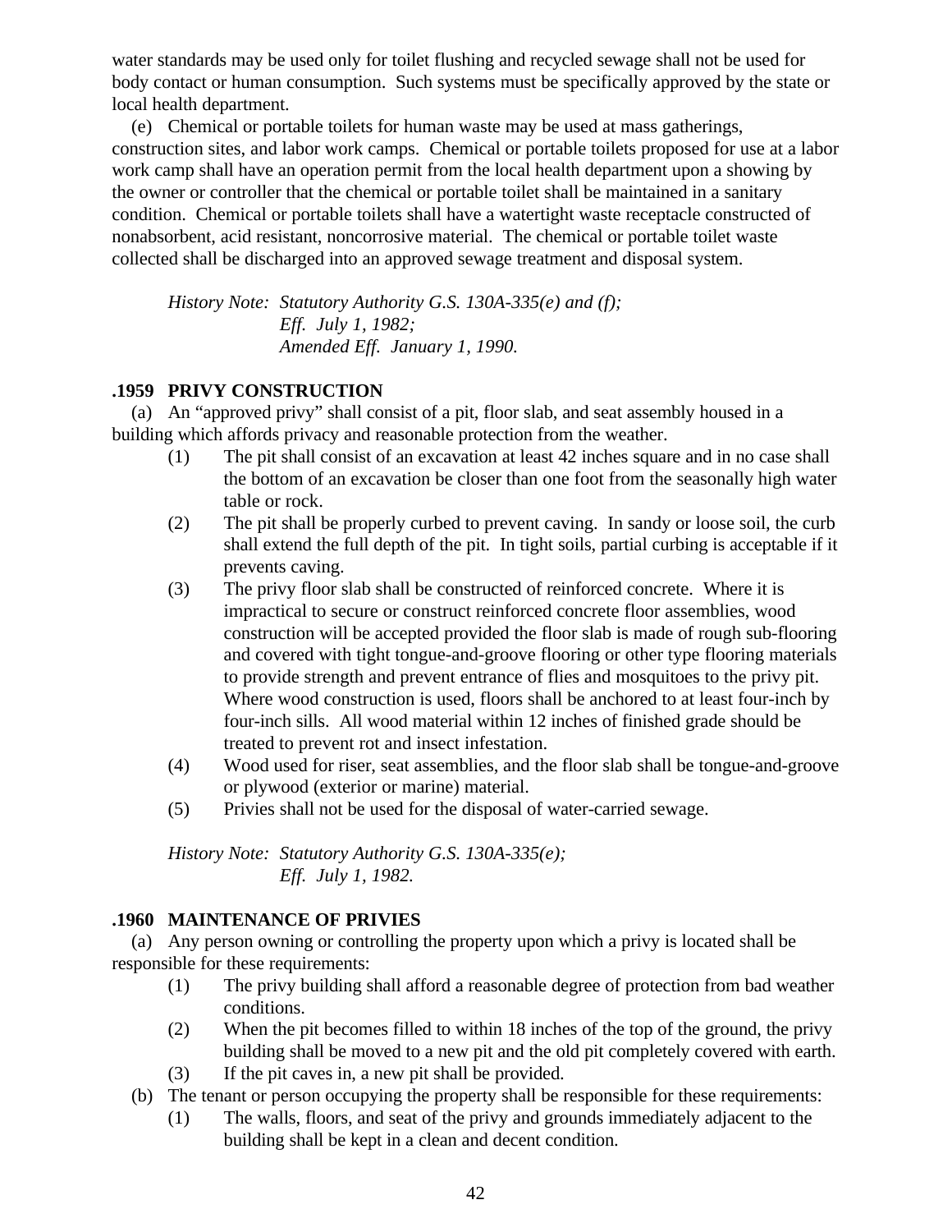water standards may be used only for toilet flushing and recycled sewage shall not be used for body contact or human consumption. Such systems must be specifically approved by the state or local health department.

(e) Chemical or portable toilets for human waste may be used at mass gatherings, construction sites, and labor work camps. Chemical or portable toilets proposed for use at a labor work camp shall have an operation permit from the local health department upon a showing by the owner or controller that the chemical or portable toilet shall be maintained in a sanitary condition. Chemical or portable toilets shall have a watertight waste receptacle constructed of nonabsorbent, acid resistant, noncorrosive material. The chemical or portable toilet waste collected shall be discharged into an approved sewage treatment and disposal system.

*History Note: Statutory Authority G.S. 130A-335(e) and (f);*
*Eff. July 1, 1982;*
*Amended Eff. January 1, 1990.*

### .1959 PRIVY CONSTRUCTION

(a) An "approved privy" shall consist of a pit, floor slab, and seat assembly housed in a building which affords privacy and reasonable protection from the weather.

(1) The pit shall consist of an excavation at least 42 inches square and in no case shall the bottom of an excavation be closer than one foot from the seasonally high water table or rock.

(2) The pit shall be properly curbed to prevent caving. In sandy or loose soil, the curb shall extend the full depth of the pit. In tight soils, partial curbing is acceptable if it prevents caving.

(3) The privy floor slab shall be constructed of reinforced concrete. Where it is impractical to secure or construct reinforced concrete floor assemblies, wood construction will be accepted provided the floor slab is made of rough sub-flooring and covered with tight tongue-and-groove flooring or other type flooring materials to provide strength and prevent entrance of flies and mosquitoes to the privy pit. Where wood construction is used, floors shall be anchored to at least four-inch by four-inch sills. All wood material within 12 inches of finished grade should be treated to prevent rot and insect infestation.

(4) Wood used for riser, seat assemblies, and the floor slab shall be tongue-and-groove or plywood (exterior or marine) material.

(5) Privies shall not be used for the disposal of water-carried sewage.

*History Note: Statutory Authority G.S. 130A-335(e);*
*Eff. July 1, 1982.*

### .1960 MAINTENANCE OF PRIVIES

(a) Any person owning or controlling the property upon which a privy is located shall be responsible for these requirements:

(1) The privy building shall afford a reasonable degree of protection from bad weather conditions.

(2) When the pit becomes filled to within 18 inches of the top of the ground, the privy building shall be moved to a new pit and the old pit completely covered with earth.

(3) If the pit caves in, a new pit shall be provided.

(b) The tenant or person occupying the property shall be responsible for these requirements:

(1) The walls, floors, and seat of the privy and grounds immediately adjacent to the building shall be kept in a clean and decent condition.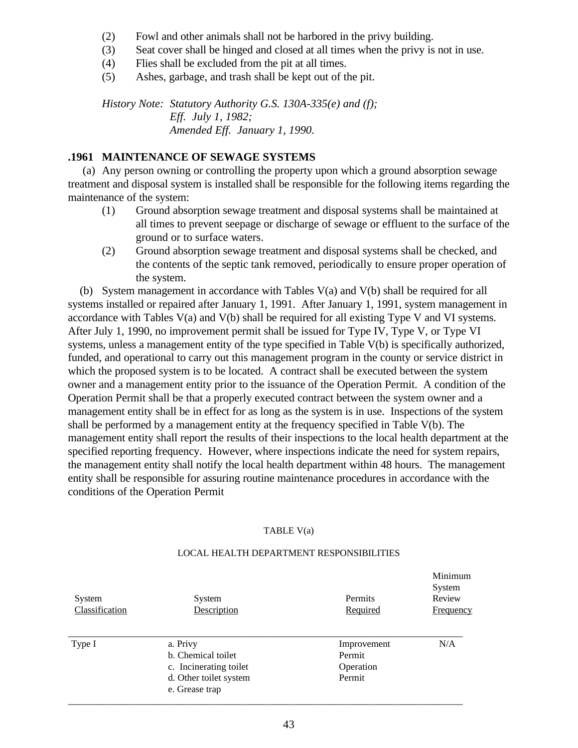(2) Fowl and other animals shall not be harbored in the privy building.
(3) Seat cover shall be hinged and closed at all times when the privy is not in use.
(4) Flies shall be excluded from the pit at all times.
(5) Ashes, garbage, and trash shall be kept out of the pit.

*History Note: Statutory Authority G.S. 130A-335(e) and (f);*
*Eff. July 1, 1982;*
*Amended Eff. January 1, 1990.*

### .1961 MAINTENANCE OF SEWAGE SYSTEMS

(a) Any person owning or controlling the property upon which a ground absorption sewage treatment and disposal system is installed shall be responsible for the following items regarding the maintenance of the system:

(1) Ground absorption sewage treatment and disposal systems shall be maintained at all times to prevent seepage or discharge of sewage or effluent to the surface of the ground or to surface waters.
(2) Ground absorption sewage treatment and disposal systems shall be checked, and the contents of the septic tank removed, periodically to ensure proper operation of the system.

(b) System management in accordance with Tables V(a) and V(b) shall be required for all systems installed or repaired after January 1, 1991. After January 1, 1991, system management in accordance with Tables V(a) and V(b) shall be required for all existing Type V and VI systems. After July 1, 1990, no improvement permit shall be issued for Type IV, Type V, or Type VI systems, unless a management entity of the type specified in Table V(b) is specifically authorized, funded, and operational to carry out this management program in the county or service district in which the proposed system is to be located. A contract shall be executed between the system owner and a management entity prior to the issuance of the Operation Permit. A condition of the Operation Permit shall be that a properly executed contract between the system owner and a management entity shall be in effect for as long as the system is in use. Inspections of the system shall be performed by a management entity at the frequency specified in Table V(b). The management entity shall report the results of their inspections to the local health department at the specified reporting frequency. However, where inspections indicate the need for system repairs, the management entity shall notify the local health department within 48 hours. The management entity shall be responsible for assuring routine maintenance procedures in accordance with the conditions of the Operation Permit

TABLE V(a)

LOCAL HEALTH DEPARTMENT RESPONSIBILITIES

| System Classification | System Description | Permits Required | Minimum System Review Frequency |
|---|---|---|---|
| Type I | a. Privy<br>b. Chemical toilet<br>c. Incinerating toilet<br>d. Other toilet system<br>e. Grease trap | Improvement Permit<br>Operation Permit | N/A |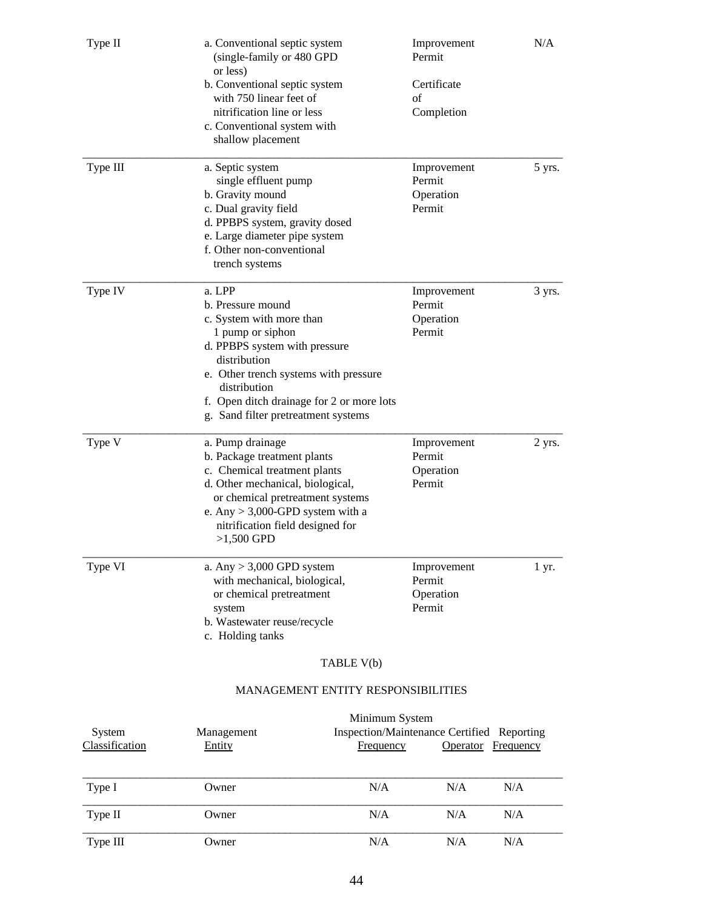| | | | |
|---|---|---|---|
| Type II | a. Conventional septic system (single-family or 480 GPD or less)<br>b. Conventional septic system with 750 linear feet of nitrification line or less<br>c. Conventional system with shallow placement | Improvement Permit<br><br>Certificate of Completion | N/A |
| Type III | a. Septic system single effluent pump<br>b. Gravity mound<br>c. Dual gravity field<br>d. PPBPS system, gravity dosed<br>e. Large diameter pipe system<br>f. Other non-conventional trench systems | Improvement Permit<br>Operation Permit | 5 yrs. |
| Type IV | a. LPP<br>b. Pressure mound<br>c. System with more than 1 pump or siphon<br>d. PPBPS system with pressure distribution<br>e. Other trench systems with pressure distribution<br>f. Open ditch drainage for 2 or more lots<br>g. Sand filter pretreatment systems | Improvement Permit<br>Operation Permit | 3 yrs. |
| Type V | a. Pump drainage<br>b. Package treatment plants<br>c. Chemical treatment plants<br>d. Other mechanical, biological, or chemical pretreatment systems<br>e. Any > 3,000-GPD system with a nitrification field designed for >1,500 GPD | Improvement Permit<br>Operation Permit | 2 yrs. |
| Type VI | a. Any > 3,000 GPD system with mechanical, biological, or chemical pretreatment system<br>b. Wastewater reuse/recycle<br>c. Holding tanks | Improvement Permit<br>Operation Permit | 1 yr. |

TABLE V(b)

MANAGEMENT ENTITY RESPONSIBILITIES

| System Classification | Management Entity | Minimum System Inspection/Maintenance Frequency | Certified Operator | Reporting Frequency |
|---|---|---|---|---|
| Type I | Owner | N/A | N/A | N/A |
| Type II | Owner | N/A | N/A | N/A |
| Type III | Owner | N/A | N/A | N/A |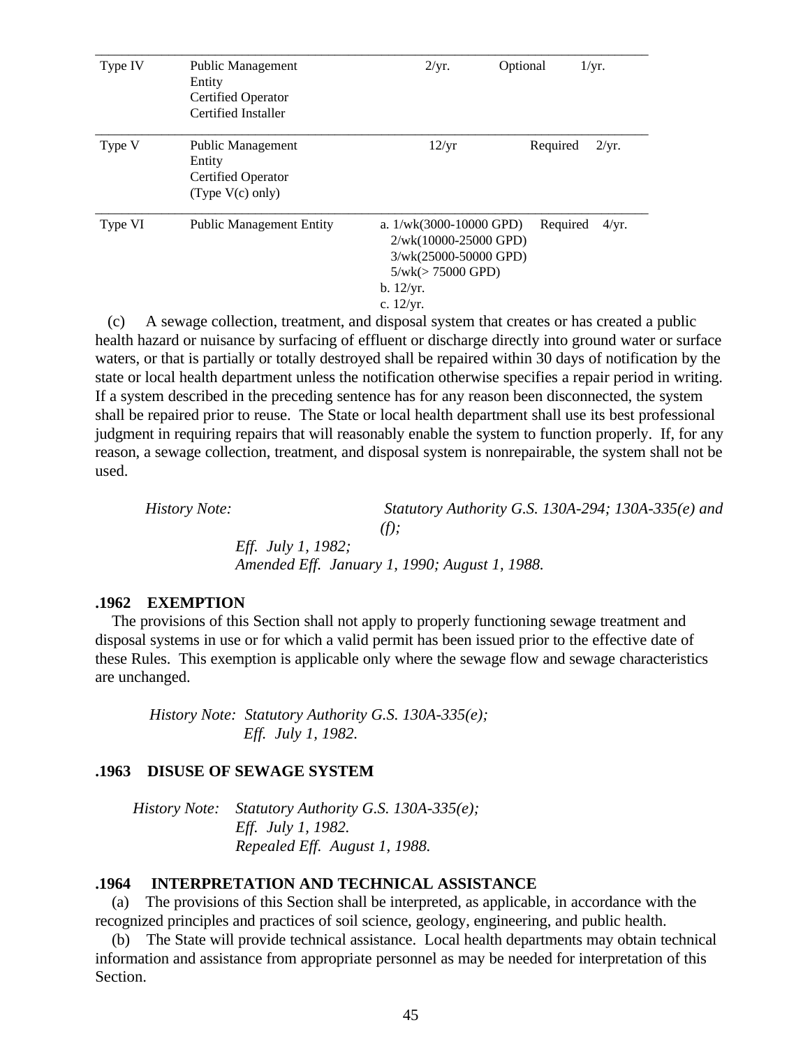| | | | | |
|---|---|---|---|---|
| Type IV | Public Management Entity<br>Certified Operator<br>Certified Installer | 2/yr. | Optional | 1/yr. |
| Type V | Public Management Entity<br>Certified Operator<br>(Type V(c) only) | 12/yr | Required | 2/yr. |
| Type VI | Public Management Entity | a. 1/wk(3000-10000 GPD)<br>2/wk(10000-25000 GPD)<br>3/wk(25000-50000 GPD)<br>5/wk(> 75000 GPD)<br>b. 12/yr.<br>c. 12/yr. | Required | 4/yr. |

(c) A sewage collection, treatment, and disposal system that creates or has created a public health hazard or nuisance by surfacing of effluent or discharge directly into ground water or surface waters, or that is partially or totally destroyed shall be repaired within 30 days of notification by the state or local health department unless the notification otherwise specifies a repair period in writing. If a system described in the preceding sentence has for any reason been disconnected, the system shall be repaired prior to reuse. The State or local health department shall use its best professional judgment in requiring repairs that will reasonably enable the system to function properly. If, for any reason, a sewage collection, treatment, and disposal system is nonrepairable, the system shall not be used.

*History Note: Statutory Authority G.S. 130A-294; 130A-335(e) and (f);*
*Eff. July 1, 1982;*
*Amended Eff. January 1, 1990; August 1, 1988.*

**.1962 EXEMPTION**

The provisions of this Section shall not apply to properly functioning sewage treatment and disposal systems in use or for which a valid permit has been issued prior to the effective date of these Rules. This exemption is applicable only where the sewage flow and sewage characteristics are unchanged.

*History Note: Statutory Authority G.S. 130A-335(e);*
*Eff. July 1, 1982.*

**.1963 DISUSE OF SEWAGE SYSTEM**

*History Note: Statutory Authority G.S. 130A-335(e);*
*Eff. July 1, 1982.*
*Repealed Eff. August 1, 1988.*

**.1964 INTERPRETATION AND TECHNICAL ASSISTANCE**

(a) The provisions of this Section shall be interpreted, as applicable, in accordance with the recognized principles and practices of soil science, geology, engineering, and public health.

(b) The State will provide technical assistance. Local health departments may obtain technical information and assistance from appropriate personnel as may be needed for interpretation of this Section.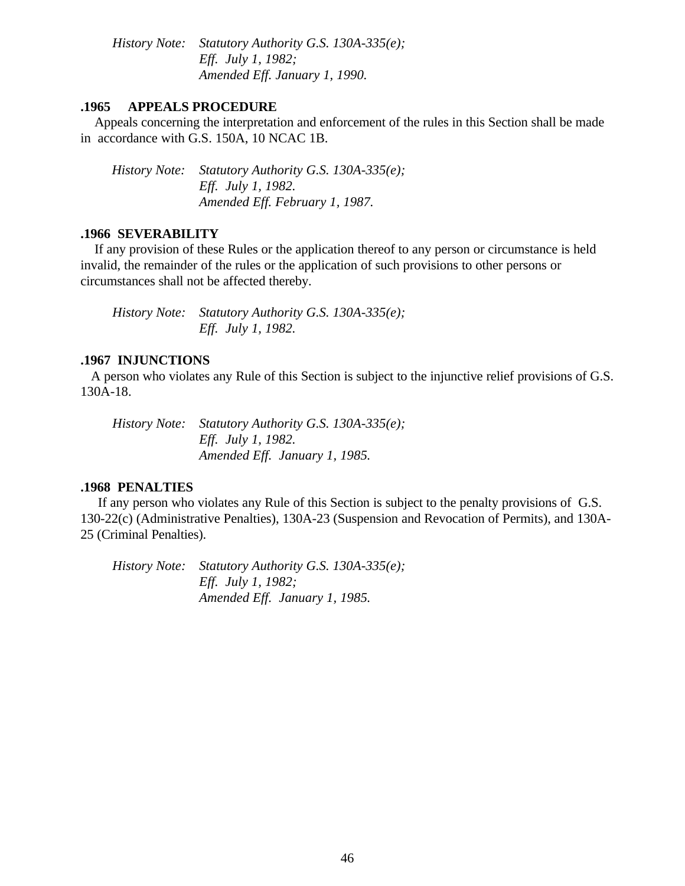*History Note: Statutory Authority G.S. 130A-335(e);*
*Eff. July 1, 1982;*
*Amended Eff. January 1, 1990.*

**.1965 APPEALS PROCEDURE**

Appeals concerning the interpretation and enforcement of the rules in this Section shall be made in accordance with G.S. 150A, 10 NCAC 1B.

*History Note: Statutory Authority G.S. 130A-335(e);*
*Eff. July 1, 1982.*
*Amended Eff. February 1, 1987.*

**.1966 SEVERABILITY**

If any provision of these Rules or the application thereof to any person or circumstance is held invalid, the remainder of the rules or the application of such provisions to other persons or circumstances shall not be affected thereby.

*History Note: Statutory Authority G.S. 130A-335(e);*
*Eff. July 1, 1982.*

**.1967 INJUNCTIONS**

A person who violates any Rule of this Section is subject to the injunctive relief provisions of G.S. 130A-18.

*History Note: Statutory Authority G.S. 130A-335(e);*
*Eff. July 1, 1982.*
*Amended Eff. January 1, 1985.*

**.1968 PENALTIES**

If any person who violates any Rule of this Section is subject to the penalty provisions of G.S. 130-22(c) (Administrative Penalties), 130A-23 (Suspension and Revocation of Permits), and 130A-25 (Criminal Penalties).

*History Note: Statutory Authority G.S. 130A-335(e);*
*Eff. July 1, 1982;*
*Amended Eff. January 1, 1985.*